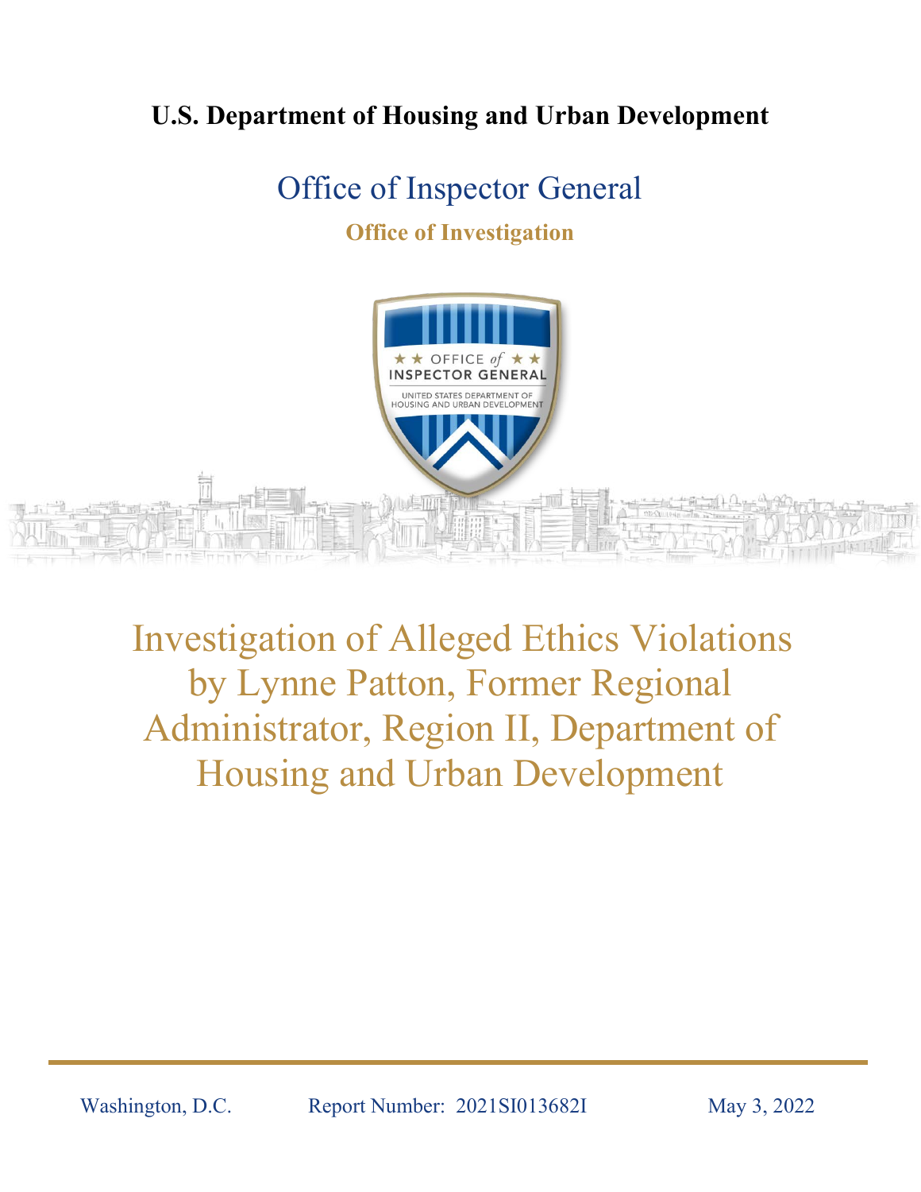**U.S. Department of Housing and Urban Development**

## Office of Inspector General

**Office of Investigation**

# Investigation of Alleged Ethics Violations by Lynne Patton, Former Regional Administrator, Region II, Department of Housing and Urban Development

Washington, D.C. Report Number: 2021SI013682I May 3, 2022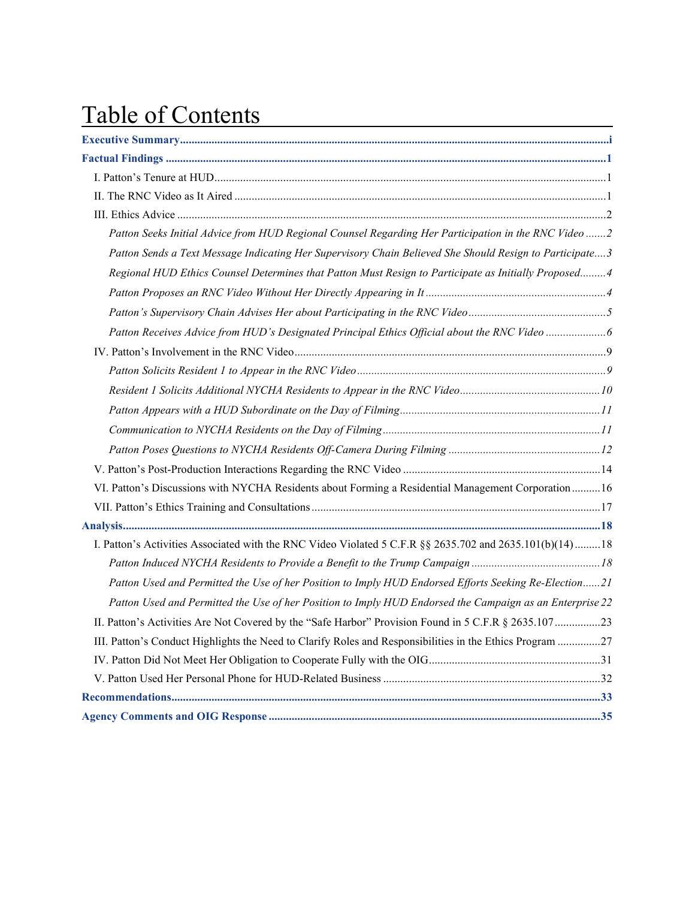# Table of Contents

**Executive Summary** ..... i

**Factual Findings** ..... 1

I. Patton's Tenure at HUD ..... 1

II. The RNC Video as It Aired ..... 1

III. Ethics Advice ..... 2

*Patton Seeks Initial Advice from HUD Regional Counsel Regarding Her Participation in the RNC Video* ..... 2

*Patton Sends a Text Message Indicating Her Supervisory Chain Believed She Should Resign to Participate* ..... 3

*Regional HUD Ethics Counsel Determines that Patton Must Resign to Participate as Initially Proposed* ..... 4

*Patton Proposes an RNC Video Without Her Directly Appearing in It* ..... 4

*Patton's Supervisory Chain Advises Her about Participating in the RNC Video* ..... 5

*Patton Receives Advice from HUD's Designated Principal Ethics Official about the RNC Video* ..... 6

IV. Patton's Involvement in the RNC Video ..... 9

*Patton Solicits Resident 1 to Appear in the RNC Video* ..... 9

*Resident 1 Solicits Additional NYCHA Residents to Appear in the RNC Video* ..... 10

*Patton Appears with a HUD Subordinate on the Day of Filming* ..... 11

*Communication to NYCHA Residents on the Day of Filming* ..... 11

*Patton Poses Questions to NYCHA Residents Off-Camera During Filming* ..... 12

V. Patton's Post-Production Interactions Regarding the RNC Video ..... 14

VI. Patton's Discussions with NYCHA Residents about Forming a Residential Management Corporation ..... 16

VII. Patton's Ethics Training and Consultations ..... 17

**Analysis** ..... 18

I. Patton's Activities Associated with the RNC Video Violated 5 C.F.R §§ 2635.702 and 2635.101(b)(14) ..... 18

*Patton Induced NYCHA Residents to Provide a Benefit to the Trump Campaign* ..... 18

*Patton Used and Permitted the Use of her Position to Imply HUD Endorsed Efforts Seeking Re-Election* ..... 21

*Patton Used and Permitted the Use of her Position to Imply HUD Endorsed the Campaign as an Enterprise* 22

II. Patton's Activities Are Not Covered by the "Safe Harbor" Provision Found in 5 C.F.R § 2635.107 ..... 23

III. Patton's Conduct Highlights the Need to Clarify Roles and Responsibilities in the Ethics Program ..... 27

IV. Patton Did Not Meet Her Obligation to Cooperate Fully with the OIG ..... 31

V. Patton Used Her Personal Phone for HUD-Related Business ..... 32

**Recommendations** ..... 33

**Agency Comments and OIG Response** ..... 35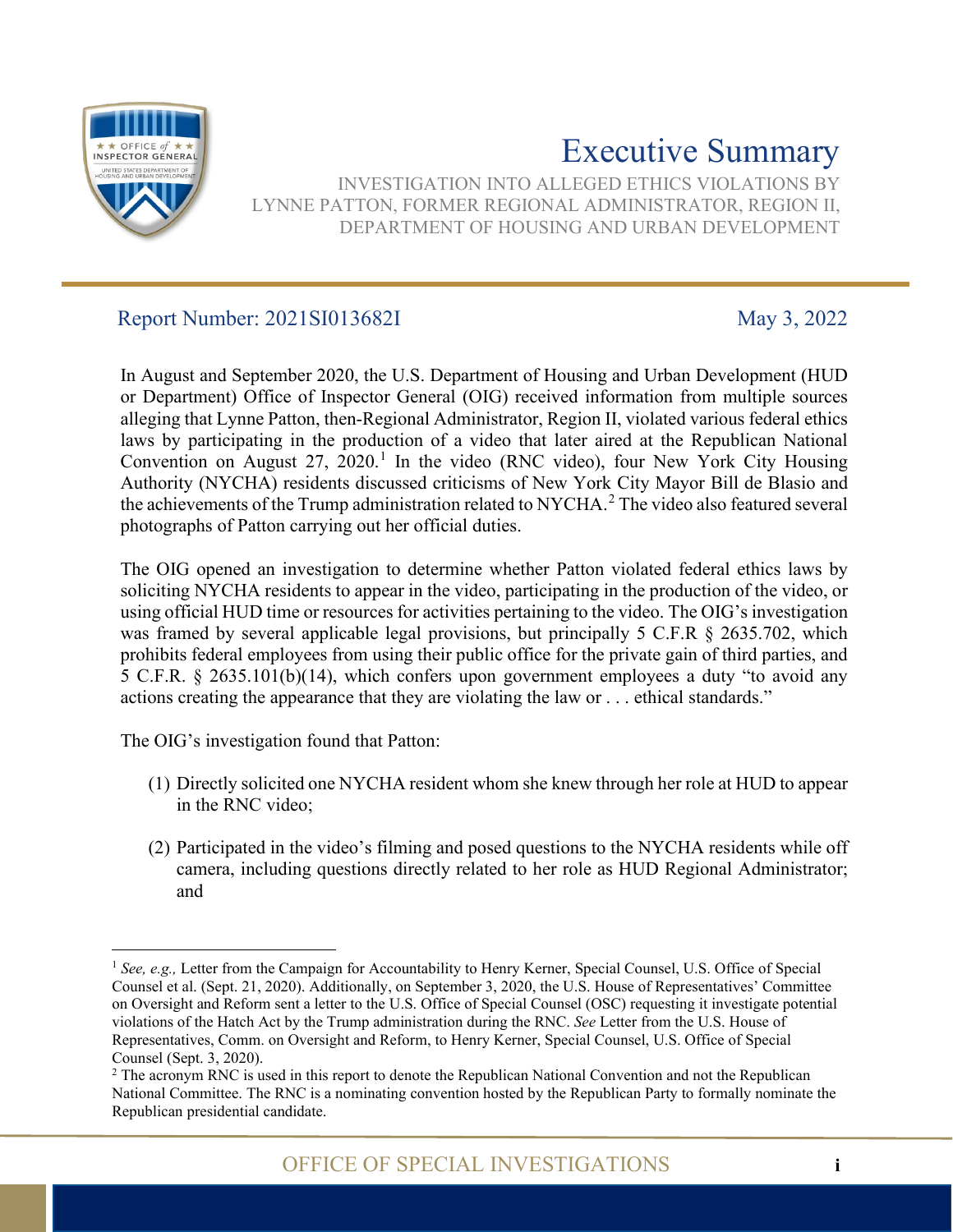# Executive Summary

INVESTIGATION INTO ALLEGED ETHICS VIOLATIONS BY LYNNE PATTON, FORMER REGIONAL ADMINISTRATOR, REGION II, DEPARTMENT OF HOUSING AND URBAN DEVELOPMENT

Report Number: 2021SI013682I

May 3, 2022

In August and September 2020, the U.S. Department of Housing and Urban Development (HUD or Department) Office of Inspector General (OIG) received information from multiple sources alleging that Lynne Patton, then-Regional Administrator, Region II, violated various federal ethics laws by participating in the production of a video that later aired at the Republican National Convention on August 27, 2020.[1] In the video (RNC video), four New York City Housing Authority (NYCHA) residents discussed criticisms of New York City Mayor Bill de Blasio and the achievements of the Trump administration related to NYCHA.[2] The video also featured several photographs of Patton carrying out her official duties.

The OIG opened an investigation to determine whether Patton violated federal ethics laws by soliciting NYCHA residents to appear in the video, participating in the production of the video, or using official HUD time or resources for activities pertaining to the video. The OIG's investigation was framed by several applicable legal provisions, but principally 5 C.F.R § 2635.702, which prohibits federal employees from using their public office for the private gain of third parties, and 5 C.F.R. § 2635.101(b)(14), which confers upon government employees a duty "to avoid any actions creating the appearance that they are violating the law or . . . ethical standards."

The OIG's investigation found that Patton:

(1) Directly solicited one NYCHA resident whom she knew through her role at HUD to appear in the RNC video;

(2) Participated in the video's filming and posed questions to the NYCHA residents while off camera, including questions directly related to her role as HUD Regional Administrator; and

---

[1] *See, e.g.,* Letter from the Campaign for Accountability to Henry Kerner, Special Counsel, U.S. Office of Special Counsel et al. (Sept. 21, 2020). Additionally, on September 3, 2020, the U.S. House of Representatives' Committee on Oversight and Reform sent a letter to the U.S. Office of Special Counsel (OSC) requesting it investigate potential violations of the Hatch Act by the Trump administration during the RNC. *See* Letter from the U.S. House of Representatives, Comm. on Oversight and Reform, to Henry Kerner, Special Counsel, U.S. Office of Special Counsel (Sept. 3, 2020).

[2] The acronym RNC is used in this report to denote the Republican National Convention and not the Republican National Committee. The RNC is a nominating convention hosted by the Republican Party to formally nominate the Republican presidential candidate.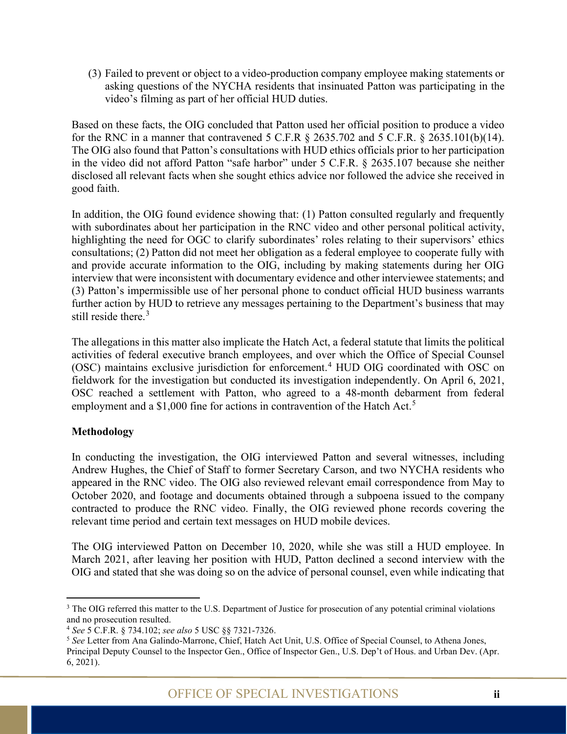(3) Failed to prevent or object to a video-production company employee making statements or asking questions of the NYCHA residents that insinuated Patton was participating in the video's filming as part of her official HUD duties.

Based on these facts, the OIG concluded that Patton used her official position to produce a video for the RNC in a manner that contravened 5 C.F.R § 2635.702 and 5 C.F.R. § 2635.101(b)(14). The OIG also found that Patton's consultations with HUD ethics officials prior to her participation in the video did not afford Patton "safe harbor" under 5 C.F.R. § 2635.107 because she neither disclosed all relevant facts when she sought ethics advice nor followed the advice she received in good faith.

In addition, the OIG found evidence showing that: (1) Patton consulted regularly and frequently with subordinates about her participation in the RNC video and other personal political activity, highlighting the need for OGC to clarify subordinates' roles relating to their supervisors' ethics consultations; (2) Patton did not meet her obligation as a federal employee to cooperate fully with and provide accurate information to the OIG, including by making statements during her OIG interview that were inconsistent with documentary evidence and other interviewee statements; and (3) Patton's impermissible use of her personal phone to conduct official HUD business warrants further action by HUD to retrieve any messages pertaining to the Department's business that may still reside there.[3]

The allegations in this matter also implicate the Hatch Act, a federal statute that limits the political activities of federal executive branch employees, and over which the Office of Special Counsel (OSC) maintains exclusive jurisdiction for enforcement.[4] HUD OIG coordinated with OSC on fieldwork for the investigation but conducted its investigation independently. On April 6, 2021, OSC reached a settlement with Patton, who agreed to a 48-month debarment from federal employment and a $1,000 fine for actions in contravention of the Hatch Act.[5]

**Methodology**

In conducting the investigation, the OIG interviewed Patton and several witnesses, including Andrew Hughes, the Chief of Staff to former Secretary Carson, and two NYCHA residents who appeared in the RNC video. The OIG also reviewed relevant email correspondence from May to October 2020, and footage and documents obtained through a subpoena issued to the company contracted to produce the RNC video. Finally, the OIG reviewed phone records covering the relevant time period and certain text messages on HUD mobile devices.

The OIG interviewed Patton on December 10, 2020, while she was still a HUD employee. In March 2021, after leaving her position with HUD, Patton declined a second interview with the OIG and stated that she was doing so on the advice of personal counsel, even while indicating that

---

[3] The OIG referred this matter to the U.S. Department of Justice for prosecution of any potential criminal violations and no prosecution resulted.

[4] *See* 5 C.F.R. § 734.102; *see also* 5 USC §§ 7321-7326.

[5] *See* Letter from Ana Galindo-Marrone, Chief, Hatch Act Unit, U.S. Office of Special Counsel, to Athena Jones, Principal Deputy Counsel to the Inspector Gen., Office of Inspector Gen., U.S. Dep't of Hous. and Urban Dev. (Apr. 6, 2021).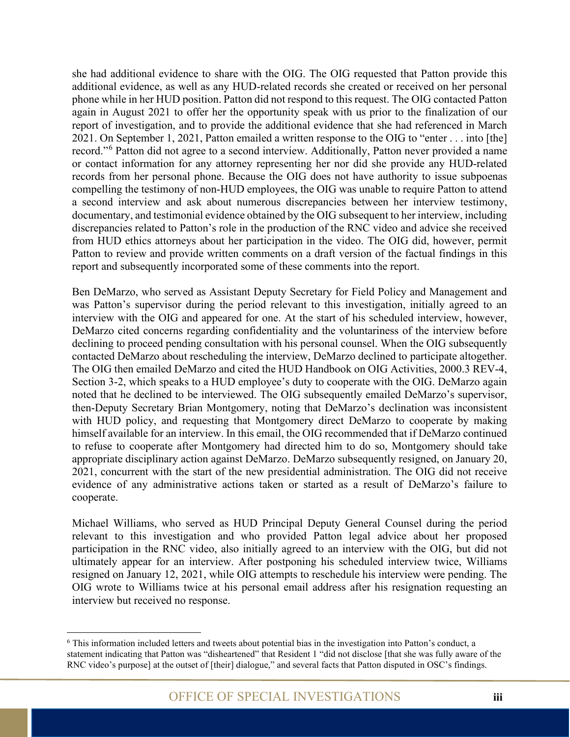she had additional evidence to share with the OIG. The OIG requested that Patton provide this additional evidence, as well as any HUD-related records she created or received on her personal phone while in her HUD position. Patton did not respond to this request. The OIG contacted Patton again in August 2021 to offer her the opportunity speak with us prior to the finalization of our report of investigation, and to provide the additional evidence that she had referenced in March 2021. On September 1, 2021, Patton emailed a written response to the OIG to "enter . . . into [the] record."[6] Patton did not agree to a second interview. Additionally, Patton never provided a name or contact information for any attorney representing her nor did she provide any HUD-related records from her personal phone. Because the OIG does not have authority to issue subpoenas compelling the testimony of non-HUD employees, the OIG was unable to require Patton to attend a second interview and ask about numerous discrepancies between her interview testimony, documentary, and testimonial evidence obtained by the OIG subsequent to her interview, including discrepancies related to Patton's role in the production of the RNC video and advice she received from HUD ethics attorneys about her participation in the video. The OIG did, however, permit Patton to review and provide written comments on a draft version of the factual findings in this report and subsequently incorporated some of these comments into the report.

Ben DeMarzo, who served as Assistant Deputy Secretary for Field Policy and Management and was Patton's supervisor during the period relevant to this investigation, initially agreed to an interview with the OIG and appeared for one. At the start of his scheduled interview, however, DeMarzo cited concerns regarding confidentiality and the voluntariness of the interview before declining to proceed pending consultation with his personal counsel. When the OIG subsequently contacted DeMarzo about rescheduling the interview, DeMarzo declined to participate altogether. The OIG then emailed DeMarzo and cited the HUD Handbook on OIG Activities, 2000.3 REV-4, Section 3-2, which speaks to a HUD employee's duty to cooperate with the OIG. DeMarzo again noted that he declined to be interviewed. The OIG subsequently emailed DeMarzo's supervisor, then-Deputy Secretary Brian Montgomery, noting that DeMarzo's declination was inconsistent with HUD policy, and requesting that Montgomery direct DeMarzo to cooperate by making himself available for an interview. In this email, the OIG recommended that if DeMarzo continued to refuse to cooperate after Montgomery had directed him to do so, Montgomery should take appropriate disciplinary action against DeMarzo. DeMarzo subsequently resigned, on January 20, 2021, concurrent with the start of the new presidential administration. The OIG did not receive evidence of any administrative actions taken or started as a result of DeMarzo's failure to cooperate.

Michael Williams, who served as HUD Principal Deputy General Counsel during the period relevant to this investigation and who provided Patton legal advice about her proposed participation in the RNC video, also initially agreed to an interview with the OIG, but did not ultimately appear for an interview. After postponing his scheduled interview twice, Williams resigned on January 12, 2021, while OIG attempts to reschedule his interview were pending. The OIG wrote to Williams twice at his personal email address after his resignation requesting an interview but received no response.

---

[6] This information included letters and tweets about potential bias in the investigation into Patton's conduct, a statement indicating that Patton was "disheartened" that Resident 1 "did not disclose [that she was fully aware of the RNC video's purpose] at the outset of [their] dialogue," and several facts that Patton disputed in OSC's findings.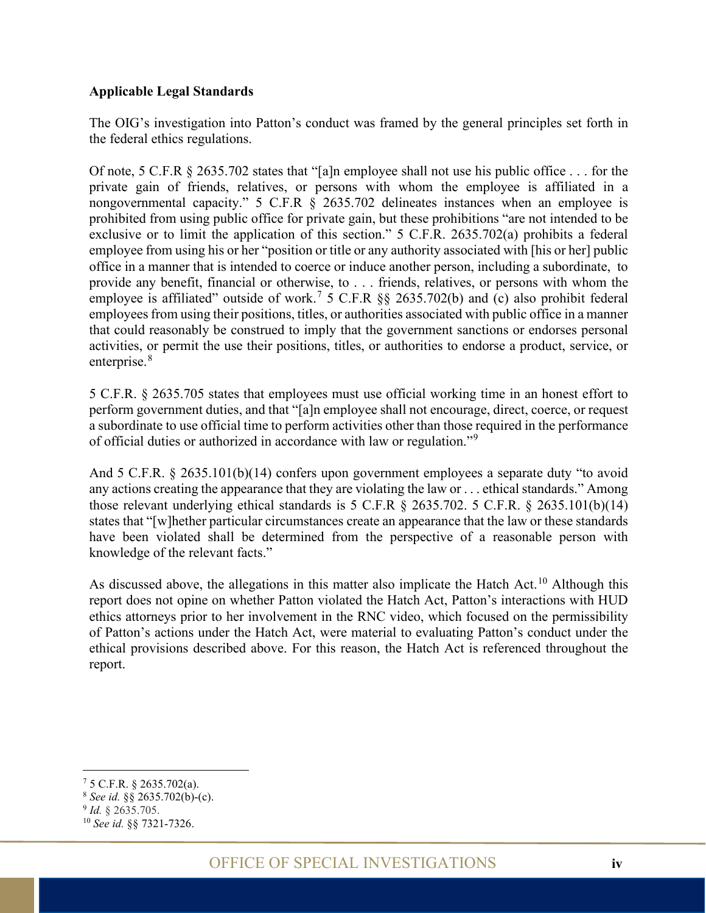**Applicable Legal Standards**

The OIG's investigation into Patton's conduct was framed by the general principles set forth in the federal ethics regulations.

Of note, 5 C.F.R § 2635.702 states that "[a]n employee shall not use his public office . . . for the private gain of friends, relatives, or persons with whom the employee is affiliated in a nongovernmental capacity." 5 C.F.R § 2635.702 delineates instances when an employee is prohibited from using public office for private gain, but these prohibitions "are not intended to be exclusive or to limit the application of this section." 5 C.F.R. 2635.702(a) prohibits a federal employee from using his or her "position or title or any authority associated with [his or her] public office in a manner that is intended to coerce or induce another person, including a subordinate, to provide any benefit, financial or otherwise, to . . . friends, relatives, or persons with whom the employee is affiliated" outside of work.[7] 5 C.F.R §§ 2635.702(b) and (c) also prohibit federal employees from using their positions, titles, or authorities associated with public office in a manner that could reasonably be construed to imply that the government sanctions or endorses personal activities, or permit the use their positions, titles, or authorities to endorse a product, service, or enterprise.[8]

5 C.F.R. § 2635.705 states that employees must use official working time in an honest effort to perform government duties, and that "[a]n employee shall not encourage, direct, coerce, or request a subordinate to use official time to perform activities other than those required in the performance of official duties or authorized in accordance with law or regulation."[9]

And 5 C.F.R. § 2635.101(b)(14) confers upon government employees a separate duty "to avoid any actions creating the appearance that they are violating the law or . . . ethical standards." Among those relevant underlying ethical standards is 5 C.F.R § 2635.702. 5 C.F.R. § 2635.101(b)(14) states that "[w]hether particular circumstances create an appearance that the law or these standards have been violated shall be determined from the perspective of a reasonable person with knowledge of the relevant facts."

As discussed above, the allegations in this matter also implicate the Hatch Act.[10] Although this report does not opine on whether Patton violated the Hatch Act, Patton's interactions with HUD ethics attorneys prior to her involvement in the RNC video, which focused on the permissibility of Patton's actions under the Hatch Act, were material to evaluating Patton's conduct under the ethical provisions described above. For this reason, the Hatch Act is referenced throughout the report.

---

[7] 5 C.F.R. § 2635.702(a).

[8] *See id.* §§ 2635.702(b)-(c).

[9] *Id.* § 2635.705.

[10] *See id.* §§ 7321-7326.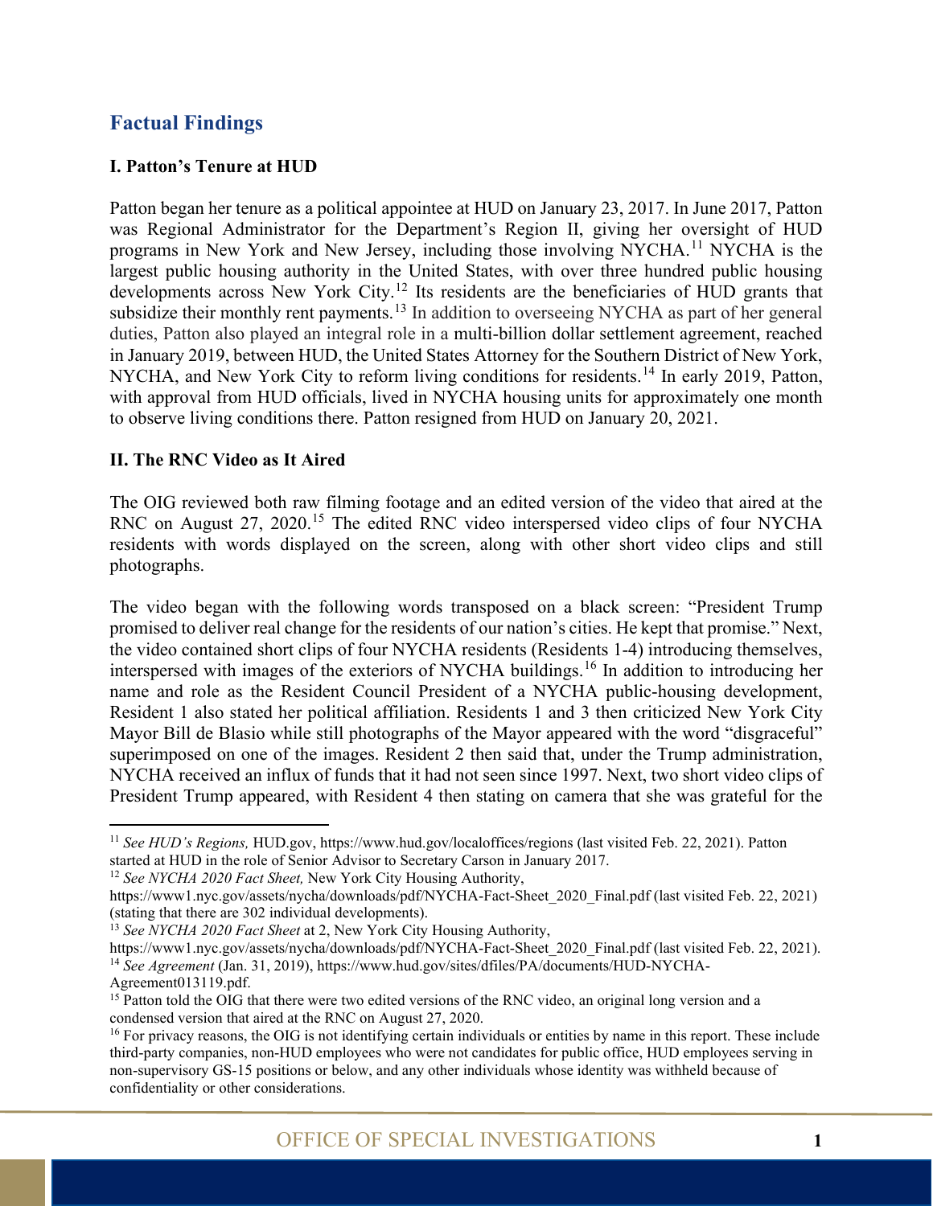## Factual Findings

### I. Patton's Tenure at HUD

Patton began her tenure as a political appointee at HUD on January 23, 2017. In June 2017, Patton was Regional Administrator for the Department's Region II, giving her oversight of HUD programs in New York and New Jersey, including those involving NYCHA.[11] NYCHA is the largest public housing authority in the United States, with over three hundred public housing developments across New York City.[12] Its residents are the beneficiaries of HUD grants that subsidize their monthly rent payments.[13] In addition to overseeing NYCHA as part of her general duties, Patton also played an integral role in a multi-billion dollar settlement agreement, reached in January 2019, between HUD, the United States Attorney for the Southern District of New York, NYCHA, and New York City to reform living conditions for residents.[14] In early 2019, Patton, with approval from HUD officials, lived in NYCHA housing units for approximately one month to observe living conditions there. Patton resigned from HUD on January 20, 2021.

### II. The RNC Video as It Aired

The OIG reviewed both raw filming footage and an edited version of the video that aired at the RNC on August 27, 2020.[15] The edited RNC video interspersed video clips of four NYCHA residents with words displayed on the screen, along with other short video clips and still photographs.

The video began with the following words transposed on a black screen: "President Trump promised to deliver real change for the residents of our nation's cities. He kept that promise." Next, the video contained short clips of four NYCHA residents (Residents 1-4) introducing themselves, interspersed with images of the exteriors of NYCHA buildings.[16] In addition to introducing her name and role as the Resident Council President of a NYCHA public-housing development, Resident 1 also stated her political affiliation. Residents 1 and 3 then criticized New York City Mayor Bill de Blasio while still photographs of the Mayor appeared with the word "disgraceful" superimposed on one of the images. Resident 2 then said that, under the Trump administration, NYCHA received an influx of funds that it had not seen since 1997. Next, two short video clips of President Trump appeared, with Resident 4 then stating on camera that she was grateful for the

---

[11] *See HUD's Regions,* HUD.gov, https://www.hud.gov/localoffices/regions (last visited Feb. 22, 2021). Patton started at HUD in the role of Senior Advisor to Secretary Carson in January 2017.

[12] *See NYCHA 2020 Fact Sheet,* New York City Housing Authority, https://www1.nyc.gov/assets/nycha/downloads/pdf/NYCHA-Fact-Sheet_2020_Final.pdf (last visited Feb. 22, 2021) (stating that there are 302 individual developments).

[13] *See NYCHA 2020 Fact Sheet* at 2, New York City Housing Authority, https://www1.nyc.gov/assets/nycha/downloads/pdf/NYCHA-Fact-Sheet_2020_Final.pdf (last visited Feb. 22, 2021).

[14] *See Agreement* (Jan. 31, 2019), https://www.hud.gov/sites/dfiles/PA/documents/HUD-NYCHA-Agreement013119.pdf.

[15] Patton told the OIG that there were two edited versions of the RNC video, an original long version and a condensed version that aired at the RNC on August 27, 2020.

[16] For privacy reasons, the OIG is not identifying certain individuals or entities by name in this report. These include third-party companies, non-HUD employees who were not candidates for public office, HUD employees serving in non-supervisory GS-15 positions or below, and any other individuals whose identity was withheld because of confidentiality or other considerations.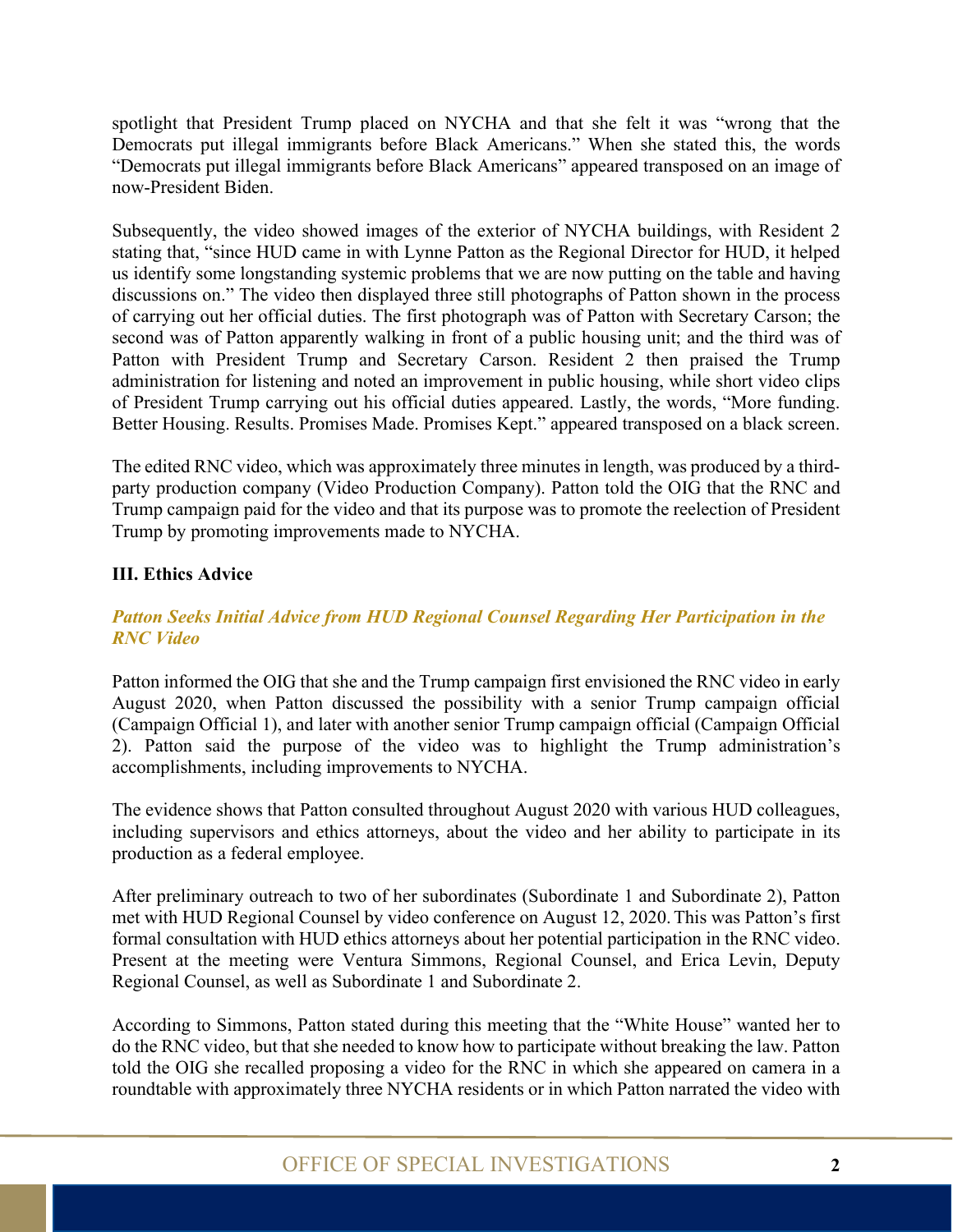spotlight that President Trump placed on NYCHA and that she felt it was "wrong that the Democrats put illegal immigrants before Black Americans." When she stated this, the words "Democrats put illegal immigrants before Black Americans" appeared transposed on an image of now-President Biden.

Subsequently, the video showed images of the exterior of NYCHA buildings, with Resident 2 stating that, "since HUD came in with Lynne Patton as the Regional Director for HUD, it helped us identify some longstanding systemic problems that we are now putting on the table and having discussions on." The video then displayed three still photographs of Patton shown in the process of carrying out her official duties. The first photograph was of Patton with Secretary Carson; the second was of Patton apparently walking in front of a public housing unit; and the third was of Patton with President Trump and Secretary Carson. Resident 2 then praised the Trump administration for listening and noted an improvement in public housing, while short video clips of President Trump carrying out his official duties appeared. Lastly, the words, "More funding. Better Housing. Results. Promises Made. Promises Kept." appeared transposed on a black screen.

The edited RNC video, which was approximately three minutes in length, was produced by a third-party production company (Video Production Company). Patton told the OIG that the RNC and Trump campaign paid for the video and that its purpose was to promote the reelection of President Trump by promoting improvements made to NYCHA.

## III. Ethics Advice

### *Patton Seeks Initial Advice from HUD Regional Counsel Regarding Her Participation in the RNC Video*

Patton informed the OIG that she and the Trump campaign first envisioned the RNC video in early August 2020, when Patton discussed the possibility with a senior Trump campaign official (Campaign Official 1), and later with another senior Trump campaign official (Campaign Official 2). Patton said the purpose of the video was to highlight the Trump administration's accomplishments, including improvements to NYCHA.

The evidence shows that Patton consulted throughout August 2020 with various HUD colleagues, including supervisors and ethics attorneys, about the video and her ability to participate in its production as a federal employee.

After preliminary outreach to two of her subordinates (Subordinate 1 and Subordinate 2), Patton met with HUD Regional Counsel by video conference on August 12, 2020. This was Patton's first formal consultation with HUD ethics attorneys about her potential participation in the RNC video. Present at the meeting were Ventura Simmons, Regional Counsel, and Erica Levin, Deputy Regional Counsel, as well as Subordinate 1 and Subordinate 2.

According to Simmons, Patton stated during this meeting that the "White House" wanted her to do the RNC video, but that she needed to know how to participate without breaking the law. Patton told the OIG she recalled proposing a video for the RNC in which she appeared on camera in a roundtable with approximately three NYCHA residents or in which Patton narrated the video with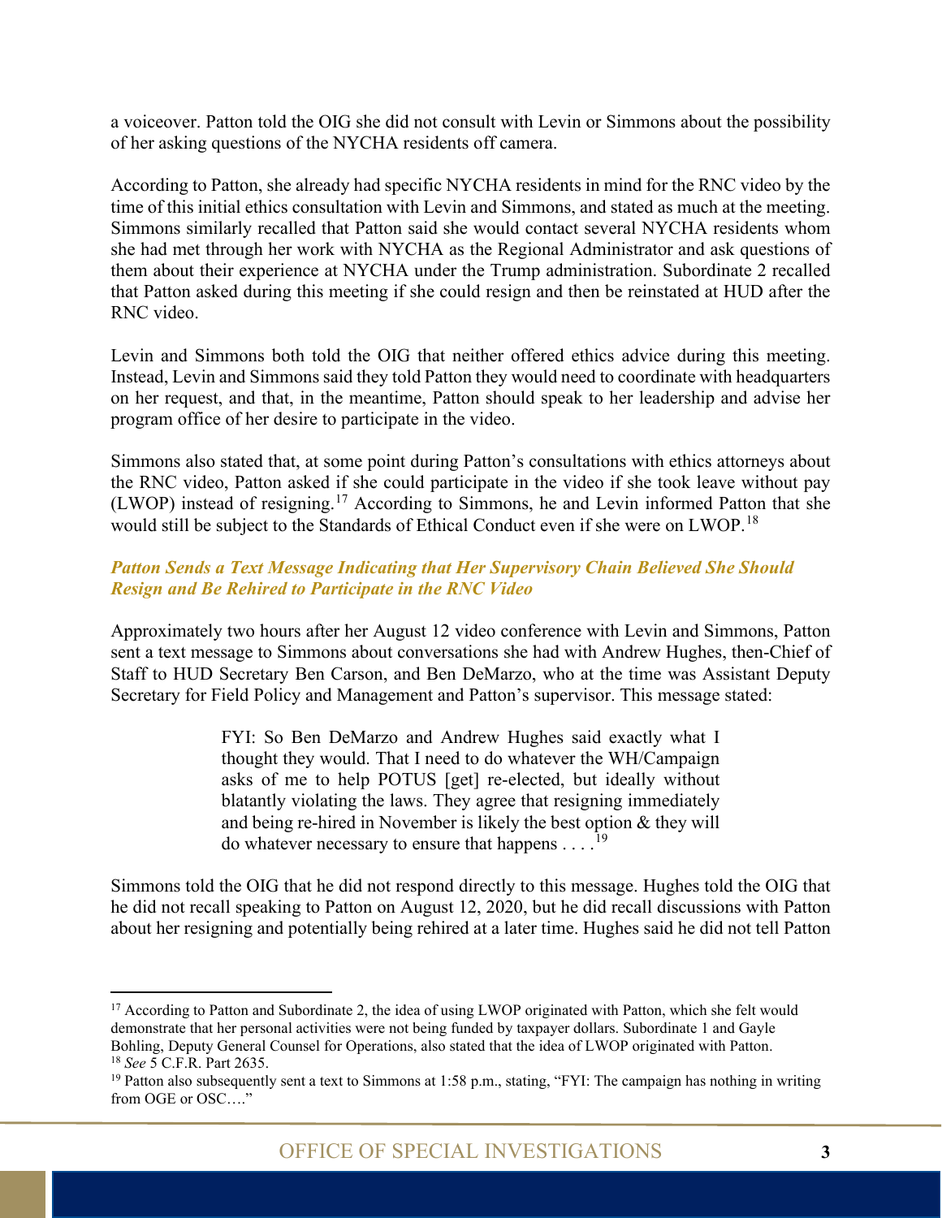a voiceover. Patton told the OIG she did not consult with Levin or Simmons about the possibility of her asking questions of the NYCHA residents off camera.

According to Patton, she already had specific NYCHA residents in mind for the RNC video by the time of this initial ethics consultation with Levin and Simmons, and stated as much at the meeting. Simmons similarly recalled that Patton said she would contact several NYCHA residents whom she had met through her work with NYCHA as the Regional Administrator and ask questions of them about their experience at NYCHA under the Trump administration. Subordinate 2 recalled that Patton asked during this meeting if she could resign and then be reinstated at HUD after the RNC video.

Levin and Simmons both told the OIG that neither offered ethics advice during this meeting. Instead, Levin and Simmons said they told Patton they would need to coordinate with headquarters on her request, and that, in the meantime, Patton should speak to her leadership and advise her program office of her desire to participate in the video.

Simmons also stated that, at some point during Patton's consultations with ethics attorneys about the RNC video, Patton asked if she could participate in the video if she took leave without pay (LWOP) instead of resigning.[17] According to Simmons, he and Levin informed Patton that she would still be subject to the Standards of Ethical Conduct even if she were on LWOP.[18]

### *Patton Sends a Text Message Indicating that Her Supervisory Chain Believed She Should Resign and Be Rehired to Participate in the RNC Video*

Approximately two hours after her August 12 video conference with Levin and Simmons, Patton sent a text message to Simmons about conversations she had with Andrew Hughes, then-Chief of Staff to HUD Secretary Ben Carson, and Ben DeMarzo, who at the time was Assistant Deputy Secretary for Field Policy and Management and Patton's supervisor. This message stated:

> FYI: So Ben DeMarzo and Andrew Hughes said exactly what I thought they would. That I need to do whatever the WH/Campaign asks of me to help POTUS [get] re-elected, but ideally without blatantly violating the laws. They agree that resigning immediately and being re-hired in November is likely the best option & they will do whatever necessary to ensure that happens . . . .[19]

Simmons told the OIG that he did not respond directly to this message. Hughes told the OIG that he did not recall speaking to Patton on August 12, 2020, but he did recall discussions with Patton about her resigning and potentially being rehired at a later time. Hughes said he did not tell Patton

---

[17] According to Patton and Subordinate 2, the idea of using LWOP originated with Patton, which she felt would demonstrate that her personal activities were not being funded by taxpayer dollars. Subordinate 1 and Gayle Bohling, Deputy General Counsel for Operations, also stated that the idea of LWOP originated with Patton.

[18] *See* 5 C.F.R. Part 2635.

[19] Patton also subsequently sent a text to Simmons at 1:58 p.m., stating, "FYI: The campaign has nothing in writing from OGE or OSC…."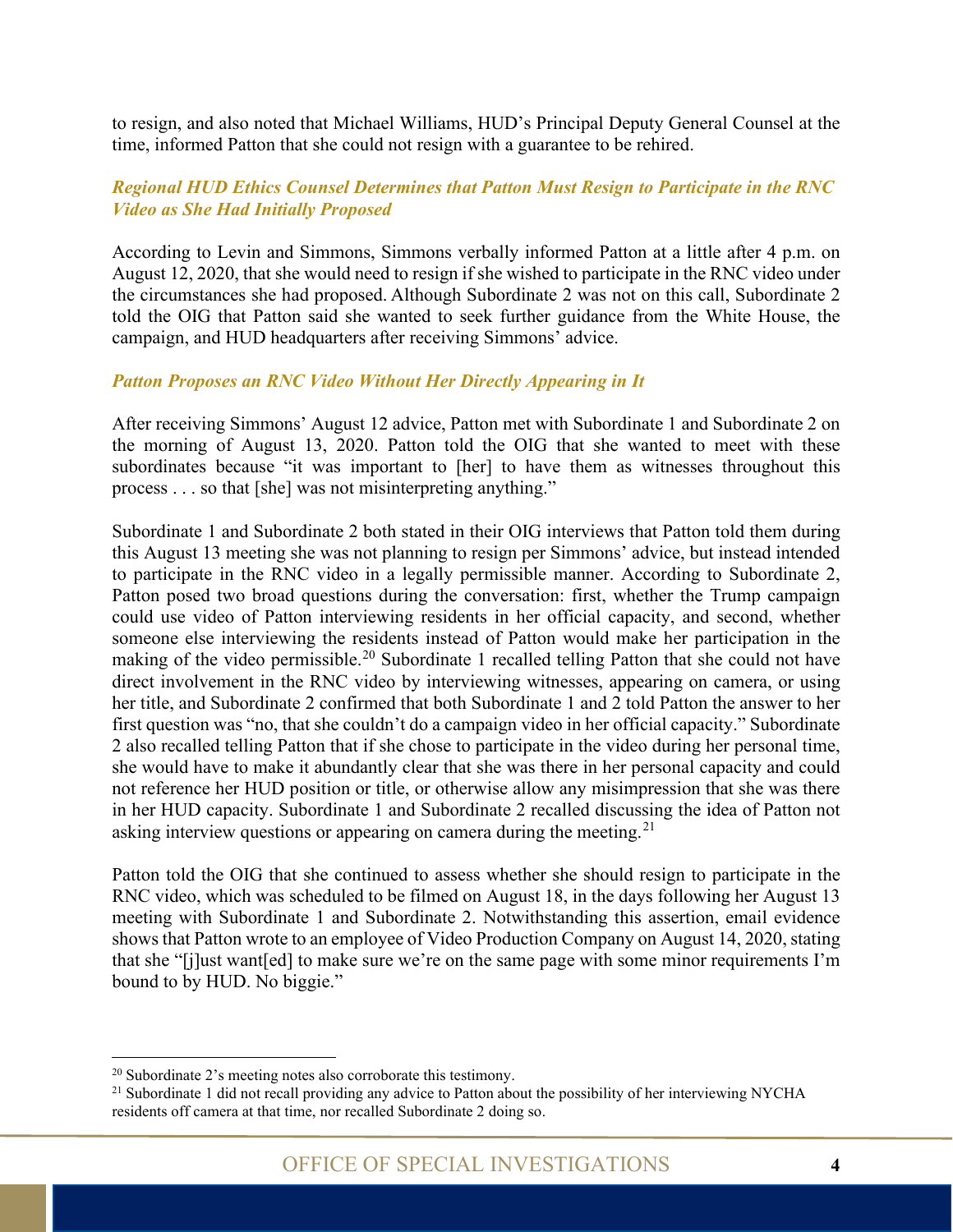to resign, and also noted that Michael Williams, HUD's Principal Deputy General Counsel at the time, informed Patton that she could not resign with a guarantee to be rehired.

### *Regional HUD Ethics Counsel Determines that Patton Must Resign to Participate in the RNC Video as She Had Initially Proposed*

According to Levin and Simmons, Simmons verbally informed Patton at a little after 4 p.m. on August 12, 2020, that she would need to resign if she wished to participate in the RNC video under the circumstances she had proposed. Although Subordinate 2 was not on this call, Subordinate 2 told the OIG that Patton said she wanted to seek further guidance from the White House, the campaign, and HUD headquarters after receiving Simmons' advice.

### *Patton Proposes an RNC Video Without Her Directly Appearing in It*

After receiving Simmons' August 12 advice, Patton met with Subordinate 1 and Subordinate 2 on the morning of August 13, 2020. Patton told the OIG that she wanted to meet with these subordinates because "it was important to [her] to have them as witnesses throughout this process . . . so that [she] was not misinterpreting anything."

Subordinate 1 and Subordinate 2 both stated in their OIG interviews that Patton told them during this August 13 meeting she was not planning to resign per Simmons' advice, but instead intended to participate in the RNC video in a legally permissible manner. According to Subordinate 2, Patton posed two broad questions during the conversation: first, whether the Trump campaign could use video of Patton interviewing residents in her official capacity, and second, whether someone else interviewing the residents instead of Patton would make her participation in the making of the video permissible.[20] Subordinate 1 recalled telling Patton that she could not have direct involvement in the RNC video by interviewing witnesses, appearing on camera, or using her title, and Subordinate 2 confirmed that both Subordinate 1 and 2 told Patton the answer to her first question was "no, that she couldn't do a campaign video in her official capacity." Subordinate 2 also recalled telling Patton that if she chose to participate in the video during her personal time, she would have to make it abundantly clear that she was there in her personal capacity and could not reference her HUD position or title, or otherwise allow any misimpression that she was there in her HUD capacity. Subordinate 1 and Subordinate 2 recalled discussing the idea of Patton not asking interview questions or appearing on camera during the meeting.[21]

Patton told the OIG that she continued to assess whether she should resign to participate in the RNC video, which was scheduled to be filmed on August 18, in the days following her August 13 meeting with Subordinate 1 and Subordinate 2. Notwithstanding this assertion, email evidence shows that Patton wrote to an employee of Video Production Company on August 14, 2020, stating that she "[j]ust want[ed] to make sure we're on the same page with some minor requirements I'm bound to by HUD. No biggie."

---

[20] Subordinate 2's meeting notes also corroborate this testimony.

[21] Subordinate 1 did not recall providing any advice to Patton about the possibility of her interviewing NYCHA residents off camera at that time, nor recalled Subordinate 2 doing so.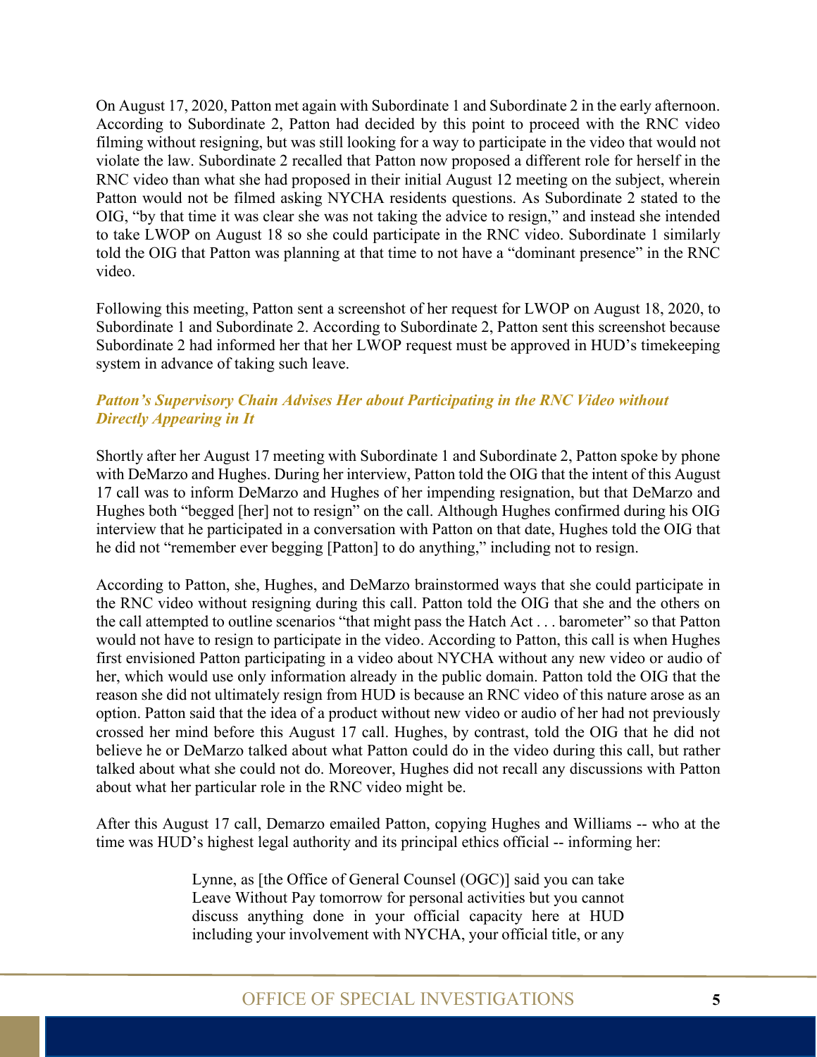On August 17, 2020, Patton met again with Subordinate 1 and Subordinate 2 in the early afternoon. According to Subordinate 2, Patton had decided by this point to proceed with the RNC video filming without resigning, but was still looking for a way to participate in the video that would not violate the law. Subordinate 2 recalled that Patton now proposed a different role for herself in the RNC video than what she had proposed in their initial August 12 meeting on the subject, wherein Patton would not be filmed asking NYCHA residents questions. As Subordinate 2 stated to the OIG, "by that time it was clear she was not taking the advice to resign," and instead she intended to take LWOP on August 18 so she could participate in the RNC video. Subordinate 1 similarly told the OIG that Patton was planning at that time to not have a "dominant presence" in the RNC video.

Following this meeting, Patton sent a screenshot of her request for LWOP on August 18, 2020, to Subordinate 1 and Subordinate 2. According to Subordinate 2, Patton sent this screenshot because Subordinate 2 had informed her that her LWOP request must be approved in HUD's timekeeping system in advance of taking such leave.

### *Patton's Supervisory Chain Advises Her about Participating in the RNC Video without Directly Appearing in It*

Shortly after her August 17 meeting with Subordinate 1 and Subordinate 2, Patton spoke by phone with DeMarzo and Hughes. During her interview, Patton told the OIG that the intent of this August 17 call was to inform DeMarzo and Hughes of her impending resignation, but that DeMarzo and Hughes both "begged [her] not to resign" on the call. Although Hughes confirmed during his OIG interview that he participated in a conversation with Patton on that date, Hughes told the OIG that he did not "remember ever begging [Patton] to do anything," including not to resign.

According to Patton, she, Hughes, and DeMarzo brainstormed ways that she could participate in the RNC video without resigning during this call. Patton told the OIG that she and the others on the call attempted to outline scenarios "that might pass the Hatch Act . . . barometer" so that Patton would not have to resign to participate in the video. According to Patton, this call is when Hughes first envisioned Patton participating in a video about NYCHA without any new video or audio of her, which would use only information already in the public domain. Patton told the OIG that the reason she did not ultimately resign from HUD is because an RNC video of this nature arose as an option. Patton said that the idea of a product without new video or audio of her had not previously crossed her mind before this August 17 call. Hughes, by contrast, told the OIG that he did not believe he or DeMarzo talked about what Patton could do in the video during this call, but rather talked about what she could not do. Moreover, Hughes did not recall any discussions with Patton about what her particular role in the RNC video might be.

After this August 17 call, Demarzo emailed Patton, copying Hughes and Williams -- who at the time was HUD's highest legal authority and its principal ethics official -- informing her:

> Lynne, as [the Office of General Counsel (OGC)] said you can take Leave Without Pay tomorrow for personal activities but you cannot discuss anything done in your official capacity here at HUD including your involvement with NYCHA, your official title, or any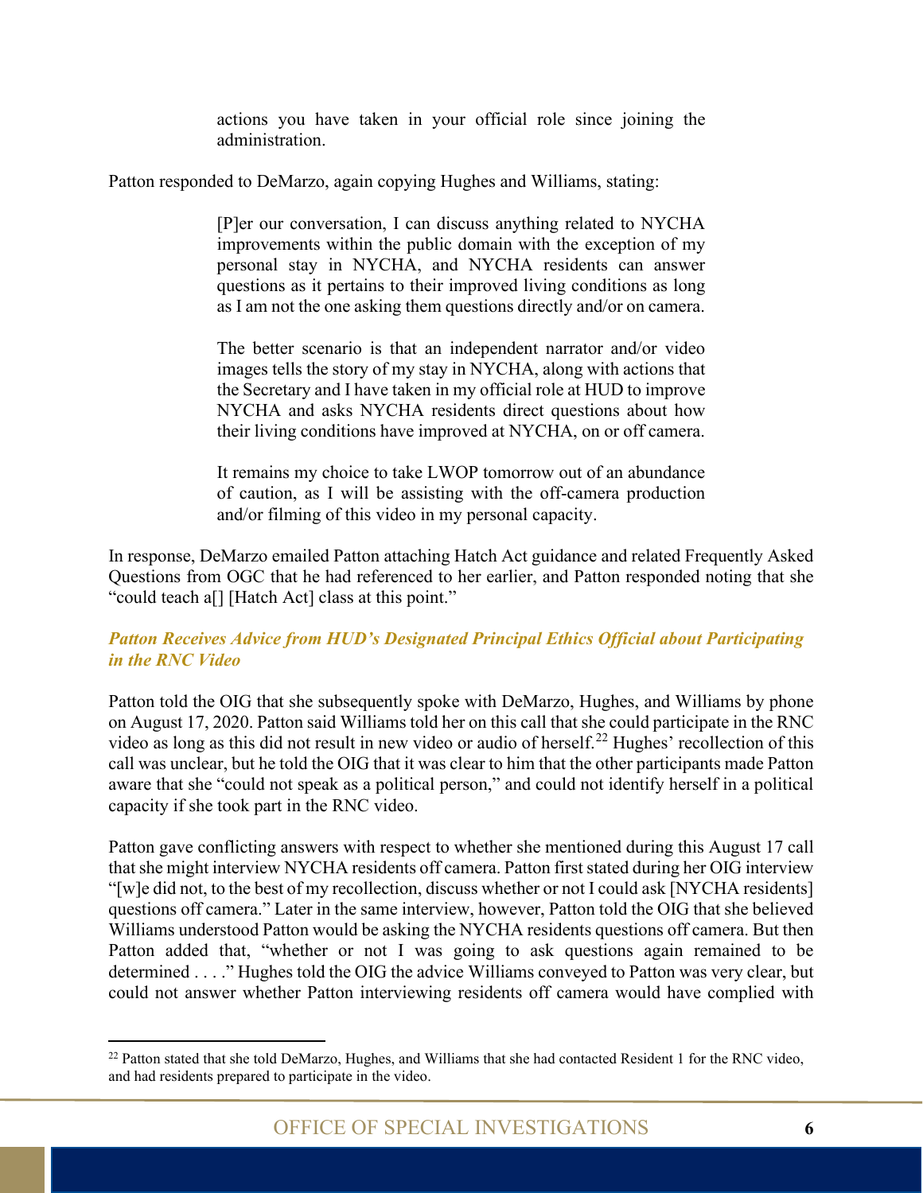actions you have taken in your official role since joining the administration.

Patton responded to DeMarzo, again copying Hughes and Williams, stating:

> [P]er our conversation, I can discuss anything related to NYCHA improvements within the public domain with the exception of my personal stay in NYCHA, and NYCHA residents can answer questions as it pertains to their improved living conditions as long as I am not the one asking them questions directly and/or on camera.
>
> The better scenario is that an independent narrator and/or video images tells the story of my stay in NYCHA, along with actions that the Secretary and I have taken in my official role at HUD to improve NYCHA and asks NYCHA residents direct questions about how their living conditions have improved at NYCHA, on or off camera.
>
> It remains my choice to take LWOP tomorrow out of an abundance of caution, as I will be assisting with the off-camera production and/or filming of this video in my personal capacity.

In response, DeMarzo emailed Patton attaching Hatch Act guidance and related Frequently Asked Questions from OGC that he had referenced to her earlier, and Patton responded noting that she "could teach a[] [Hatch Act] class at this point."

### *Patton Receives Advice from HUD's Designated Principal Ethics Official about Participating in the RNC Video*

Patton told the OIG that she subsequently spoke with DeMarzo, Hughes, and Williams by phone on August 17, 2020. Patton said Williams told her on this call that she could participate in the RNC video as long as this did not result in new video or audio of herself.[22] Hughes' recollection of this call was unclear, but he told the OIG that it was clear to him that the other participants made Patton aware that she "could not speak as a political person," and could not identify herself in a political capacity if she took part in the RNC video.

Patton gave conflicting answers with respect to whether she mentioned during this August 17 call that she might interview NYCHA residents off camera. Patton first stated during her OIG interview "[w]e did not, to the best of my recollection, discuss whether or not I could ask [NYCHA residents] questions off camera." Later in the same interview, however, Patton told the OIG that she believed Williams understood Patton would be asking the NYCHA residents questions off camera. But then Patton added that, "whether or not I was going to ask questions again remained to be determined . . . ." Hughes told the OIG the advice Williams conveyed to Patton was very clear, but could not answer whether Patton interviewing residents off camera would have complied with

---

[22] Patton stated that she told DeMarzo, Hughes, and Williams that she had contacted Resident 1 for the RNC video, and had residents prepared to participate in the video.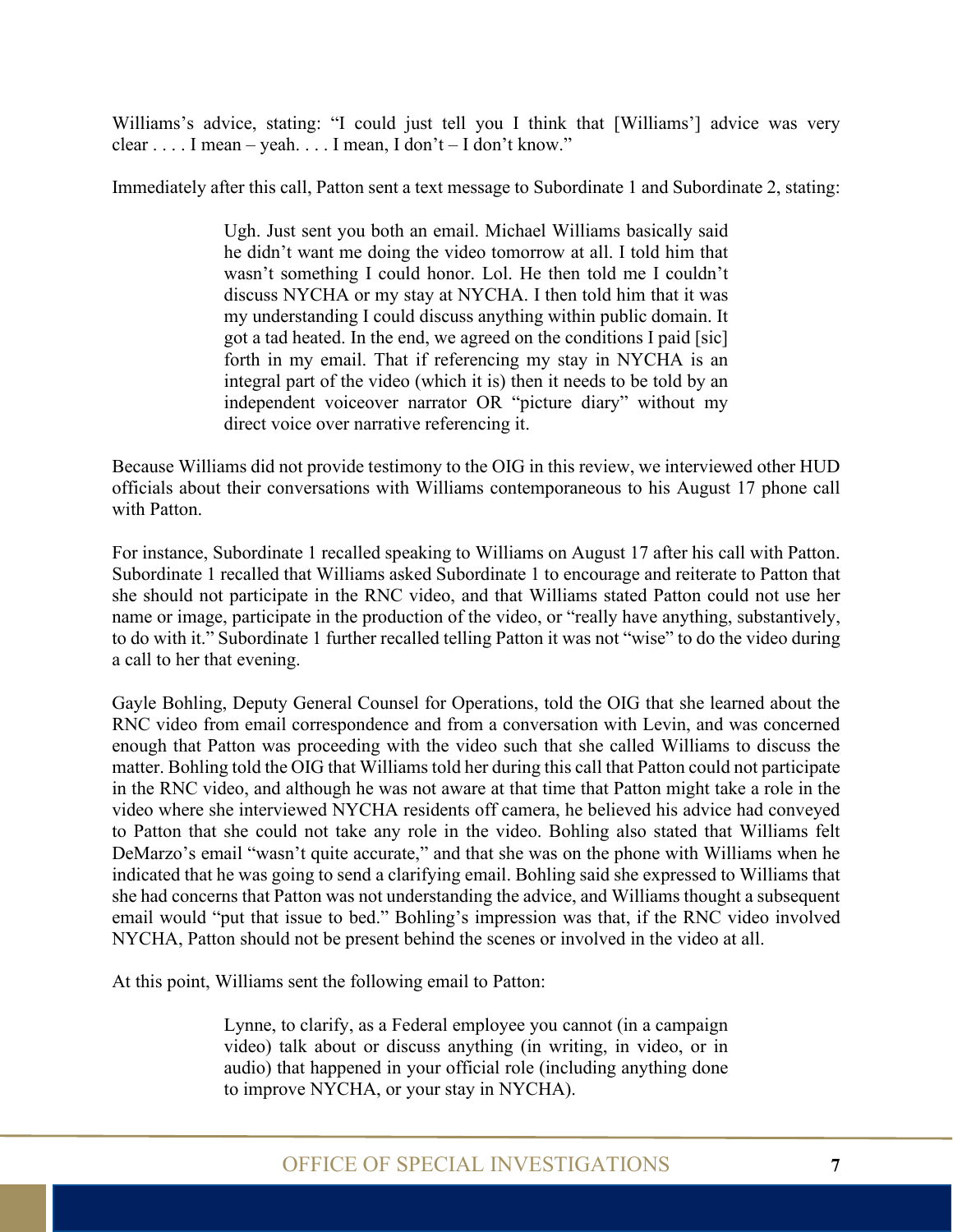Williams's advice, stating: "I could just tell you I think that [Williams'] advice was very clear . . . . I mean – yeah. . . . I mean, I don't – I don't know."

Immediately after this call, Patton sent a text message to Subordinate 1 and Subordinate 2, stating:

> Ugh. Just sent you both an email. Michael Williams basically said he didn't want me doing the video tomorrow at all. I told him that wasn't something I could honor. Lol. He then told me I couldn't discuss NYCHA or my stay at NYCHA. I then told him that it was my understanding I could discuss anything within public domain. It got a tad heated. In the end, we agreed on the conditions I paid [sic] forth in my email. That if referencing my stay in NYCHA is an integral part of the video (which it is) then it needs to be told by an independent voiceover narrator OR "picture diary" without my direct voice over narrative referencing it.

Because Williams did not provide testimony to the OIG in this review, we interviewed other HUD officials about their conversations with Williams contemporaneous to his August 17 phone call with Patton.

For instance, Subordinate 1 recalled speaking to Williams on August 17 after his call with Patton. Subordinate 1 recalled that Williams asked Subordinate 1 to encourage and reiterate to Patton that she should not participate in the RNC video, and that Williams stated Patton could not use her name or image, participate in the production of the video, or "really have anything, substantively, to do with it." Subordinate 1 further recalled telling Patton it was not "wise" to do the video during a call to her that evening.

Gayle Bohling, Deputy General Counsel for Operations, told the OIG that she learned about the RNC video from email correspondence and from a conversation with Levin, and was concerned enough that Patton was proceeding with the video such that she called Williams to discuss the matter. Bohling told the OIG that Williams told her during this call that Patton could not participate in the RNC video, and although he was not aware at that time that Patton might take a role in the video where she interviewed NYCHA residents off camera, he believed his advice had conveyed to Patton that she could not take any role in the video. Bohling also stated that Williams felt DeMarzo's email "wasn't quite accurate," and that she was on the phone with Williams when he indicated that he was going to send a clarifying email. Bohling said she expressed to Williams that she had concerns that Patton was not understanding the advice, and Williams thought a subsequent email would "put that issue to bed." Bohling's impression was that, if the RNC video involved NYCHA, Patton should not be present behind the scenes or involved in the video at all.

At this point, Williams sent the following email to Patton:

> Lynne, to clarify, as a Federal employee you cannot (in a campaign video) talk about or discuss anything (in writing, in video, or in audio) that happened in your official role (including anything done to improve NYCHA, or your stay in NYCHA).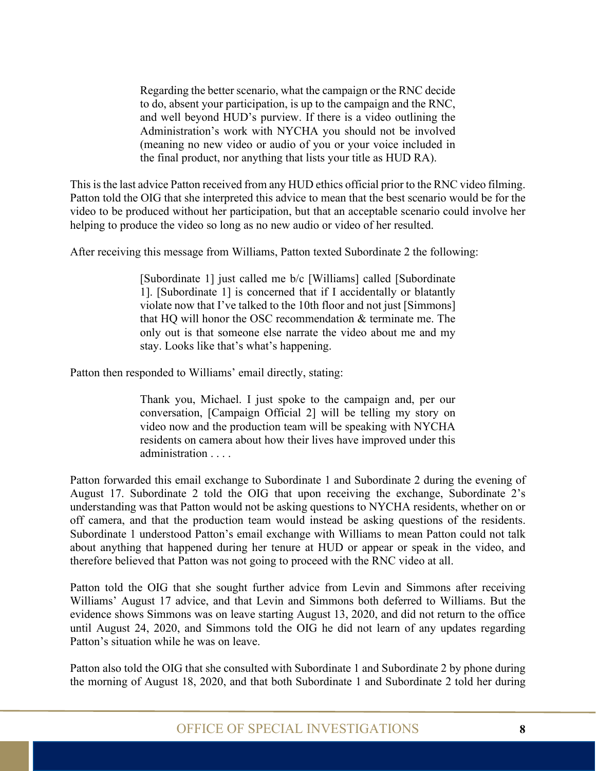> Regarding the better scenario, what the campaign or the RNC decide to do, absent your participation, is up to the campaign and the RNC, and well beyond HUD's purview. If there is a video outlining the Administration's work with NYCHA you should not be involved (meaning no new video or audio of you or your voice included in the final product, nor anything that lists your title as HUD RA).

This is the last advice Patton received from any HUD ethics official prior to the RNC video filming. Patton told the OIG that she interpreted this advice to mean that the best scenario would be for the video to be produced without her participation, but that an acceptable scenario could involve her helping to produce the video so long as no new audio or video of her resulted.

After receiving this message from Williams, Patton texted Subordinate 2 the following:

> [Subordinate 1] just called me b/c [Williams] called [Subordinate 1]. [Subordinate 1] is concerned that if I accidentally or blatantly violate now that I've talked to the 10th floor and not just [Simmons] that HQ will honor the OSC recommendation & terminate me. The only out is that someone else narrate the video about me and my stay. Looks like that's what's happening.

Patton then responded to Williams' email directly, stating:

> Thank you, Michael. I just spoke to the campaign and, per our conversation, [Campaign Official 2] will be telling my story on video now and the production team will be speaking with NYCHA residents on camera about how their lives have improved under this administration . . . .

Patton forwarded this email exchange to Subordinate 1 and Subordinate 2 during the evening of August 17. Subordinate 2 told the OIG that upon receiving the exchange, Subordinate 2's understanding was that Patton would not be asking questions to NYCHA residents, whether on or off camera, and that the production team would instead be asking questions of the residents. Subordinate 1 understood Patton's email exchange with Williams to mean Patton could not talk about anything that happened during her tenure at HUD or appear or speak in the video, and therefore believed that Patton was not going to proceed with the RNC video at all.

Patton told the OIG that she sought further advice from Levin and Simmons after receiving Williams' August 17 advice, and that Levin and Simmons both deferred to Williams. But the evidence shows Simmons was on leave starting August 13, 2020, and did not return to the office until August 24, 2020, and Simmons told the OIG he did not learn of any updates regarding Patton's situation while he was on leave.

Patton also told the OIG that she consulted with Subordinate 1 and Subordinate 2 by phone during the morning of August 18, 2020, and that both Subordinate 1 and Subordinate 2 told her during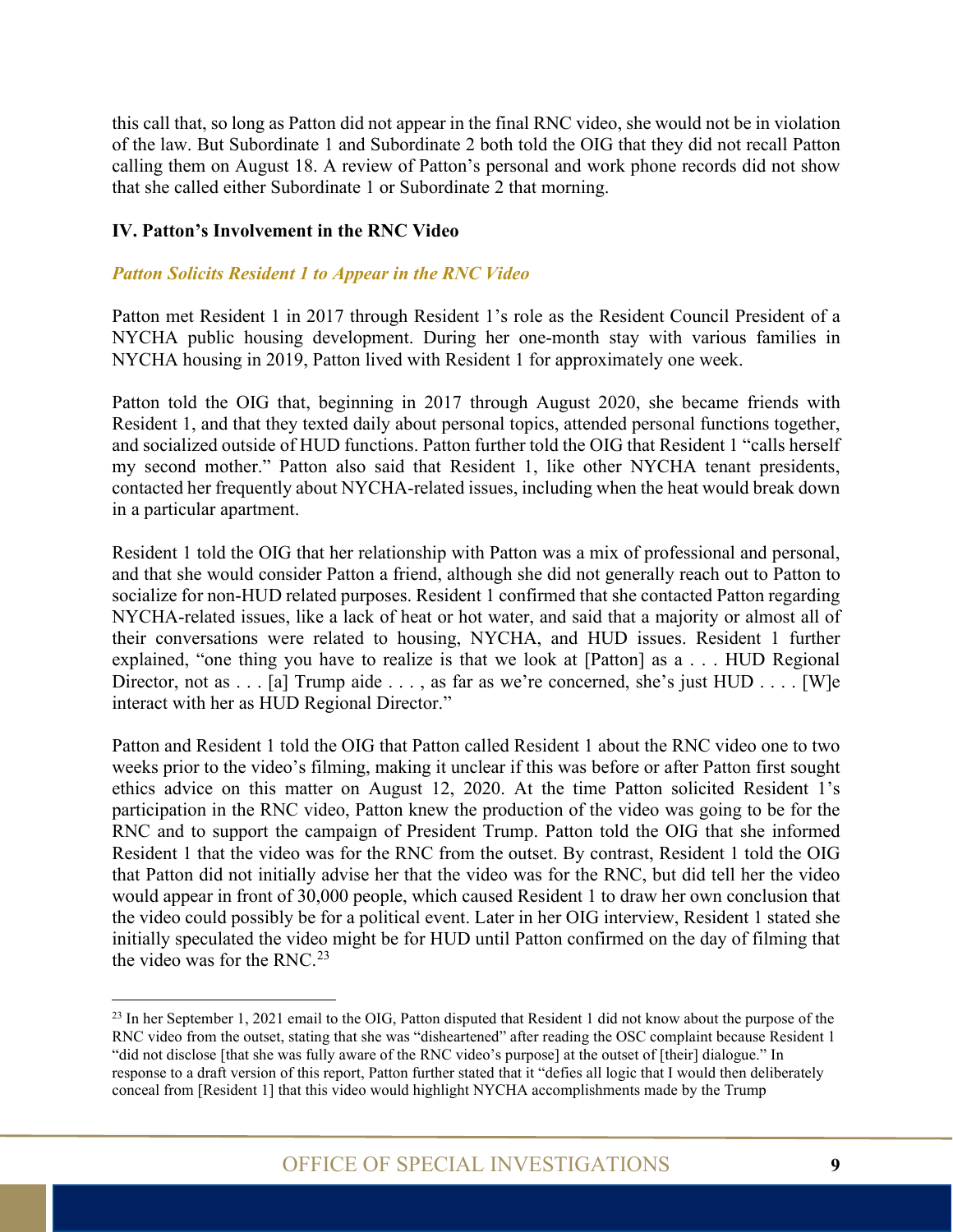this call that, so long as Patton did not appear in the final RNC video, she would not be in violation of the law. But Subordinate 1 and Subordinate 2 both told the OIG that they did not recall Patton calling them on August 18. A review of Patton's personal and work phone records did not show that she called either Subordinate 1 or Subordinate 2 that morning.

## IV. Patton's Involvement in the RNC Video

### *Patton Solicits Resident 1 to Appear in the RNC Video*

Patton met Resident 1 in 2017 through Resident 1's role as the Resident Council President of a NYCHA public housing development. During her one-month stay with various families in NYCHA housing in 2019, Patton lived with Resident 1 for approximately one week.

Patton told the OIG that, beginning in 2017 through August 2020, she became friends with Resident 1, and that they texted daily about personal topics, attended personal functions together, and socialized outside of HUD functions. Patton further told the OIG that Resident 1 "calls herself my second mother." Patton also said that Resident 1, like other NYCHA tenant presidents, contacted her frequently about NYCHA-related issues, including when the heat would break down in a particular apartment.

Resident 1 told the OIG that her relationship with Patton was a mix of professional and personal, and that she would consider Patton a friend, although she did not generally reach out to Patton to socialize for non-HUD related purposes. Resident 1 confirmed that she contacted Patton regarding NYCHA-related issues, like a lack of heat or hot water, and said that a majority or almost all of their conversations were related to housing, NYCHA, and HUD issues. Resident 1 further explained, "one thing you have to realize is that we look at [Patton] as a . . . HUD Regional Director, not as . . . [a] Trump aide . . . , as far as we're concerned, she's just HUD . . . . [W]e interact with her as HUD Regional Director."

Patton and Resident 1 told the OIG that Patton called Resident 1 about the RNC video one to two weeks prior to the video's filming, making it unclear if this was before or after Patton first sought ethics advice on this matter on August 12, 2020. At the time Patton solicited Resident 1's participation in the RNC video, Patton knew the production of the video was going to be for the RNC and to support the campaign of President Trump. Patton told the OIG that she informed Resident 1 that the video was for the RNC from the outset. By contrast, Resident 1 told the OIG that Patton did not initially advise her that the video was for the RNC, but did tell her the video would appear in front of 30,000 people, which caused Resident 1 to draw her own conclusion that the video could possibly be for a political event. Later in her OIG interview, Resident 1 stated she initially speculated the video might be for HUD until Patton confirmed on the day of filming that the video was for the RNC.[23]

[23] In her September 1, 2021 email to the OIG, Patton disputed that Resident 1 did not know about the purpose of the RNC video from the outset, stating that she was "disheartened" after reading the OSC complaint because Resident 1 "did not disclose [that she was fully aware of the RNC video's purpose] at the outset of [their] dialogue." In response to a draft version of this report, Patton further stated that it "defies all logic that I would then deliberately conceal from [Resident 1] that this video would highlight NYCHA accomplishments made by the Trump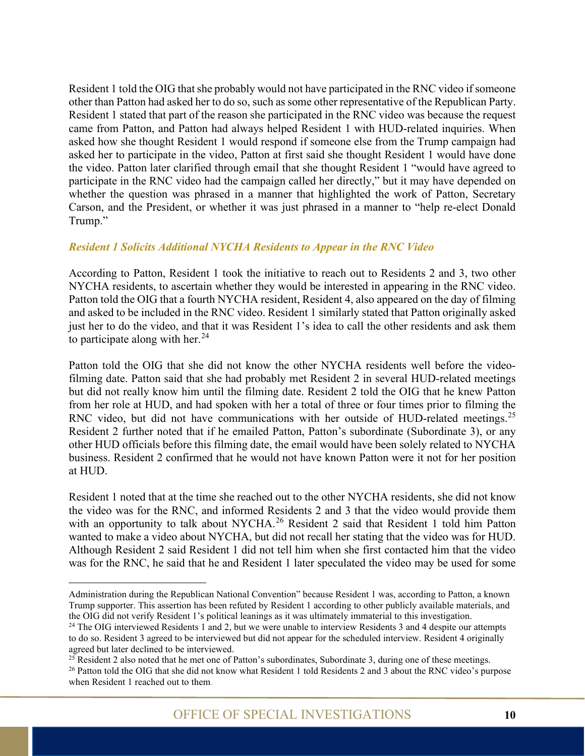Resident 1 told the OIG that she probably would not have participated in the RNC video if someone other than Patton had asked her to do so, such as some other representative of the Republican Party. Resident 1 stated that part of the reason she participated in the RNC video was because the request came from Patton, and Patton had always helped Resident 1 with HUD-related inquiries. When asked how she thought Resident 1 would respond if someone else from the Trump campaign had asked her to participate in the video, Patton at first said she thought Resident 1 would have done the video. Patton later clarified through email that she thought Resident 1 "would have agreed to participate in the RNC video had the campaign called her directly," but it may have depended on whether the question was phrased in a manner that highlighted the work of Patton, Secretary Carson, and the President, or whether it was just phrased in a manner to "help re-elect Donald Trump."

### *Resident 1 Solicits Additional NYCHA Residents to Appear in the RNC Video*

According to Patton, Resident 1 took the initiative to reach out to Residents 2 and 3, two other NYCHA residents, to ascertain whether they would be interested in appearing in the RNC video. Patton told the OIG that a fourth NYCHA resident, Resident 4, also appeared on the day of filming and asked to be included in the RNC video. Resident 1 similarly stated that Patton originally asked just her to do the video, and that it was Resident 1's idea to call the other residents and ask them to participate along with her.[24]

Patton told the OIG that she did not know the other NYCHA residents well before the video-filming date. Patton said that she had probably met Resident 2 in several HUD-related meetings but did not really know him until the filming date. Resident 2 told the OIG that he knew Patton from her role at HUD, and had spoken with her a total of three or four times prior to filming the RNC video, but did not have communications with her outside of HUD-related meetings.[25] Resident 2 further noted that if he emailed Patton, Patton's subordinate (Subordinate 3), or any other HUD officials before this filming date, the email would have been solely related to NYCHA business. Resident 2 confirmed that he would not have known Patton were it not for her position at HUD.

Resident 1 noted that at the time she reached out to the other NYCHA residents, she did not know the video was for the RNC, and informed Residents 2 and 3 that the video would provide them with an opportunity to talk about NYCHA.[26] Resident 2 said that Resident 1 told him Patton wanted to make a video about NYCHA, but did not recall her stating that the video was for HUD. Although Resident 2 said Resident 1 did not tell him when she first contacted him that the video was for the RNC, he said that he and Resident 1 later speculated the video may be used for some

---

Administration during the Republican National Convention" because Resident 1 was, according to Patton, a known Trump supporter. This assertion has been refuted by Resident 1 according to other publicly available materials, and the OIG did not verify Resident 1's political leanings as it was ultimately immaterial to this investigation.

[24] The OIG interviewed Residents 1 and 2, but we were unable to interview Residents 3 and 4 despite our attempts to do so. Resident 3 agreed to be interviewed but did not appear for the scheduled interview. Resident 4 originally agreed but later declined to be interviewed.

[25] Resident 2 also noted that he met one of Patton's subordinates, Subordinate 3, during one of these meetings.

[26] Patton told the OIG that she did not know what Resident 1 told Residents 2 and 3 about the RNC video's purpose when Resident 1 reached out to them.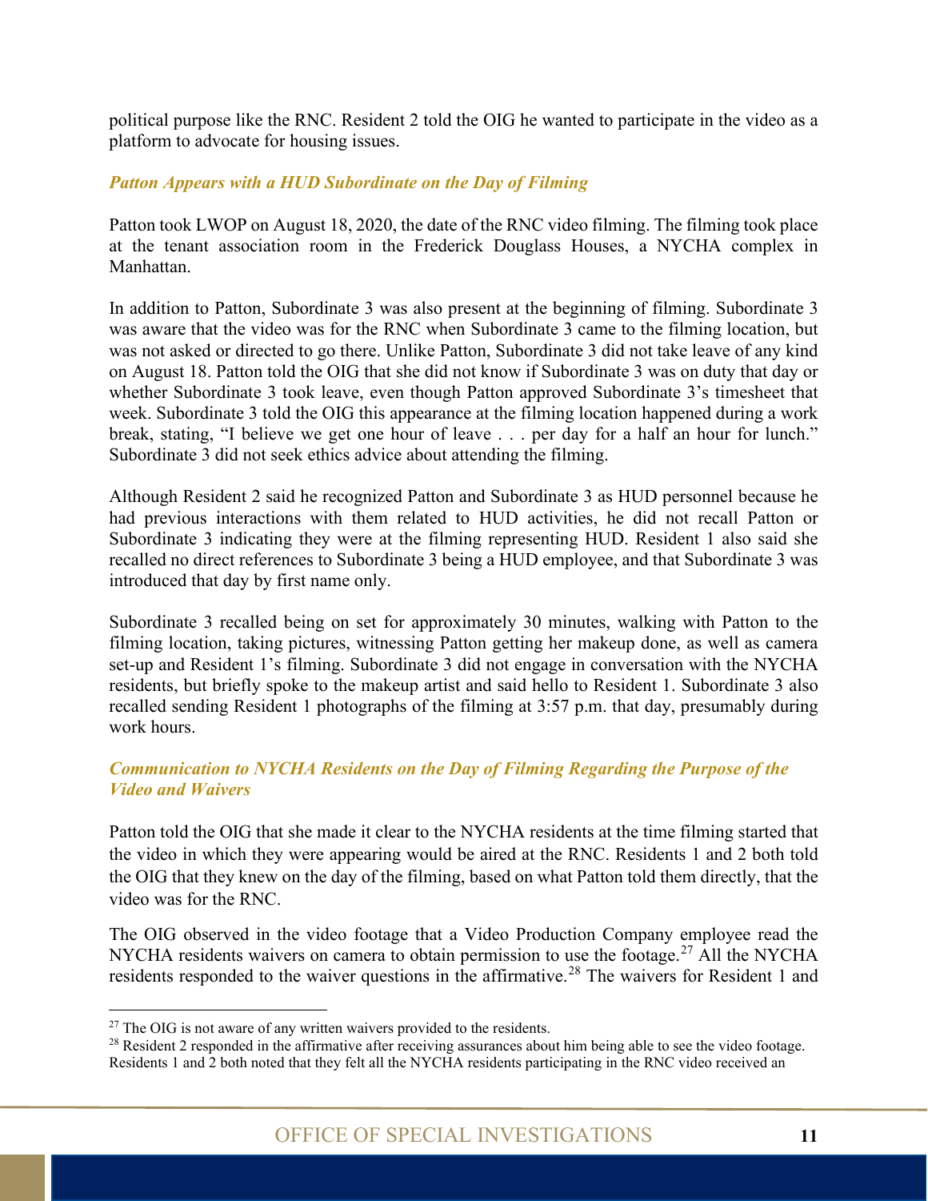political purpose like the RNC. Resident 2 told the OIG he wanted to participate in the video as a platform to advocate for housing issues.

### *Patton Appears with a HUD Subordinate on the Day of Filming*

Patton took LWOP on August 18, 2020, the date of the RNC video filming. The filming took place at the tenant association room in the Frederick Douglass Houses, a NYCHA complex in Manhattan.

In addition to Patton, Subordinate 3 was also present at the beginning of filming. Subordinate 3 was aware that the video was for the RNC when Subordinate 3 came to the filming location, but was not asked or directed to go there. Unlike Patton, Subordinate 3 did not take leave of any kind on August 18. Patton told the OIG that she did not know if Subordinate 3 was on duty that day or whether Subordinate 3 took leave, even though Patton approved Subordinate 3's timesheet that week. Subordinate 3 told the OIG this appearance at the filming location happened during a work break, stating, "I believe we get one hour of leave . . . per day for a half an hour for lunch." Subordinate 3 did not seek ethics advice about attending the filming.

Although Resident 2 said he recognized Patton and Subordinate 3 as HUD personnel because he had previous interactions with them related to HUD activities, he did not recall Patton or Subordinate 3 indicating they were at the filming representing HUD. Resident 1 also said she recalled no direct references to Subordinate 3 being a HUD employee, and that Subordinate 3 was introduced that day by first name only.

Subordinate 3 recalled being on set for approximately 30 minutes, walking with Patton to the filming location, taking pictures, witnessing Patton getting her makeup done, as well as camera set-up and Resident 1's filming. Subordinate 3 did not engage in conversation with the NYCHA residents, but briefly spoke to the makeup artist and said hello to Resident 1. Subordinate 3 also recalled sending Resident 1 photographs of the filming at 3:57 p.m. that day, presumably during work hours.

### *Communication to NYCHA Residents on the Day of Filming Regarding the Purpose of the Video and Waivers*

Patton told the OIG that she made it clear to the NYCHA residents at the time filming started that the video in which they were appearing would be aired at the RNC. Residents 1 and 2 both told the OIG that they knew on the day of the filming, based on what Patton told them directly, that the video was for the RNC.

The OIG observed in the video footage that a Video Production Company employee read the NYCHA residents waivers on camera to obtain permission to use the footage.[27] All the NYCHA residents responded to the waiver questions in the affirmative.[28] The waivers for Resident 1 and

[27] The OIG is not aware of any written waivers provided to the residents.

[28] Resident 2 responded in the affirmative after receiving assurances about him being able to see the video footage. Residents 1 and 2 both noted that they felt all the NYCHA residents participating in the RNC video received an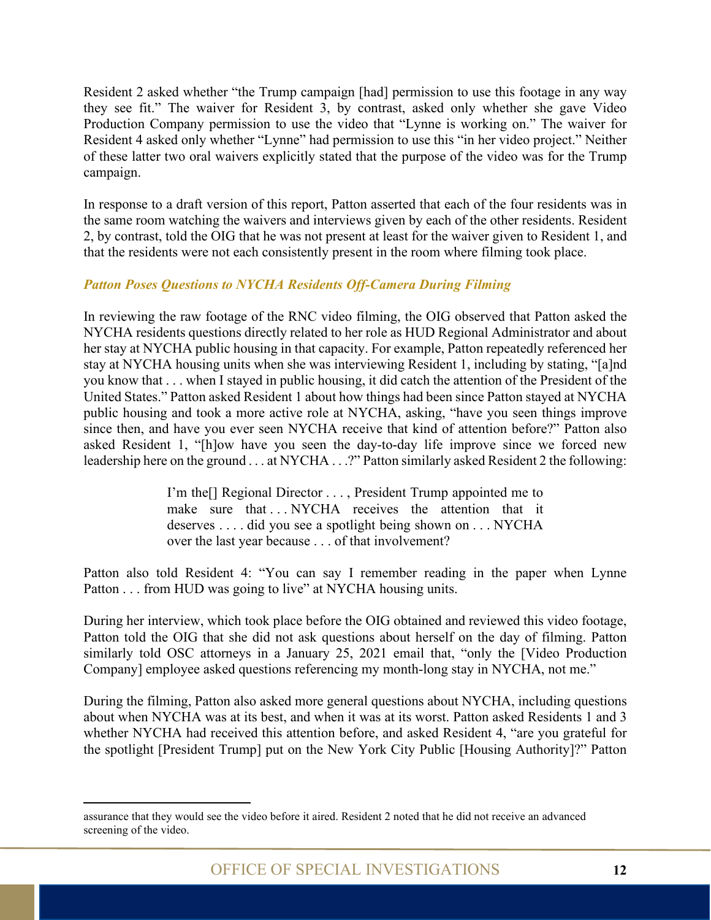Resident 2 asked whether "the Trump campaign [had] permission to use this footage in any way they see fit." The waiver for Resident 3, by contrast, asked only whether she gave Video Production Company permission to use the video that "Lynne is working on." The waiver for Resident 4 asked only whether "Lynne" had permission to use this "in her video project." Neither of these latter two oral waivers explicitly stated that the purpose of the video was for the Trump campaign.

In response to a draft version of this report, Patton asserted that each of the four residents was in the same room watching the waivers and interviews given by each of the other residents. Resident 2, by contrast, told the OIG that he was not present at least for the waiver given to Resident 1, and that the residents were not each consistently present in the room where filming took place.

### *Patton Poses Questions to NYCHA Residents Off-Camera During Filming*

In reviewing the raw footage of the RNC video filming, the OIG observed that Patton asked the NYCHA residents questions directly related to her role as HUD Regional Administrator and about her stay at NYCHA public housing in that capacity. For example, Patton repeatedly referenced her stay at NYCHA housing units when she was interviewing Resident 1, including by stating, "[a]nd you know that . . . when I stayed in public housing, it did catch the attention of the President of the United States." Patton asked Resident 1 about how things had been since Patton stayed at NYCHA public housing and took a more active role at NYCHA, asking, "have you seen things improve since then, and have you ever seen NYCHA receive that kind of attention before?" Patton also asked Resident 1, "[h]ow have you seen the day-to-day life improve since we forced new leadership here on the ground . . . at NYCHA . . .?" Patton similarly asked Resident 2 the following:

> I'm the[] Regional Director . . . , President Trump appointed me to make sure that . . . NYCHA receives the attention that it deserves . . . . did you see a spotlight being shown on . . . NYCHA over the last year because . . . of that involvement?

Patton also told Resident 4: "You can say I remember reading in the paper when Lynne Patton . . . from HUD was going to live" at NYCHA housing units.

During her interview, which took place before the OIG obtained and reviewed this video footage, Patton told the OIG that she did not ask questions about herself on the day of filming. Patton similarly told OSC attorneys in a January 25, 2021 email that, "only the [Video Production Company] employee asked questions referencing my month-long stay in NYCHA, not me."

During the filming, Patton also asked more general questions about NYCHA, including questions about when NYCHA was at its best, and when it was at its worst. Patton asked Residents 1 and 3 whether NYCHA had received this attention before, and asked Resident 4, "are you grateful for the spotlight [President Trump] put on the New York City Public [Housing Authority]?" Patton

---

assurance that they would see the video before it aired. Resident 2 noted that he did not receive an advanced screening of the video.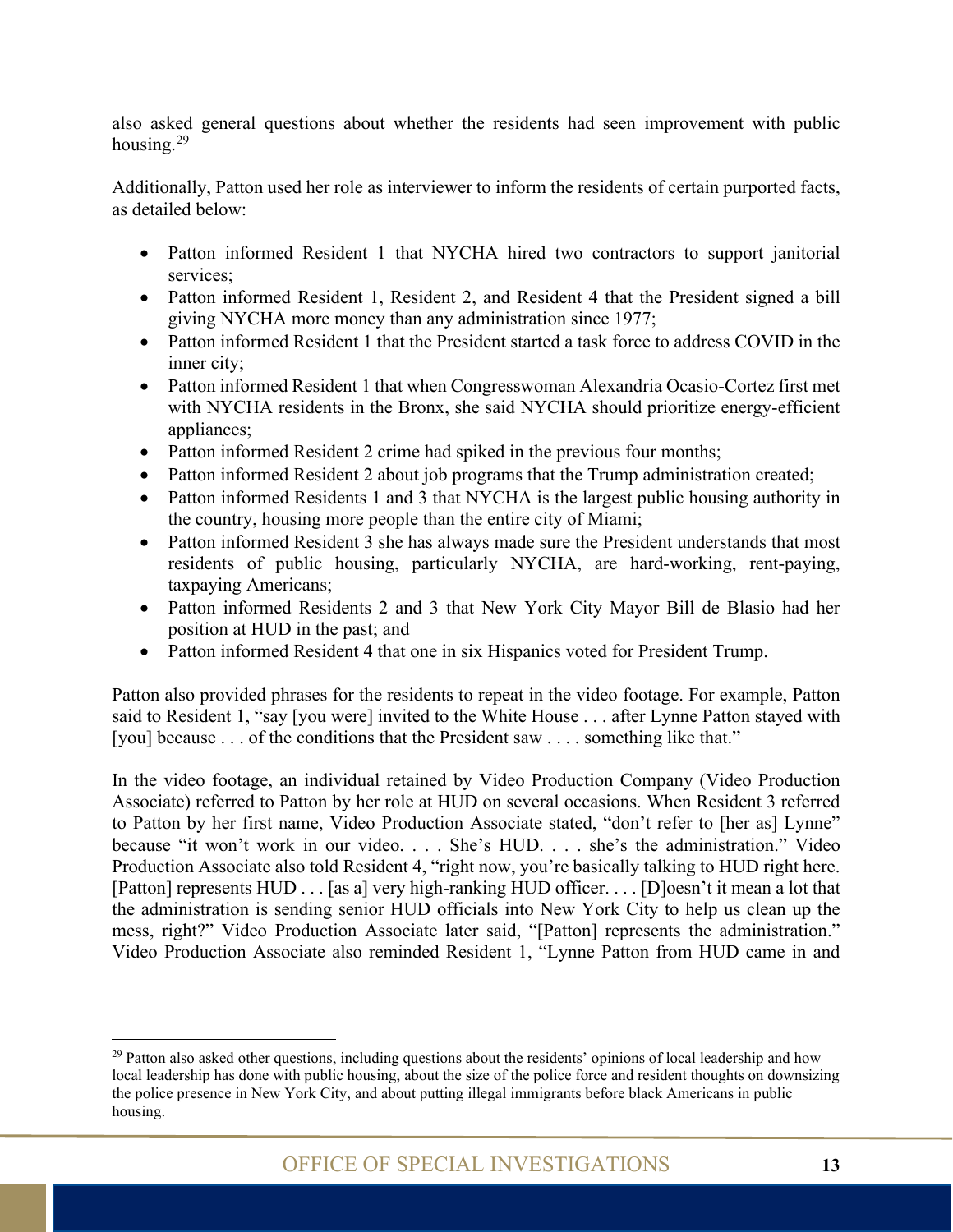also asked general questions about whether the residents had seen improvement with public housing.[29]

Additionally, Patton used her role as interviewer to inform the residents of certain purported facts, as detailed below:

- Patton informed Resident 1 that NYCHA hired two contractors to support janitorial services;
- Patton informed Resident 1, Resident 2, and Resident 4 that the President signed a bill giving NYCHA more money than any administration since 1977;
- Patton informed Resident 1 that the President started a task force to address COVID in the inner city;
- Patton informed Resident 1 that when Congresswoman Alexandria Ocasio-Cortez first met with NYCHA residents in the Bronx, she said NYCHA should prioritize energy-efficient appliances;
- Patton informed Resident 2 crime had spiked in the previous four months;
- Patton informed Resident 2 about job programs that the Trump administration created;
- Patton informed Residents 1 and 3 that NYCHA is the largest public housing authority in the country, housing more people than the entire city of Miami;
- Patton informed Resident 3 she has always made sure the President understands that most residents of public housing, particularly NYCHA, are hard-working, rent-paying, taxpaying Americans;
- Patton informed Residents 2 and 3 that New York City Mayor Bill de Blasio had her position at HUD in the past; and
- Patton informed Resident 4 that one in six Hispanics voted for President Trump.

Patton also provided phrases for the residents to repeat in the video footage. For example, Patton said to Resident 1, "say [you were] invited to the White House . . . after Lynne Patton stayed with [you] because . . . of the conditions that the President saw . . . . something like that."

In the video footage, an individual retained by Video Production Company (Video Production Associate) referred to Patton by her role at HUD on several occasions. When Resident 3 referred to Patton by her first name, Video Production Associate stated, "don't refer to [her as] Lynne" because "it won't work in our video. . . . She's HUD. . . . she's the administration." Video Production Associate also told Resident 4, "right now, you're basically talking to HUD right here. [Patton] represents HUD . . . [as a] very high-ranking HUD officer. . . . [D]oesn't it mean a lot that the administration is sending senior HUD officials into New York City to help us clean up the mess, right?" Video Production Associate later said, "[Patton] represents the administration." Video Production Associate also reminded Resident 1, "Lynne Patton from HUD came in and

---

[29] Patton also asked other questions, including questions about the residents' opinions of local leadership and how local leadership has done with public housing, about the size of the police force and resident thoughts on downsizing the police presence in New York City, and about putting illegal immigrants before black Americans in public housing.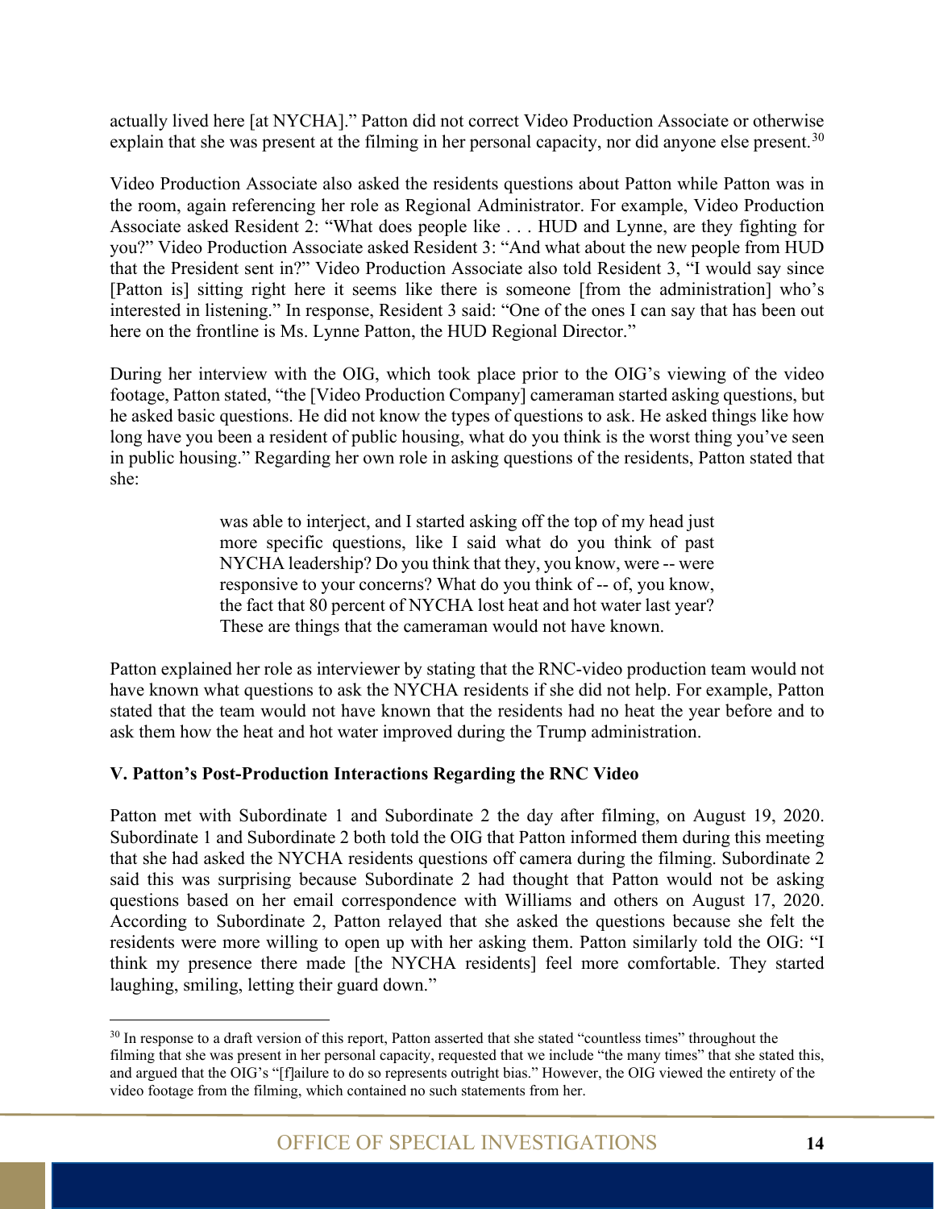actually lived here [at NYCHA].” Patton did not correct Video Production Associate or otherwise explain that she was present at the filming in her personal capacity, nor did anyone else present.[30]

Video Production Associate also asked the residents questions about Patton while Patton was in the room, again referencing her role as Regional Administrator. For example, Video Production Associate asked Resident 2: “What does people like . . . HUD and Lynne, are they fighting for you?” Video Production Associate asked Resident 3: “And what about the new people from HUD that the President sent in?” Video Production Associate also told Resident 3, “I would say since [Patton is] sitting right here it seems like there is someone [from the administration] who’s interested in listening.” In response, Resident 3 said: “One of the ones I can say that has been out here on the frontline is Ms. Lynne Patton, the HUD Regional Director.”

During her interview with the OIG, which took place prior to the OIG’s viewing of the video footage, Patton stated, “the [Video Production Company] cameraman started asking questions, but he asked basic questions. He did not know the types of questions to ask. He asked things like how long have you been a resident of public housing, what do you think is the worst thing you’ve seen in public housing.” Regarding her own role in asking questions of the residents, Patton stated that she:

> was able to interject, and I started asking off the top of my head just more specific questions, like I said what do you think of past NYCHA leadership? Do you think that they, you know, were -- were responsive to your concerns? What do you think of -- of, you know, the fact that 80 percent of NYCHA lost heat and hot water last year? These are things that the cameraman would not have known.

Patton explained her role as interviewer by stating that the RNC-video production team would not have known what questions to ask the NYCHA residents if she did not help. For example, Patton stated that the team would not have known that the residents had no heat the year before and to ask them how the heat and hot water improved during the Trump administration.

**V. Patton’s Post-Production Interactions Regarding the RNC Video**

Patton met with Subordinate 1 and Subordinate 2 the day after filming, on August 19, 2020. Subordinate 1 and Subordinate 2 both told the OIG that Patton informed them during this meeting that she had asked the NYCHA residents questions off camera during the filming. Subordinate 2 said this was surprising because Subordinate 2 had thought that Patton would not be asking questions based on her email correspondence with Williams and others on August 17, 2020. According to Subordinate 2, Patton relayed that she asked the questions because she felt the residents were more willing to open up with her asking them. Patton similarly told the OIG: “I think my presence there made [the NYCHA residents] feel more comfortable. They started laughing, smiling, letting their guard down.”

[30] In response to a draft version of this report, Patton asserted that she stated “countless times” throughout the filming that she was present in her personal capacity, requested that we include “the many times” that she stated this, and argued that the OIG’s “[f]ailure to do so represents outright bias.” However, the OIG viewed the entirety of the video footage from the filming, which contained no such statements from her.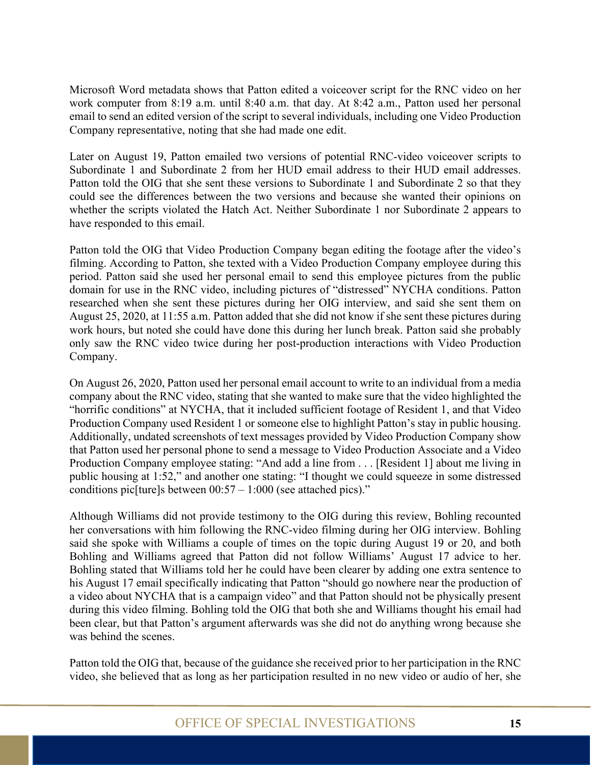Microsoft Word metadata shows that Patton edited a voiceover script for the RNC video on her work computer from 8:19 a.m. until 8:40 a.m. that day. At 8:42 a.m., Patton used her personal email to send an edited version of the script to several individuals, including one Video Production Company representative, noting that she had made one edit.

Later on August 19, Patton emailed two versions of potential RNC-video voiceover scripts to Subordinate 1 and Subordinate 2 from her HUD email address to their HUD email addresses. Patton told the OIG that she sent these versions to Subordinate 1 and Subordinate 2 so that they could see the differences between the two versions and because she wanted their opinions on whether the scripts violated the Hatch Act. Neither Subordinate 1 nor Subordinate 2 appears to have responded to this email.

Patton told the OIG that Video Production Company began editing the footage after the video's filming. According to Patton, she texted with a Video Production Company employee during this period. Patton said she used her personal email to send this employee pictures from the public domain for use in the RNC video, including pictures of "distressed" NYCHA conditions. Patton researched when she sent these pictures during her OIG interview, and said she sent them on August 25, 2020, at 11:55 a.m. Patton added that she did not know if she sent these pictures during work hours, but noted she could have done this during her lunch break. Patton said she probably only saw the RNC video twice during her post-production interactions with Video Production Company.

On August 26, 2020, Patton used her personal email account to write to an individual from a media company about the RNC video, stating that she wanted to make sure that the video highlighted the "horrific conditions" at NYCHA, that it included sufficient footage of Resident 1, and that Video Production Company used Resident 1 or someone else to highlight Patton's stay in public housing. Additionally, undated screenshots of text messages provided by Video Production Company show that Patton used her personal phone to send a message to Video Production Associate and a Video Production Company employee stating: "And add a line from . . . [Resident 1] about me living in public housing at 1:52," and another one stating: "I thought we could squeeze in some distressed conditions pic[ture]s between 00:57 – 1:000 (see attached pics)."

Although Williams did not provide testimony to the OIG during this review, Bohling recounted her conversations with him following the RNC-video filming during her OIG interview. Bohling said she spoke with Williams a couple of times on the topic during August 19 or 20, and both Bohling and Williams agreed that Patton did not follow Williams' August 17 advice to her. Bohling stated that Williams told her he could have been clearer by adding one extra sentence to his August 17 email specifically indicating that Patton "should go nowhere near the production of a video about NYCHA that is a campaign video" and that Patton should not be physically present during this video filming. Bohling told the OIG that both she and Williams thought his email had been clear, but that Patton's argument afterwards was she did not do anything wrong because she was behind the scenes.

Patton told the OIG that, because of the guidance she received prior to her participation in the RNC video, she believed that as long as her participation resulted in no new video or audio of her, she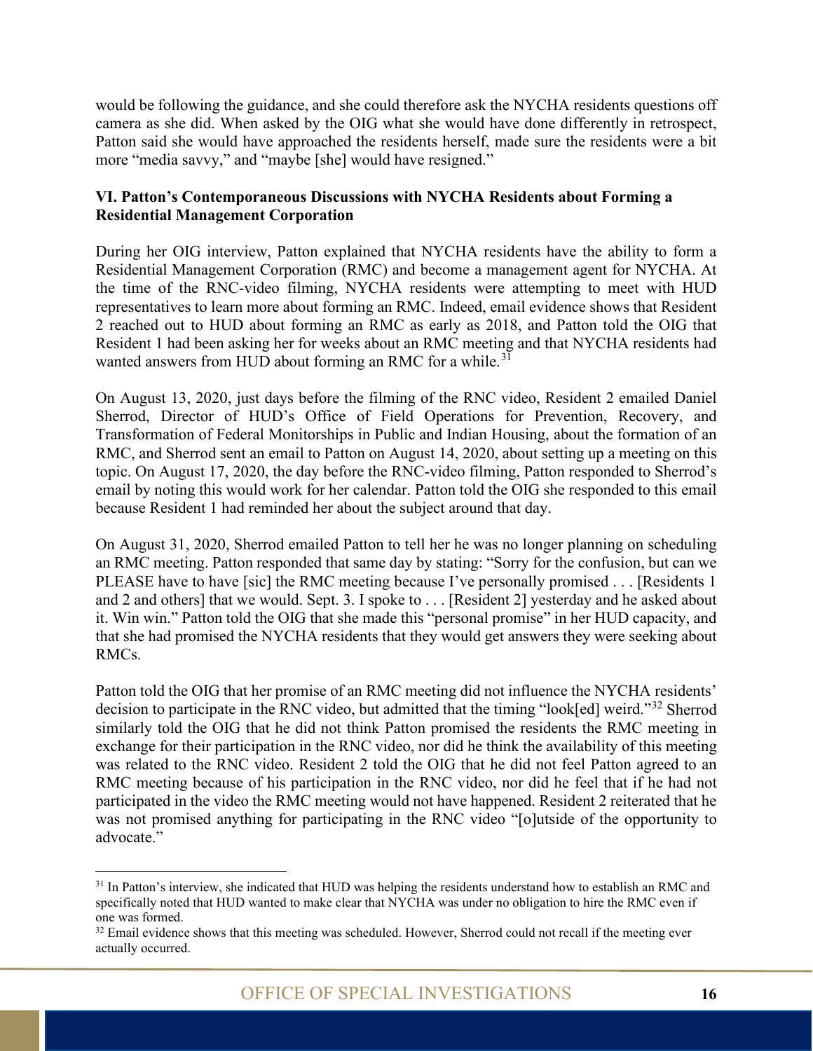would be following the guidance, and she could therefore ask the NYCHA residents questions off camera as she did. When asked by the OIG what she would have done differently in retrospect, Patton said she would have approached the residents herself, made sure the residents were a bit more "media savvy," and "maybe [she] would have resigned."

**VI. Patton's Contemporaneous Discussions with NYCHA Residents about Forming a Residential Management Corporation**

During her OIG interview, Patton explained that NYCHA residents have the ability to form a Residential Management Corporation (RMC) and become a management agent for NYCHA. At the time of the RNC-video filming, NYCHA residents were attempting to meet with HUD representatives to learn more about forming an RMC. Indeed, email evidence shows that Resident 2 reached out to HUD about forming an RMC as early as 2018, and Patton told the OIG that Resident 1 had been asking her for weeks about an RMC meeting and that NYCHA residents had wanted answers from HUD about forming an RMC for a while.[31]

On August 13, 2020, just days before the filming of the RNC video, Resident 2 emailed Daniel Sherrod, Director of HUD's Office of Field Operations for Prevention, Recovery, and Transformation of Federal Monitorships in Public and Indian Housing, about the formation of an RMC, and Sherrod sent an email to Patton on August 14, 2020, about setting up a meeting on this topic. On August 17, 2020, the day before the RNC-video filming, Patton responded to Sherrod's email by noting this would work for her calendar. Patton told the OIG she responded to this email because Resident 1 had reminded her about the subject around that day.

On August 31, 2020, Sherrod emailed Patton to tell her he was no longer planning on scheduling an RMC meeting. Patton responded that same day by stating: "Sorry for the confusion, but can we PLEASE have to have [sic] the RMC meeting because I've personally promised . . . [Residents 1 and 2 and others] that we would. Sept. 3. I spoke to . . . [Resident 2] yesterday and he asked about it. Win win." Patton told the OIG that she made this "personal promise" in her HUD capacity, and that she had promised the NYCHA residents that they would get answers they were seeking about RMCs.

Patton told the OIG that her promise of an RMC meeting did not influence the NYCHA residents' decision to participate in the RNC video, but admitted that the timing "look[ed] weird."[32] Sherrod similarly told the OIG that he did not think Patton promised the residents the RMC meeting in exchange for their participation in the RNC video, nor did he think the availability of this meeting was related to the RNC video. Resident 2 told the OIG that he did not feel Patton agreed to an RMC meeting because of his participation in the RNC video, nor did he feel that if he had not participated in the video the RMC meeting would not have happened. Resident 2 reiterated that he was not promised anything for participating in the RNC video "[o]utside of the opportunity to advocate."

---

[31] In Patton's interview, she indicated that HUD was helping the residents understand how to establish an RMC and specifically noted that HUD wanted to make clear that NYCHA was under no obligation to hire the RMC even if one was formed.

[32] Email evidence shows that this meeting was scheduled. However, Sherrod could not recall if the meeting ever actually occurred.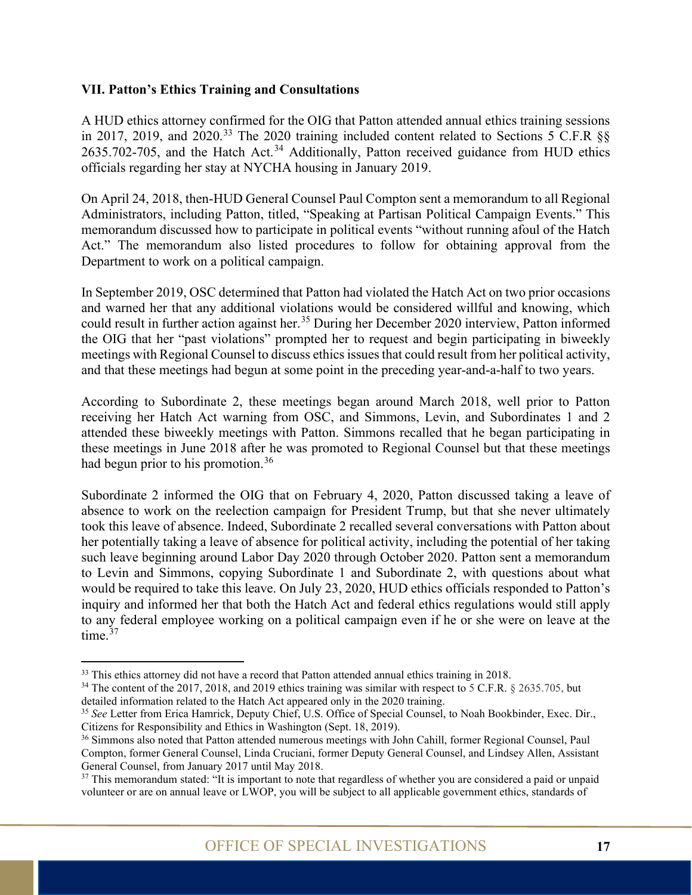**VII. Patton's Ethics Training and Consultations**

A HUD ethics attorney confirmed for the OIG that Patton attended annual ethics training sessions in 2017, 2019, and 2020.[33] The 2020 training included content related to Sections 5 C.F.R §§ 2635.702-705, and the Hatch Act.[34] Additionally, Patton received guidance from HUD ethics officials regarding her stay at NYCHA housing in January 2019.

On April 24, 2018, then-HUD General Counsel Paul Compton sent a memorandum to all Regional Administrators, including Patton, titled, "Speaking at Partisan Political Campaign Events." This memorandum discussed how to participate in political events "without running afoul of the Hatch Act." The memorandum also listed procedures to follow for obtaining approval from the Department to work on a political campaign.

In September 2019, OSC determined that Patton had violated the Hatch Act on two prior occasions and warned her that any additional violations would be considered willful and knowing, which could result in further action against her.[35] During her December 2020 interview, Patton informed the OIG that her "past violations" prompted her to request and begin participating in biweekly meetings with Regional Counsel to discuss ethics issues that could result from her political activity, and that these meetings had begun at some point in the preceding year-and-a-half to two years.

According to Subordinate 2, these meetings began around March 2018, well prior to Patton receiving her Hatch Act warning from OSC, and Simmons, Levin, and Subordinates 1 and 2 attended these biweekly meetings with Patton. Simmons recalled that he began participating in these meetings in June 2018 after he was promoted to Regional Counsel but that these meetings had begun prior to his promotion.[36]

Subordinate 2 informed the OIG that on February 4, 2020, Patton discussed taking a leave of absence to work on the reelection campaign for President Trump, but that she never ultimately took this leave of absence. Indeed, Subordinate 2 recalled several conversations with Patton about her potentially taking a leave of absence for political activity, including the potential of her taking such leave beginning around Labor Day 2020 through October 2020. Patton sent a memorandum to Levin and Simmons, copying Subordinate 1 and Subordinate 2, with questions about what would be required to take this leave. On July 23, 2020, HUD ethics officials responded to Patton's inquiry and informed her that both the Hatch Act and federal ethics regulations would still apply to any federal employee working on a political campaign even if he or she were on leave at the time.[37]

---

[33] This ethics attorney did not have a record that Patton attended annual ethics training in 2018.

[34] The content of the 2017, 2018, and 2019 ethics training was similar with respect to 5 C.F.R. § 2635.705, but detailed information related to the Hatch Act appeared only in the 2020 training.

[35] *See* Letter from Erica Hamrick, Deputy Chief, U.S. Office of Special Counsel, to Noah Bookbinder, Exec. Dir., Citizens for Responsibility and Ethics in Washington (Sept. 18, 2019).

[36] Simmons also noted that Patton attended numerous meetings with John Cahill, former Regional Counsel, Paul Compton, former General Counsel, Linda Cruciani, former Deputy General Counsel, and Lindsey Allen, Assistant General Counsel, from January 2017 until May 2018.

[37] This memorandum stated: "It is important to note that regardless of whether you are considered a paid or unpaid volunteer or are on annual leave or LWOP, you will be subject to all applicable government ethics, standards of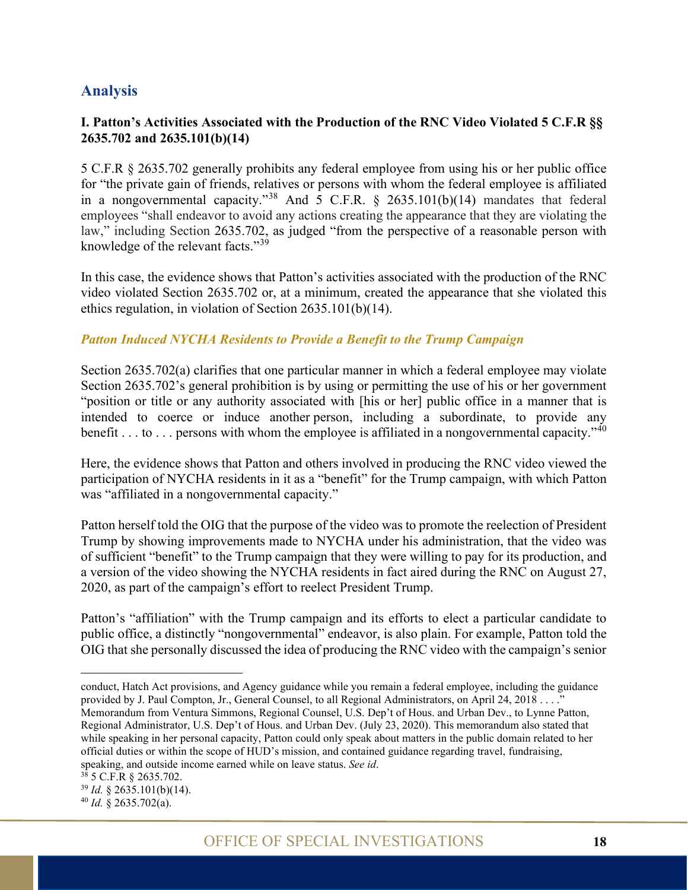## Analysis

### I. Patton's Activities Associated with the Production of the RNC Video Violated 5 C.F.R §§ 2635.702 and 2635.101(b)(14)

5 C.F.R § 2635.702 generally prohibits any federal employee from using his or her public office for "the private gain of friends, relatives or persons with whom the federal employee is affiliated in a nongovernmental capacity."[38] And 5 C.F.R. § 2635.101(b)(14) mandates that federal employees "shall endeavor to avoid any actions creating the appearance that they are violating the law," including Section 2635.702, as judged "from the perspective of a reasonable person with knowledge of the relevant facts."[39]

In this case, the evidence shows that Patton's activities associated with the production of the RNC video violated Section 2635.702 or, at a minimum, created the appearance that she violated this ethics regulation, in violation of Section 2635.101(b)(14).

***Patton Induced NYCHA Residents to Provide a Benefit to the Trump Campaign***

Section 2635.702(a) clarifies that one particular manner in which a federal employee may violate Section 2635.702's general prohibition is by using or permitting the use of his or her government "position or title or any authority associated with [his or her] public office in a manner that is intended to coerce or induce another person, including a subordinate, to provide any benefit . . . to . . . persons with whom the employee is affiliated in a nongovernmental capacity."[40]

Here, the evidence shows that Patton and others involved in producing the RNC video viewed the participation of NYCHA residents in it as a "benefit" for the Trump campaign, with which Patton was "affiliated in a nongovernmental capacity."

Patton herself told the OIG that the purpose of the video was to promote the reelection of President Trump by showing improvements made to NYCHA under his administration, that the video was of sufficient "benefit" to the Trump campaign that they were willing to pay for its production, and a version of the video showing the NYCHA residents in fact aired during the RNC on August 27, 2020, as part of the campaign's effort to reelect President Trump.

Patton's "affiliation" with the Trump campaign and its efforts to elect a particular candidate to public office, a distinctly "nongovernmental" endeavor, is also plain. For example, Patton told the OIG that she personally discussed the idea of producing the RNC video with the campaign's senior

---

conduct, Hatch Act provisions, and Agency guidance while you remain a federal employee, including the guidance provided by J. Paul Compton, Jr., General Counsel, to all Regional Administrators, on April 24, 2018 . . . ." Memorandum from Ventura Simmons, Regional Counsel, U.S. Dep't of Hous. and Urban Dev., to Lynne Patton, Regional Administrator, U.S. Dep't of Hous. and Urban Dev. (July 23, 2020). This memorandum also stated that while speaking in her personal capacity, Patton could only speak about matters in the public domain related to her official duties or within the scope of HUD's mission, and contained guidance regarding travel, fundraising, speaking, and outside income earned while on leave status. *See id*.

[38] 5 C.F.R § 2635.702.

[39] *Id.* § 2635.101(b)(14).

[40] *Id.* § 2635.702(a).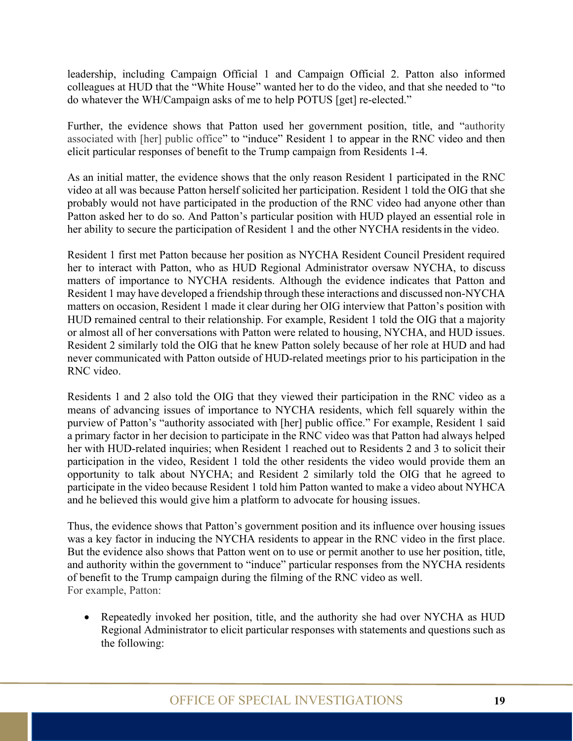leadership, including Campaign Official 1 and Campaign Official 2. Patton also informed colleagues at HUD that the "White House" wanted her to do the video, and that she needed to "to do whatever the WH/Campaign asks of me to help POTUS [get] re-elected."

Further, the evidence shows that Patton used her government position, title, and "authority associated with [her] public office" to "induce" Resident 1 to appear in the RNC video and then elicit particular responses of benefit to the Trump campaign from Residents 1-4.

As an initial matter, the evidence shows that the only reason Resident 1 participated in the RNC video at all was because Patton herself solicited her participation. Resident 1 told the OIG that she probably would not have participated in the production of the RNC video had anyone other than Patton asked her to do so. And Patton's particular position with HUD played an essential role in her ability to secure the participation of Resident 1 and the other NYCHA residents in the video.

Resident 1 first met Patton because her position as NYCHA Resident Council President required her to interact with Patton, who as HUD Regional Administrator oversaw NYCHA, to discuss matters of importance to NYCHA residents. Although the evidence indicates that Patton and Resident 1 may have developed a friendship through these interactions and discussed non-NYCHA matters on occasion, Resident 1 made it clear during her OIG interview that Patton's position with HUD remained central to their relationship. For example, Resident 1 told the OIG that a majority or almost all of her conversations with Patton were related to housing, NYCHA, and HUD issues. Resident 2 similarly told the OIG that he knew Patton solely because of her role at HUD and had never communicated with Patton outside of HUD-related meetings prior to his participation in the RNC video.

Residents 1 and 2 also told the OIG that they viewed their participation in the RNC video as a means of advancing issues of importance to NYCHA residents, which fell squarely within the purview of Patton's "authority associated with [her] public office." For example, Resident 1 said a primary factor in her decision to participate in the RNC video was that Patton had always helped her with HUD-related inquiries; when Resident 1 reached out to Residents 2 and 3 to solicit their participation in the video, Resident 1 told the other residents the video would provide them an opportunity to talk about NYCHA; and Resident 2 similarly told the OIG that he agreed to participate in the video because Resident 1 told him Patton wanted to make a video about NYHCA and he believed this would give him a platform to advocate for housing issues.

Thus, the evidence shows that Patton's government position and its influence over housing issues was a key factor in inducing the NYCHA residents to appear in the RNC video in the first place. But the evidence also shows that Patton went on to use or permit another to use her position, title, and authority within the government to "induce" particular responses from the NYCHA residents of benefit to the Trump campaign during the filming of the RNC video as well.

For example, Patton:

- Repeatedly invoked her position, title, and the authority she had over NYCHA as HUD Regional Administrator to elicit particular responses with statements and questions such as the following: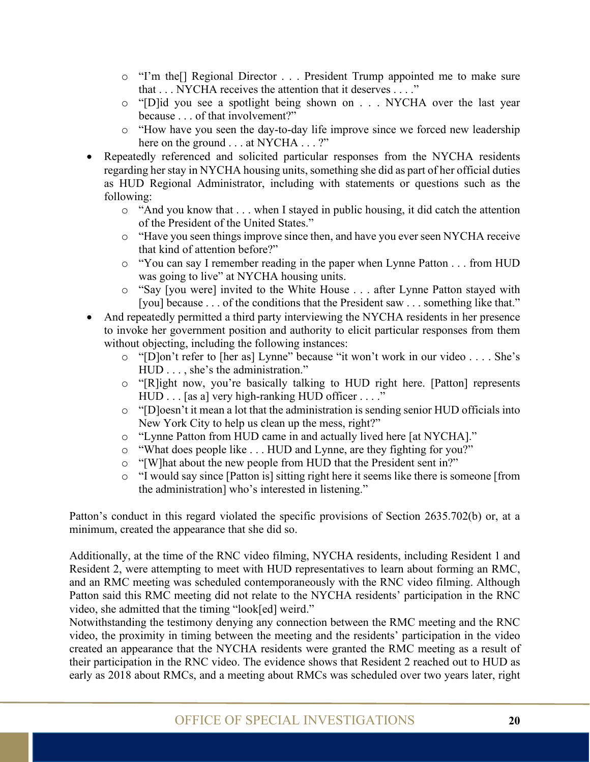- "I'm the[] Regional Director . . . President Trump appointed me to make sure that . . . NYCHA receives the attention that it deserves . . . ."
  - "[D]id you see a spotlight being shown on . . . NYCHA over the last year because . . . of that involvement?"
  - "How have you seen the day-to-day life improve since we forced new leadership here on the ground . . . at NYCHA . . . ?"
- Repeatedly referenced and solicited particular responses from the NYCHA residents regarding her stay in NYCHA housing units, something she did as part of her official duties as HUD Regional Administrator, including with statements or questions such as the following:
  - "And you know that . . . when I stayed in public housing, it did catch the attention of the President of the United States."
  - "Have you seen things improve since then, and have you ever seen NYCHA receive that kind of attention before?"
  - "You can say I remember reading in the paper when Lynne Patton . . . from HUD was going to live" at NYCHA housing units.
  - "Say [you were] invited to the White House . . . after Lynne Patton stayed with [you] because . . . of the conditions that the President saw . . . something like that."
- And repeatedly permitted a third party interviewing the NYCHA residents in her presence to invoke her government position and authority to elicit particular responses from them without objecting, including the following instances:
  - "[D]on't refer to [her as] Lynne" because "it won't work in our video . . . . She's HUD . . . , she's the administration."
  - "[R]ight now, you're basically talking to HUD right here. [Patton] represents HUD . . . [as a] very high-ranking HUD officer . . . ."
  - "[D]oesn't it mean a lot that the administration is sending senior HUD officials into New York City to help us clean up the mess, right?"
  - "Lynne Patton from HUD came in and actually lived here [at NYCHA]."
  - "What does people like . . . HUD and Lynne, are they fighting for you?"
  - "[W]hat about the new people from HUD that the President sent in?"
  - "I would say since [Patton is] sitting right here it seems like there is someone [from the administration] who's interested in listening."

Patton's conduct in this regard violated the specific provisions of Section 2635.702(b) or, at a minimum, created the appearance that she did so.

Additionally, at the time of the RNC video filming, NYCHA residents, including Resident 1 and Resident 2, were attempting to meet with HUD representatives to learn about forming an RMC, and an RMC meeting was scheduled contemporaneously with the RNC video filming. Although Patton said this RMC meeting did not relate to the NYCHA residents' participation in the RNC video, she admitted that the timing "look[ed] weird."

Notwithstanding the testimony denying any connection between the RMC meeting and the RNC video, the proximity in timing between the meeting and the residents' participation in the video created an appearance that the NYCHA residents were granted the RMC meeting as a result of their participation in the RNC video. The evidence shows that Resident 2 reached out to HUD as early as 2018 about RMCs, and a meeting about RMCs was scheduled over two years later, right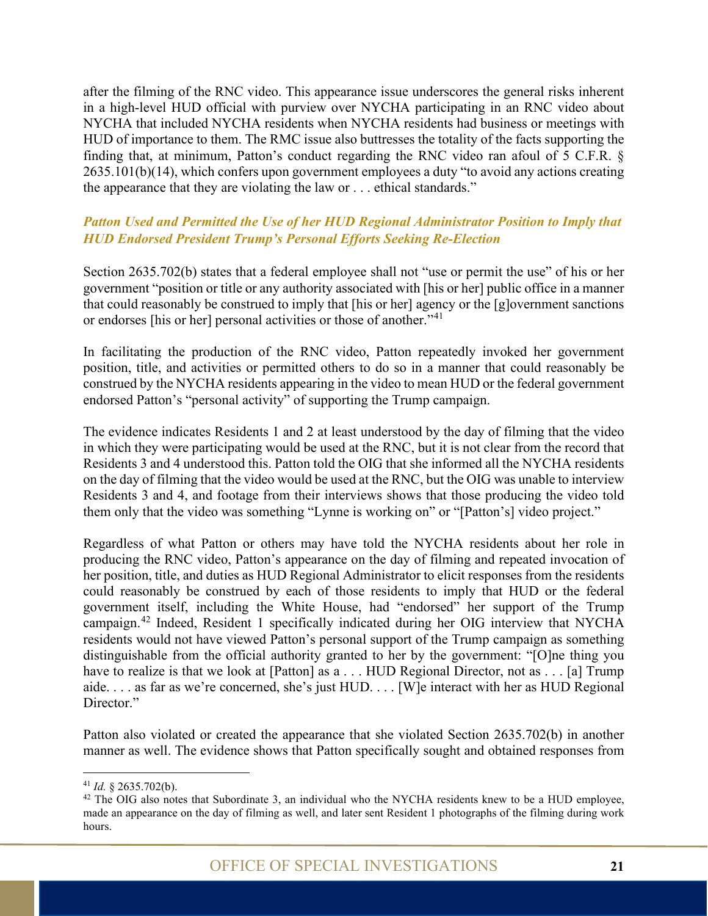after the filming of the RNC video. This appearance issue underscores the general risks inherent in a high-level HUD official with purview over NYCHA participating in an RNC video about NYCHA that included NYCHA residents when NYCHA residents had business or meetings with HUD of importance to them. The RMC issue also buttresses the totality of the facts supporting the finding that, at minimum, Patton's conduct regarding the RNC video ran afoul of 5 C.F.R. § 2635.101(b)(14), which confers upon government employees a duty "to avoid any actions creating the appearance that they are violating the law or . . . ethical standards."

### *Patton Used and Permitted the Use of her HUD Regional Administrator Position to Imply that HUD Endorsed President Trump's Personal Efforts Seeking Re-Election*

Section 2635.702(b) states that a federal employee shall not "use or permit the use" of his or her government "position or title or any authority associated with [his or her] public office in a manner that could reasonably be construed to imply that [his or her] agency or the [g]overnment sanctions or endorses [his or her] personal activities or those of another."[41]

In facilitating the production of the RNC video, Patton repeatedly invoked her government position, title, and activities or permitted others to do so in a manner that could reasonably be construed by the NYCHA residents appearing in the video to mean HUD or the federal government endorsed Patton's "personal activity" of supporting the Trump campaign.

The evidence indicates Residents 1 and 2 at least understood by the day of filming that the video in which they were participating would be used at the RNC, but it is not clear from the record that Residents 3 and 4 understood this. Patton told the OIG that she informed all the NYCHA residents on the day of filming that the video would be used at the RNC, but the OIG was unable to interview Residents 3 and 4, and footage from their interviews shows that those producing the video told them only that the video was something "Lynne is working on" or "[Patton's] video project."

Regardless of what Patton or others may have told the NYCHA residents about her role in producing the RNC video, Patton's appearance on the day of filming and repeated invocation of her position, title, and duties as HUD Regional Administrator to elicit responses from the residents could reasonably be construed by each of those residents to imply that HUD or the federal government itself, including the White House, had "endorsed" her support of the Trump campaign.[42] Indeed, Resident 1 specifically indicated during her OIG interview that NYCHA residents would not have viewed Patton's personal support of the Trump campaign as something distinguishable from the official authority granted to her by the government: "[O]ne thing you have to realize is that we look at [Patton] as a . . . HUD Regional Director, not as . . . [a] Trump aide. . . . as far as we're concerned, she's just HUD. . . . [W]e interact with her as HUD Regional Director."

Patton also violated or created the appearance that she violated Section 2635.702(b) in another manner as well. The evidence shows that Patton specifically sought and obtained responses from

---

[41] *Id.* § 2635.702(b).

[42] The OIG also notes that Subordinate 3, an individual who the NYCHA residents knew to be a HUD employee, made an appearance on the day of filming as well, and later sent Resident 1 photographs of the filming during work hours.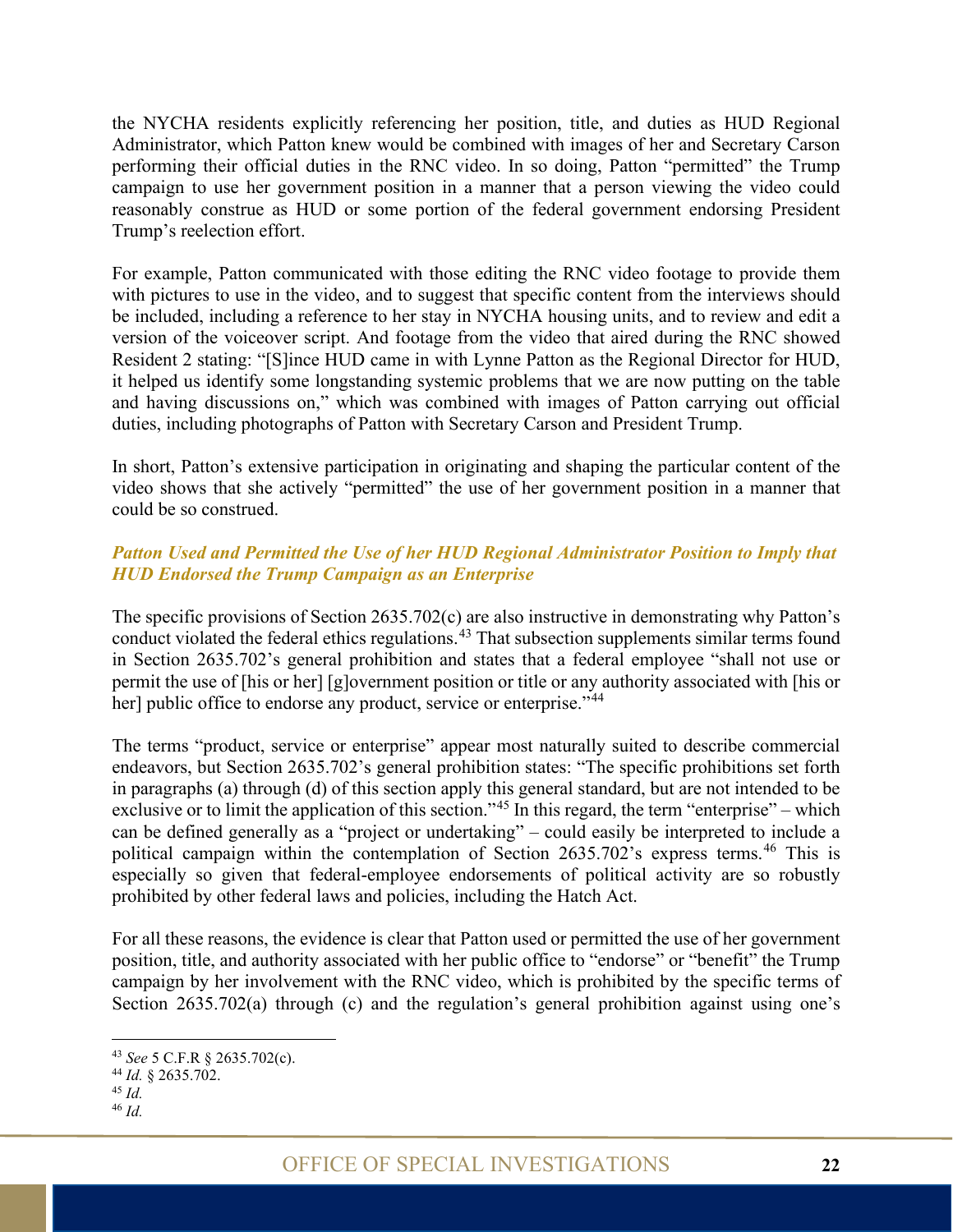the NYCHA residents explicitly referencing her position, title, and duties as HUD Regional Administrator, which Patton knew would be combined with images of her and Secretary Carson performing their official duties in the RNC video. In so doing, Patton "permitted" the Trump campaign to use her government position in a manner that a person viewing the video could reasonably construe as HUD or some portion of the federal government endorsing President Trump's reelection effort.

For example, Patton communicated with those editing the RNC video footage to provide them with pictures to use in the video, and to suggest that specific content from the interviews should be included, including a reference to her stay in NYCHA housing units, and to review and edit a version of the voiceover script. And footage from the video that aired during the RNC showed Resident 2 stating: "[S]ince HUD came in with Lynne Patton as the Regional Director for HUD, it helped us identify some longstanding systemic problems that we are now putting on the table and having discussions on," which was combined with images of Patton carrying out official duties, including photographs of Patton with Secretary Carson and President Trump.

In short, Patton's extensive participation in originating and shaping the particular content of the video shows that she actively "permitted" the use of her government position in a manner that could be so construed.

### *Patton Used and Permitted the Use of her HUD Regional Administrator Position to Imply that HUD Endorsed the Trump Campaign as an Enterprise*

The specific provisions of Section 2635.702(c) are also instructive in demonstrating why Patton's conduct violated the federal ethics regulations.[43] That subsection supplements similar terms found in Section 2635.702's general prohibition and states that a federal employee "shall not use or permit the use of [his or her] [g]overnment position or title or any authority associated with [his or her] public office to endorse any product, service or enterprise."[44]

The terms "product, service or enterprise" appear most naturally suited to describe commercial endeavors, but Section 2635.702's general prohibition states: "The specific prohibitions set forth in paragraphs (a) through (d) of this section apply this general standard, but are not intended to be exclusive or to limit the application of this section."[45] In this regard, the term "enterprise" – which can be defined generally as a "project or undertaking" – could easily be interpreted to include a political campaign within the contemplation of Section 2635.702's express terms.[46] This is especially so given that federal-employee endorsements of political activity are so robustly prohibited by other federal laws and policies, including the Hatch Act.

For all these reasons, the evidence is clear that Patton used or permitted the use of her government position, title, and authority associated with her public office to "endorse" or "benefit" the Trump campaign by her involvement with the RNC video, which is prohibited by the specific terms of Section 2635.702(a) through (c) and the regulation's general prohibition against using one's

---

[43] *See* 5 C.F.R § 2635.702(c).

[44] *Id.* § 2635.702.

[45] *Id.*

[46] *Id.*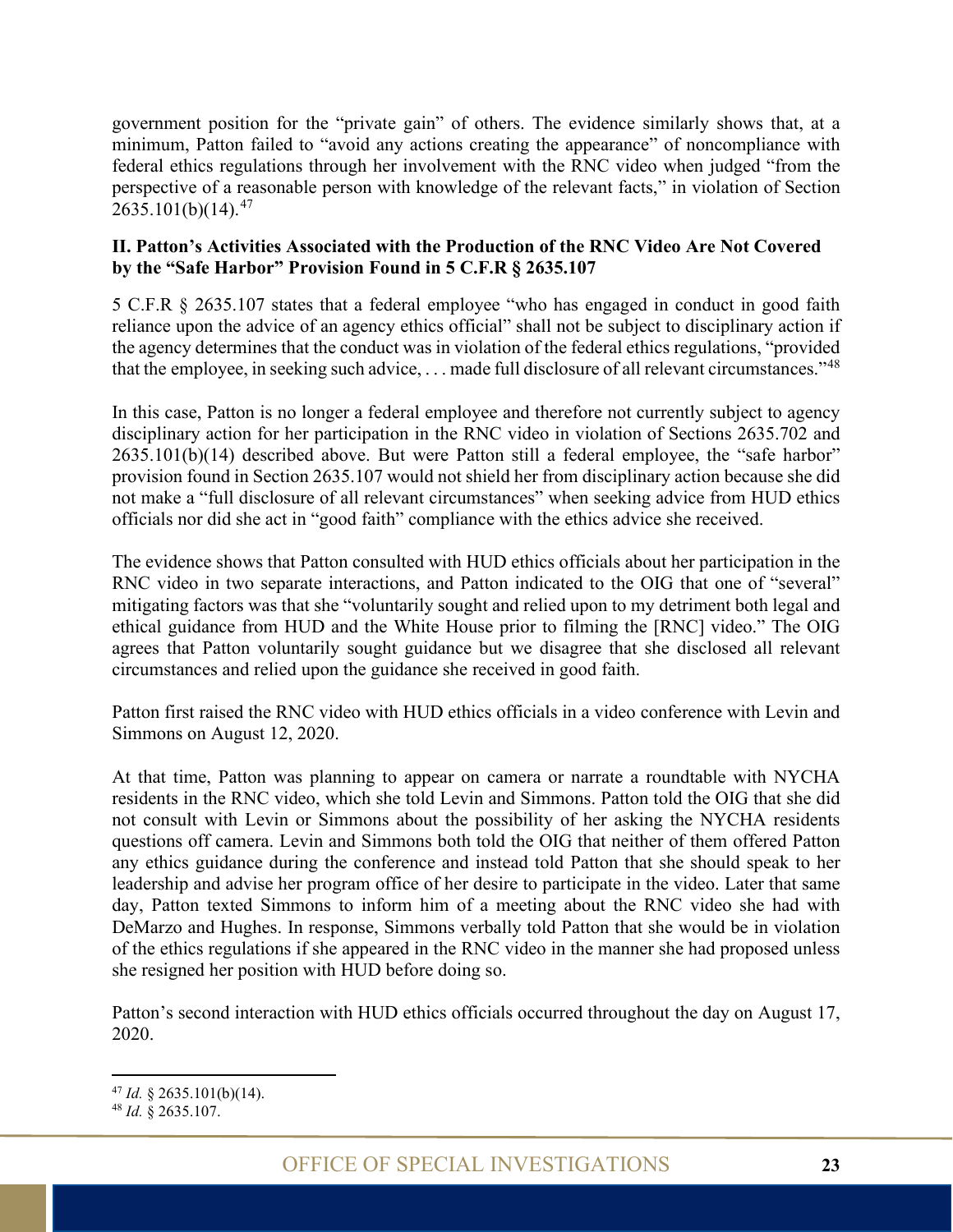government position for the "private gain" of others. The evidence similarly shows that, at a minimum, Patton failed to "avoid any actions creating the appearance" of noncompliance with federal ethics regulations through her involvement with the RNC video when judged "from the perspective of a reasonable person with knowledge of the relevant facts," in violation of Section 2635.101(b)(14).[47]

**II. Patton's Activities Associated with the Production of the RNC Video Are Not Covered by the "Safe Harbor" Provision Found in 5 C.F.R § 2635.107**

5 C.F.R § 2635.107 states that a federal employee "who has engaged in conduct in good faith reliance upon the advice of an agency ethics official" shall not be subject to disciplinary action if the agency determines that the conduct was in violation of the federal ethics regulations, "provided that the employee, in seeking such advice, . . . made full disclosure of all relevant circumstances."[48]

In this case, Patton is no longer a federal employee and therefore not currently subject to agency disciplinary action for her participation in the RNC video in violation of Sections 2635.702 and 2635.101(b)(14) described above. But were Patton still a federal employee, the "safe harbor" provision found in Section 2635.107 would not shield her from disciplinary action because she did not make a "full disclosure of all relevant circumstances" when seeking advice from HUD ethics officials nor did she act in "good faith" compliance with the ethics advice she received.

The evidence shows that Patton consulted with HUD ethics officials about her participation in the RNC video in two separate interactions, and Patton indicated to the OIG that one of "several" mitigating factors was that she "voluntarily sought and relied upon to my detriment both legal and ethical guidance from HUD and the White House prior to filming the [RNC] video." The OIG agrees that Patton voluntarily sought guidance but we disagree that she disclosed all relevant circumstances and relied upon the guidance she received in good faith.

Patton first raised the RNC video with HUD ethics officials in a video conference with Levin and Simmons on August 12, 2020.

At that time, Patton was planning to appear on camera or narrate a roundtable with NYCHA residents in the RNC video, which she told Levin and Simmons. Patton told the OIG that she did not consult with Levin or Simmons about the possibility of her asking the NYCHA residents questions off camera. Levin and Simmons both told the OIG that neither of them offered Patton any ethics guidance during the conference and instead told Patton that she should speak to her leadership and advise her program office of her desire to participate in the video. Later that same day, Patton texted Simmons to inform him of a meeting about the RNC video she had with DeMarzo and Hughes. In response, Simmons verbally told Patton that she would be in violation of the ethics regulations if she appeared in the RNC video in the manner she had proposed unless she resigned her position with HUD before doing so.

Patton's second interaction with HUD ethics officials occurred throughout the day on August 17, 2020.

---

[47] *Id.* § 2635.101(b)(14).

[48] *Id.* § 2635.107.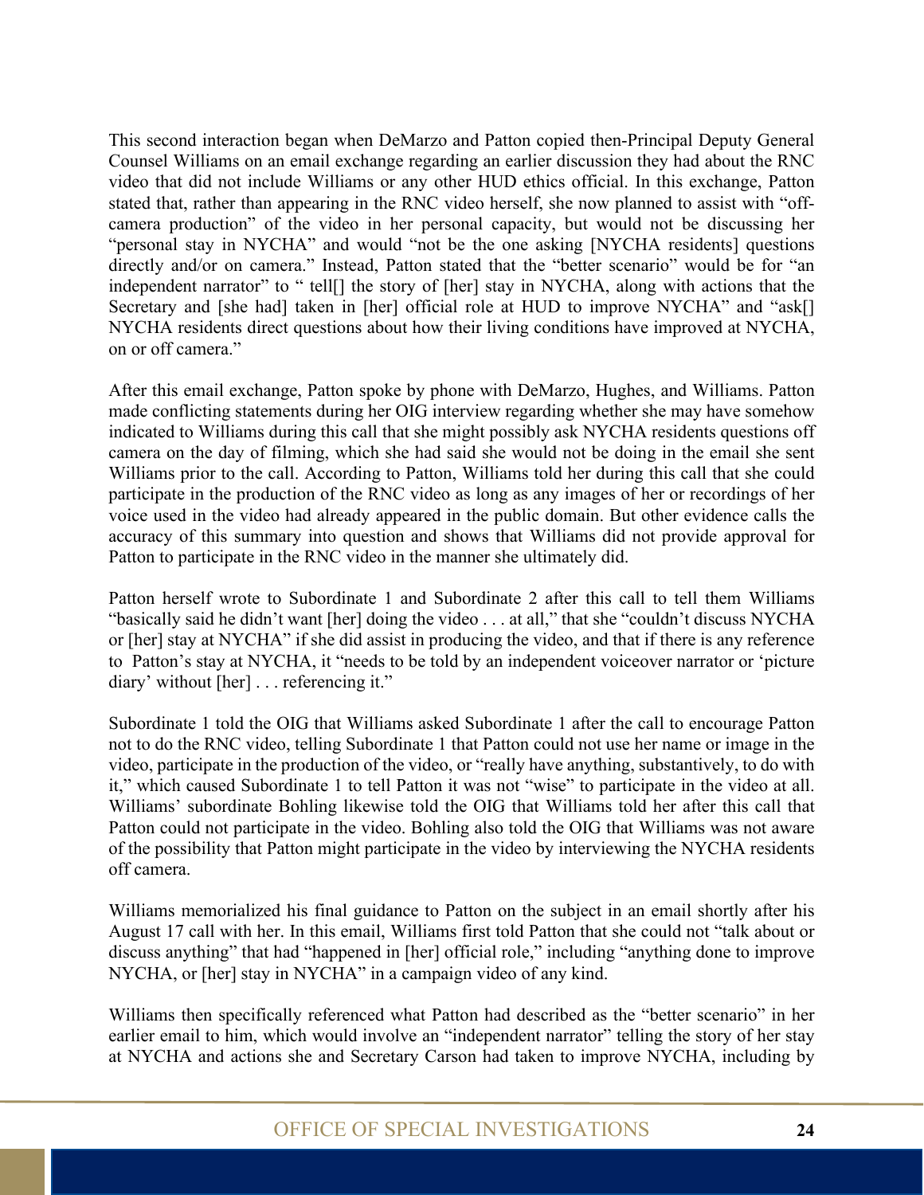This second interaction began when DeMarzo and Patton copied then-Principal Deputy General Counsel Williams on an email exchange regarding an earlier discussion they had about the RNC video that did not include Williams or any other HUD ethics official. In this exchange, Patton stated that, rather than appearing in the RNC video herself, she now planned to assist with "off-camera production" of the video in her personal capacity, but would not be discussing her "personal stay in NYCHA" and would "not be the one asking [NYCHA residents] questions directly and/or on camera." Instead, Patton stated that the "better scenario" would be for "an independent narrator" to " tell[] the story of [her] stay in NYCHA, along with actions that the Secretary and [she had] taken in [her] official role at HUD to improve NYCHA" and "ask[] NYCHA residents direct questions about how their living conditions have improved at NYCHA, on or off camera."

After this email exchange, Patton spoke by phone with DeMarzo, Hughes, and Williams. Patton made conflicting statements during her OIG interview regarding whether she may have somehow indicated to Williams during this call that she might possibly ask NYCHA residents questions off camera on the day of filming, which she had said she would not be doing in the email she sent Williams prior to the call. According to Patton, Williams told her during this call that she could participate in the production of the RNC video as long as any images of her or recordings of her voice used in the video had already appeared in the public domain. But other evidence calls the accuracy of this summary into question and shows that Williams did not provide approval for Patton to participate in the RNC video in the manner she ultimately did.

Patton herself wrote to Subordinate 1 and Subordinate 2 after this call to tell them Williams "basically said he didn't want [her] doing the video . . . at all," that she "couldn't discuss NYCHA or [her] stay at NYCHA" if she did assist in producing the video, and that if there is any reference to Patton's stay at NYCHA, it "needs to be told by an independent voiceover narrator or 'picture diary' without [her] . . . referencing it."

Subordinate 1 told the OIG that Williams asked Subordinate 1 after the call to encourage Patton not to do the RNC video, telling Subordinate 1 that Patton could not use her name or image in the video, participate in the production of the video, or "really have anything, substantively, to do with it," which caused Subordinate 1 to tell Patton it was not "wise" to participate in the video at all. Williams' subordinate Bohling likewise told the OIG that Williams told her after this call that Patton could not participate in the video. Bohling also told the OIG that Williams was not aware of the possibility that Patton might participate in the video by interviewing the NYCHA residents off camera.

Williams memorialized his final guidance to Patton on the subject in an email shortly after his August 17 call with her. In this email, Williams first told Patton that she could not "talk about or discuss anything" that had "happened in [her] official role," including "anything done to improve NYCHA, or [her] stay in NYCHA" in a campaign video of any kind.

Williams then specifically referenced what Patton had described as the "better scenario" in her earlier email to him, which would involve an "independent narrator" telling the story of her stay at NYCHA and actions she and Secretary Carson had taken to improve NYCHA, including by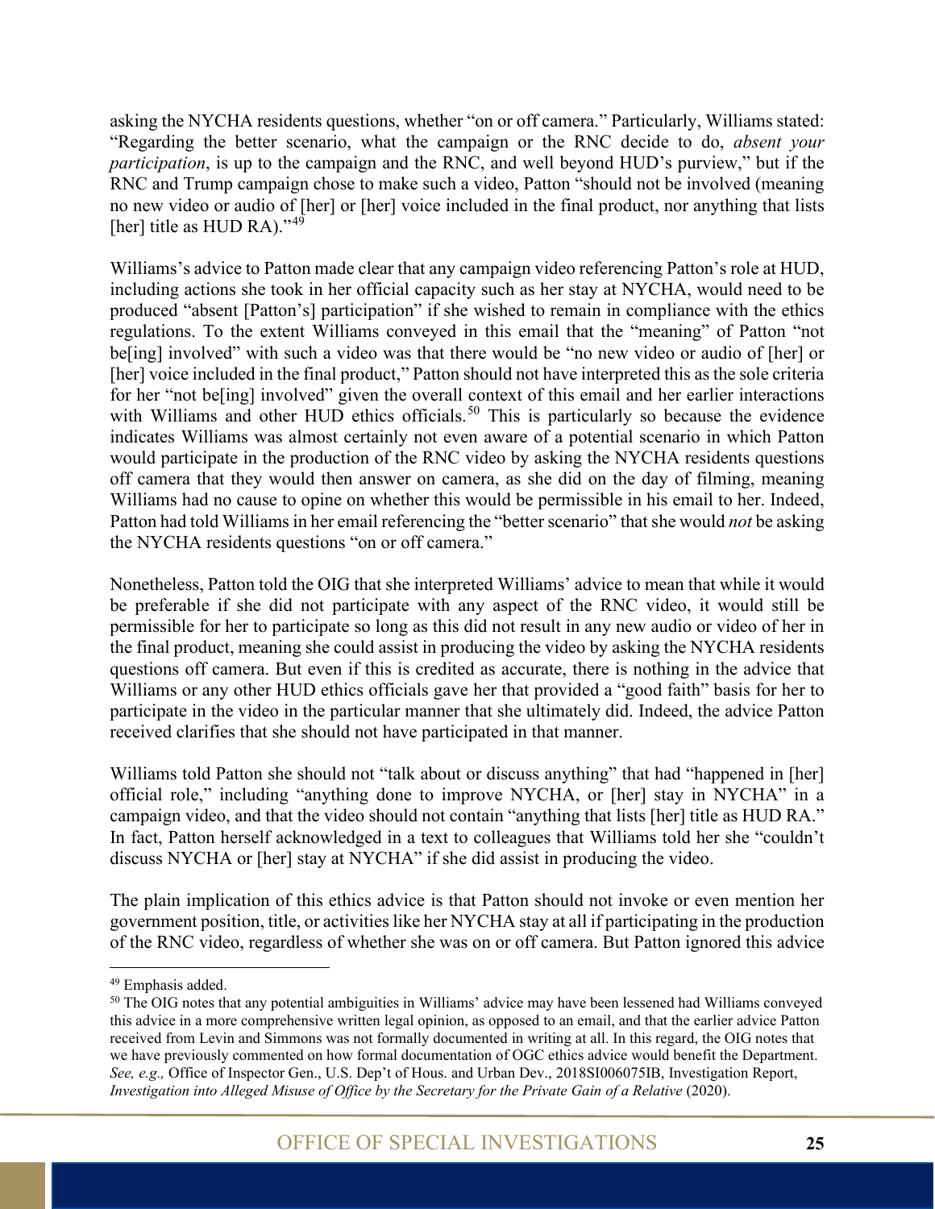asking the NYCHA residents questions, whether "on or off camera." Particularly, Williams stated: "Regarding the better scenario, what the campaign or the RNC decide to do, *absent your participation*, is up to the campaign and the RNC, and well beyond HUD's purview," but if the RNC and Trump campaign chose to make such a video, Patton "should not be involved (meaning no new video or audio of [her] or [her] voice included in the final product, nor anything that lists [her] title as HUD RA)."[49]

Williams's advice to Patton made clear that any campaign video referencing Patton's role at HUD, including actions she took in her official capacity such as her stay at NYCHA, would need to be produced "absent [Patton's] participation" if she wished to remain in compliance with the ethics regulations. To the extent Williams conveyed in this email that the "meaning" of Patton "not be[ing] involved" with such a video was that there would be "no new video or audio of [her] or [her] voice included in the final product," Patton should not have interpreted this as the sole criteria for her "not be[ing] involved" given the overall context of this email and her earlier interactions with Williams and other HUD ethics officials.[50] This is particularly so because the evidence indicates Williams was almost certainly not even aware of a potential scenario in which Patton would participate in the production of the RNC video by asking the NYCHA residents questions off camera that they would then answer on camera, as she did on the day of filming, meaning Williams had no cause to opine on whether this would be permissible in his email to her. Indeed, Patton had told Williams in her email referencing the "better scenario" that she would *not* be asking the NYCHA residents questions "on or off camera."

Nonetheless, Patton told the OIG that she interpreted Williams' advice to mean that while it would be preferable if she did not participate with any aspect of the RNC video, it would still be permissible for her to participate so long as this did not result in any new audio or video of her in the final product, meaning she could assist in producing the video by asking the NYCHA residents questions off camera. But even if this is credited as accurate, there is nothing in the advice that Williams or any other HUD ethics officials gave her that provided a "good faith" basis for her to participate in the video in the particular manner that she ultimately did. Indeed, the advice Patton received clarifies that she should not have participated in that manner.

Williams told Patton she should not "talk about or discuss anything" that had "happened in [her] official role," including "anything done to improve NYCHA, or [her] stay in NYCHA" in a campaign video, and that the video should not contain "anything that lists [her] title as HUD RA." In fact, Patton herself acknowledged in a text to colleagues that Williams told her she "couldn't discuss NYCHA or [her] stay at NYCHA" if she did assist in producing the video.

The plain implication of this ethics advice is that Patton should not invoke or even mention her government position, title, or activities like her NYCHA stay at all if participating in the production of the RNC video, regardless of whether she was on or off camera. But Patton ignored this advice

---

[49] Emphasis added.

[50] The OIG notes that any potential ambiguities in Williams' advice may have been lessened had Williams conveyed this advice in a more comprehensive written legal opinion, as opposed to an email, and that the earlier advice Patton received from Levin and Simmons was not formally documented in writing at all. In this regard, the OIG notes that we have previously commented on how formal documentation of OGC ethics advice would benefit the Department. *See, e.g.,* Office of Inspector Gen., U.S. Dep't of Hous. and Urban Dev., 2018SI006075IB, Investigation Report, *Investigation into Alleged Misuse of Office by the Secretary for the Private Gain of a Relative* (2020).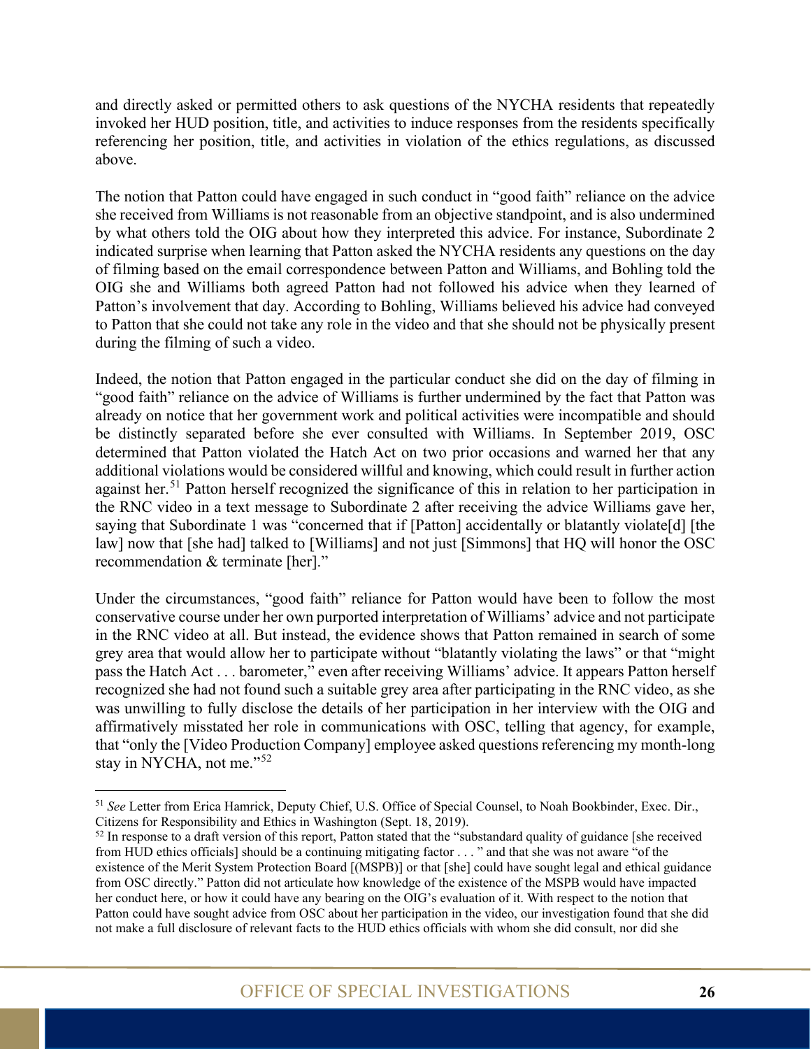and directly asked or permitted others to ask questions of the NYCHA residents that repeatedly invoked her HUD position, title, and activities to induce responses from the residents specifically referencing her position, title, and activities in violation of the ethics regulations, as discussed above.

The notion that Patton could have engaged in such conduct in "good faith" reliance on the advice she received from Williams is not reasonable from an objective standpoint, and is also undermined by what others told the OIG about how they interpreted this advice. For instance, Subordinate 2 indicated surprise when learning that Patton asked the NYCHA residents any questions on the day of filming based on the email correspondence between Patton and Williams, and Bohling told the OIG she and Williams both agreed Patton had not followed his advice when they learned of Patton's involvement that day. According to Bohling, Williams believed his advice had conveyed to Patton that she could not take any role in the video and that she should not be physically present during the filming of such a video.

Indeed, the notion that Patton engaged in the particular conduct she did on the day of filming in "good faith" reliance on the advice of Williams is further undermined by the fact that Patton was already on notice that her government work and political activities were incompatible and should be distinctly separated before she ever consulted with Williams. In September 2019, OSC determined that Patton violated the Hatch Act on two prior occasions and warned her that any additional violations would be considered willful and knowing, which could result in further action against her.[51] Patton herself recognized the significance of this in relation to her participation in the RNC video in a text message to Subordinate 2 after receiving the advice Williams gave her, saying that Subordinate 1 was "concerned that if [Patton] accidentally or blatantly violate[d] [the law] now that [she had] talked to [Williams] and not just [Simmons] that HQ will honor the OSC recommendation & terminate [her]."

Under the circumstances, "good faith" reliance for Patton would have been to follow the most conservative course under her own purported interpretation of Williams' advice and not participate in the RNC video at all. But instead, the evidence shows that Patton remained in search of some grey area that would allow her to participate without "blatantly violating the laws" or that "might pass the Hatch Act . . . barometer," even after receiving Williams' advice. It appears Patton herself recognized she had not found such a suitable grey area after participating in the RNC video, as she was unwilling to fully disclose the details of her participation in her interview with the OIG and affirmatively misstated her role in communications with OSC, telling that agency, for example, that "only the [Video Production Company] employee asked questions referencing my month-long stay in NYCHA, not me."[52]

---

[51] *See* Letter from Erica Hamrick, Deputy Chief, U.S. Office of Special Counsel, to Noah Bookbinder, Exec. Dir., Citizens for Responsibility and Ethics in Washington (Sept. 18, 2019).

[52] In response to a draft version of this report, Patton stated that the "substandard quality of guidance [she received from HUD ethics officials] should be a continuing mitigating factor . . . " and that she was not aware "of the existence of the Merit System Protection Board [(MSPB)] or that [she] could have sought legal and ethical guidance from OSC directly." Patton did not articulate how knowledge of the existence of the MSPB would have impacted her conduct here, or how it could have any bearing on the OIG's evaluation of it. With respect to the notion that Patton could have sought advice from OSC about her participation in the video, our investigation found that she did not make a full disclosure of relevant facts to the HUD ethics officials with whom she did consult, nor did she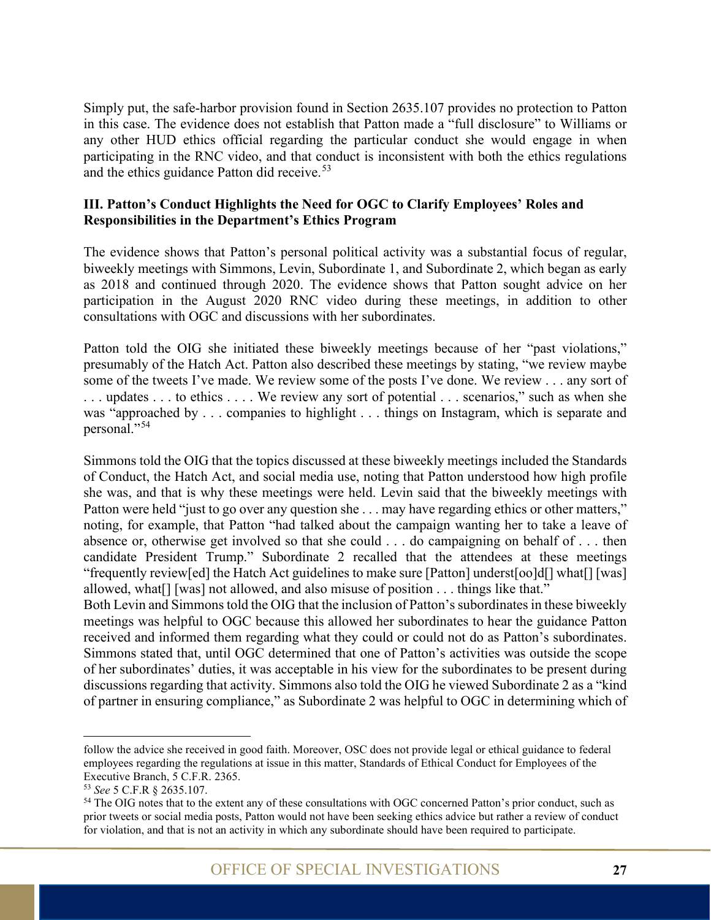Simply put, the safe-harbor provision found in Section 2635.107 provides no protection to Patton in this case. The evidence does not establish that Patton made a "full disclosure" to Williams or any other HUD ethics official regarding the particular conduct she would engage in when participating in the RNC video, and that conduct is inconsistent with both the ethics regulations and the ethics guidance Patton did receive.[53]

### III. Patton's Conduct Highlights the Need for OGC to Clarify Employees' Roles and Responsibilities in the Department's Ethics Program

The evidence shows that Patton's personal political activity was a substantial focus of regular, biweekly meetings with Simmons, Levin, Subordinate 1, and Subordinate 2, which began as early as 2018 and continued through 2020. The evidence shows that Patton sought advice on her participation in the August 2020 RNC video during these meetings, in addition to other consultations with OGC and discussions with her subordinates.

Patton told the OIG she initiated these biweekly meetings because of her "past violations," presumably of the Hatch Act. Patton also described these meetings by stating, "we review maybe some of the tweets I've made. We review some of the posts I've done. We review . . . any sort of . . . updates . . . to ethics . . . . We review any sort of potential . . . scenarios," such as when she was "approached by . . . companies to highlight . . . things on Instagram, which is separate and personal."[54]

Simmons told the OIG that the topics discussed at these biweekly meetings included the Standards of Conduct, the Hatch Act, and social media use, noting that Patton understood how high profile she was, and that is why these meetings were held. Levin said that the biweekly meetings with Patton were held "just to go over any question she . . . may have regarding ethics or other matters," noting, for example, that Patton "had talked about the campaign wanting her to take a leave of absence or, otherwise get involved so that she could . . . do campaigning on behalf of . . . then candidate President Trump." Subordinate 2 recalled that the attendees at these meetings "frequently review[ed] the Hatch Act guidelines to make sure [Patton] underst[oo]d[] what[] [was] allowed, what[] [was] not allowed, and also misuse of position . . . things like that."

Both Levin and Simmons told the OIG that the inclusion of Patton's subordinates in these biweekly meetings was helpful to OGC because this allowed her subordinates to hear the guidance Patton received and informed them regarding what they could or could not do as Patton's subordinates. Simmons stated that, until OGC determined that one of Patton's activities was outside the scope of her subordinates' duties, it was acceptable in his view for the subordinates to be present during discussions regarding that activity. Simmons also told the OIG he viewed Subordinate 2 as a "kind of partner in ensuring compliance," as Subordinate 2 was helpful to OGC in determining which of

---

follow the advice she received in good faith. Moreover, OSC does not provide legal or ethical guidance to federal employees regarding the regulations at issue in this matter, Standards of Ethical Conduct for Employees of the Executive Branch, 5 C.F.R. 2365.

[53] *See* 5 C.F.R § 2635.107.

[54] The OIG notes that to the extent any of these consultations with OGC concerned Patton's prior conduct, such as prior tweets or social media posts, Patton would not have been seeking ethics advice but rather a review of conduct for violation, and that is not an activity in which any subordinate should have been required to participate.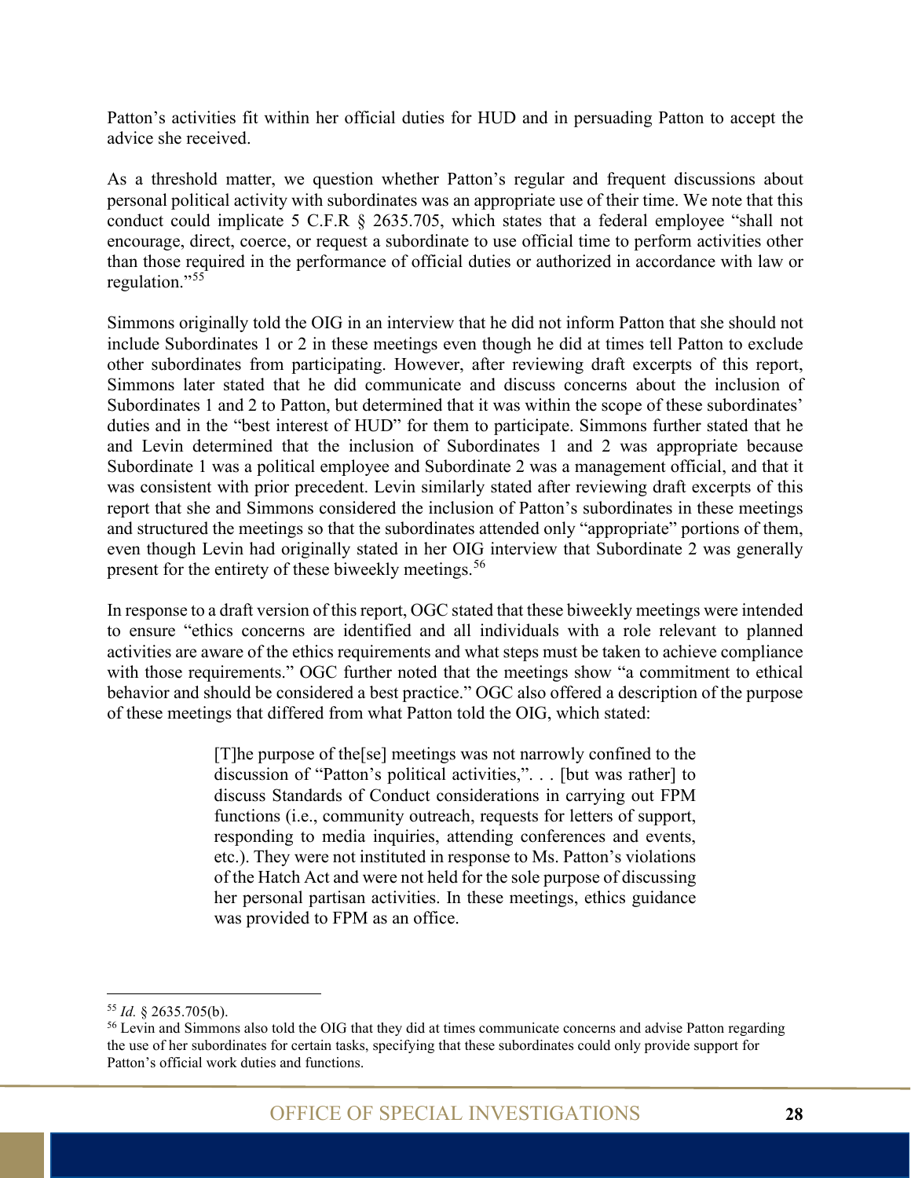Patton's activities fit within her official duties for HUD and in persuading Patton to accept the advice she received.

As a threshold matter, we question whether Patton's regular and frequent discussions about personal political activity with subordinates was an appropriate use of their time. We note that this conduct could implicate 5 C.F.R § 2635.705, which states that a federal employee "shall not encourage, direct, coerce, or request a subordinate to use official time to perform activities other than those required in the performance of official duties or authorized in accordance with law or regulation."[55]

Simmons originally told the OIG in an interview that he did not inform Patton that she should not include Subordinates 1 or 2 in these meetings even though he did at times tell Patton to exclude other subordinates from participating. However, after reviewing draft excerpts of this report, Simmons later stated that he did communicate and discuss concerns about the inclusion of Subordinates 1 and 2 to Patton, but determined that it was within the scope of these subordinates' duties and in the "best interest of HUD" for them to participate. Simmons further stated that he and Levin determined that the inclusion of Subordinates 1 and 2 was appropriate because Subordinate 1 was a political employee and Subordinate 2 was a management official, and that it was consistent with prior precedent. Levin similarly stated after reviewing draft excerpts of this report that she and Simmons considered the inclusion of Patton's subordinates in these meetings and structured the meetings so that the subordinates attended only "appropriate" portions of them, even though Levin had originally stated in her OIG interview that Subordinate 2 was generally present for the entirety of these biweekly meetings.[56]

In response to a draft version of this report, OGC stated that these biweekly meetings were intended to ensure "ethics concerns are identified and all individuals with a role relevant to planned activities are aware of the ethics requirements and what steps must be taken to achieve compliance with those requirements." OGC further noted that the meetings show "a commitment to ethical behavior and should be considered a best practice." OGC also offered a description of the purpose of these meetings that differed from what Patton told the OIG, which stated:

> [T]he purpose of the[se] meetings was not narrowly confined to the discussion of "Patton's political activities,". . . [but was rather] to discuss Standards of Conduct considerations in carrying out FPM functions (i.e., community outreach, requests for letters of support, responding to media inquiries, attending conferences and events, etc.). They were not instituted in response to Ms. Patton's violations of the Hatch Act and were not held for the sole purpose of discussing her personal partisan activities. In these meetings, ethics guidance was provided to FPM as an office.

---

[55] *Id.* § 2635.705(b).

[56] Levin and Simmons also told the OIG that they did at times communicate concerns and advise Patton regarding the use of her subordinates for certain tasks, specifying that these subordinates could only provide support for Patton's official work duties and functions.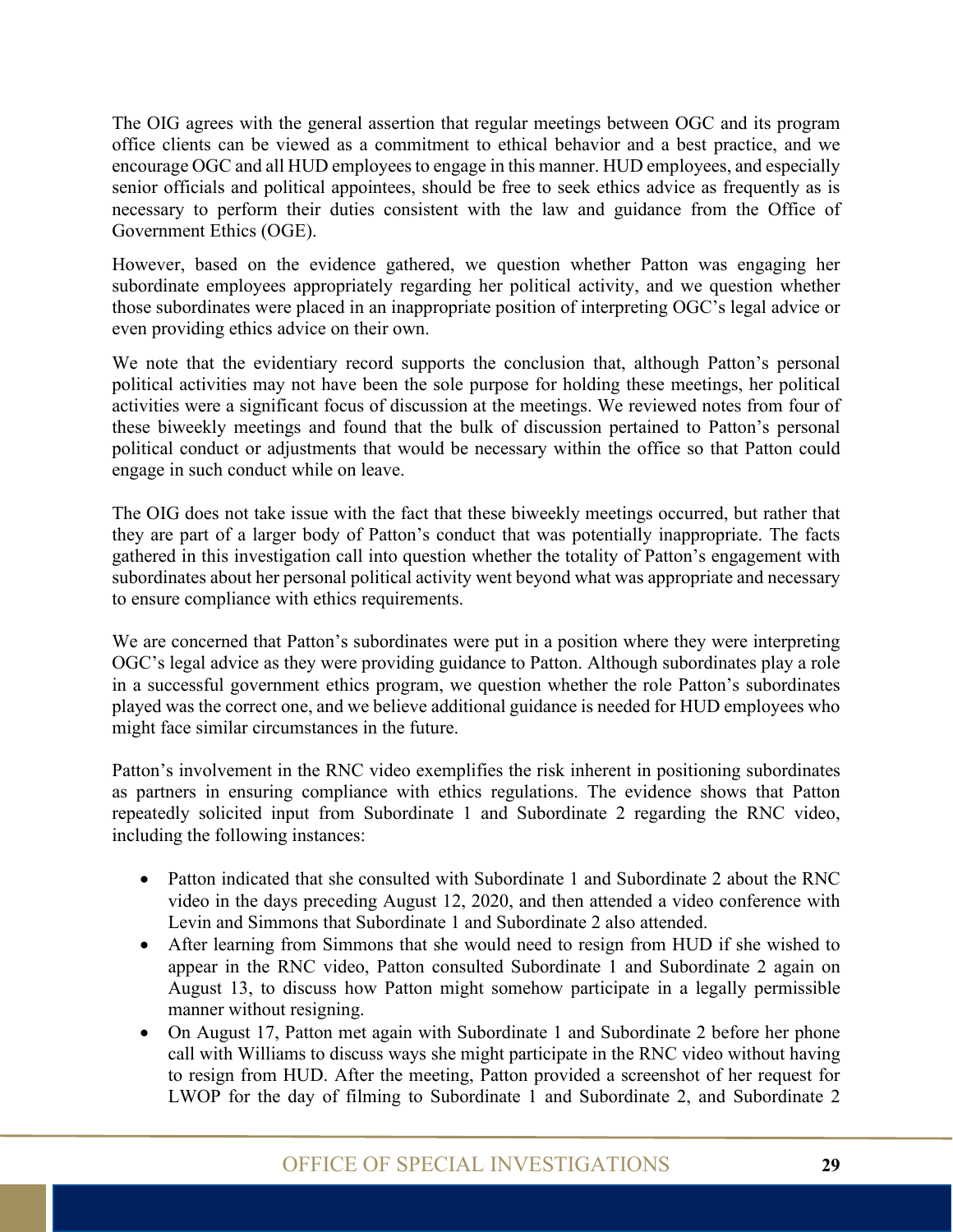The OIG agrees with the general assertion that regular meetings between OGC and its program office clients can be viewed as a commitment to ethical behavior and a best practice, and we encourage OGC and all HUD employees to engage in this manner. HUD employees, and especially senior officials and political appointees, should be free to seek ethics advice as frequently as is necessary to perform their duties consistent with the law and guidance from the Office of Government Ethics (OGE).

However, based on the evidence gathered, we question whether Patton was engaging her subordinate employees appropriately regarding her political activity, and we question whether those subordinates were placed in an inappropriate position of interpreting OGC's legal advice or even providing ethics advice on their own.

We note that the evidentiary record supports the conclusion that, although Patton's personal political activities may not have been the sole purpose for holding these meetings, her political activities were a significant focus of discussion at the meetings. We reviewed notes from four of these biweekly meetings and found that the bulk of discussion pertained to Patton's personal political conduct or adjustments that would be necessary within the office so that Patton could engage in such conduct while on leave.

The OIG does not take issue with the fact that these biweekly meetings occurred, but rather that they are part of a larger body of Patton's conduct that was potentially inappropriate. The facts gathered in this investigation call into question whether the totality of Patton's engagement with subordinates about her personal political activity went beyond what was appropriate and necessary to ensure compliance with ethics requirements.

We are concerned that Patton's subordinates were put in a position where they were interpreting OGC's legal advice as they were providing guidance to Patton. Although subordinates play a role in a successful government ethics program, we question whether the role Patton's subordinates played was the correct one, and we believe additional guidance is needed for HUD employees who might face similar circumstances in the future.

Patton's involvement in the RNC video exemplifies the risk inherent in positioning subordinates as partners in ensuring compliance with ethics regulations. The evidence shows that Patton repeatedly solicited input from Subordinate 1 and Subordinate 2 regarding the RNC video, including the following instances:

- Patton indicated that she consulted with Subordinate 1 and Subordinate 2 about the RNC video in the days preceding August 12, 2020, and then attended a video conference with Levin and Simmons that Subordinate 1 and Subordinate 2 also attended.
- After learning from Simmons that she would need to resign from HUD if she wished to appear in the RNC video, Patton consulted Subordinate 1 and Subordinate 2 again on August 13, to discuss how Patton might somehow participate in a legally permissible manner without resigning.
- On August 17, Patton met again with Subordinate 1 and Subordinate 2 before her phone call with Williams to discuss ways she might participate in the RNC video without having to resign from HUD. After the meeting, Patton provided a screenshot of her request for LWOP for the day of filming to Subordinate 1 and Subordinate 2, and Subordinate 2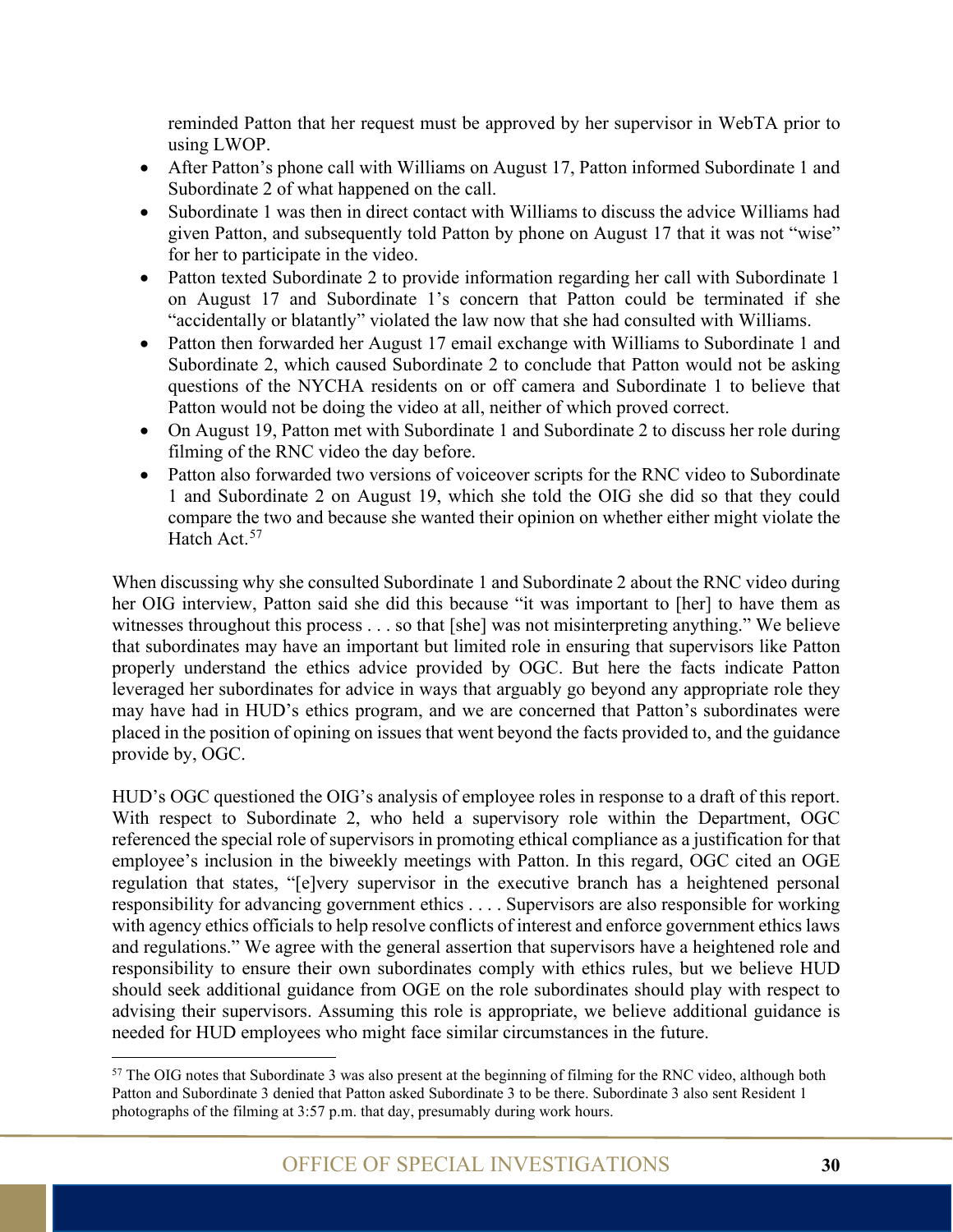reminded Patton that her request must be approved by her supervisor in WebTA prior to using LWOP.

- After Patton's phone call with Williams on August 17, Patton informed Subordinate 1 and Subordinate 2 of what happened on the call.
- Subordinate 1 was then in direct contact with Williams to discuss the advice Williams had given Patton, and subsequently told Patton by phone on August 17 that it was not "wise" for her to participate in the video.
- Patton texted Subordinate 2 to provide information regarding her call with Subordinate 1 on August 17 and Subordinate 1's concern that Patton could be terminated if she "accidentally or blatantly" violated the law now that she had consulted with Williams.
- Patton then forwarded her August 17 email exchange with Williams to Subordinate 1 and Subordinate 2, which caused Subordinate 2 to conclude that Patton would not be asking questions of the NYCHA residents on or off camera and Subordinate 1 to believe that Patton would not be doing the video at all, neither of which proved correct.
- On August 19, Patton met with Subordinate 1 and Subordinate 2 to discuss her role during filming of the RNC video the day before.
- Patton also forwarded two versions of voiceover scripts for the RNC video to Subordinate 1 and Subordinate 2 on August 19, which she told the OIG she did so that they could compare the two and because she wanted their opinion on whether either might violate the Hatch Act.[57]

When discussing why she consulted Subordinate 1 and Subordinate 2 about the RNC video during her OIG interview, Patton said she did this because "it was important to [her] to have them as witnesses throughout this process . . . so that [she] was not misinterpreting anything." We believe that subordinates may have an important but limited role in ensuring that supervisors like Patton properly understand the ethics advice provided by OGC. But here the facts indicate Patton leveraged her subordinates for advice in ways that arguably go beyond any appropriate role they may have had in HUD's ethics program, and we are concerned that Patton's subordinates were placed in the position of opining on issues that went beyond the facts provided to, and the guidance provide by, OGC.

HUD's OGC questioned the OIG's analysis of employee roles in response to a draft of this report. With respect to Subordinate 2, who held a supervisory role within the Department, OGC referenced the special role of supervisors in promoting ethical compliance as a justification for that employee's inclusion in the biweekly meetings with Patton. In this regard, OGC cited an OGE regulation that states, "[e]very supervisor in the executive branch has a heightened personal responsibility for advancing government ethics . . . . Supervisors are also responsible for working with agency ethics officials to help resolve conflicts of interest and enforce government ethics laws and regulations." We agree with the general assertion that supervisors have a heightened role and responsibility to ensure their own subordinates comply with ethics rules, but we believe HUD should seek additional guidance from OGE on the role subordinates should play with respect to advising their supervisors. Assuming this role is appropriate, we believe additional guidance is needed for HUD employees who might face similar circumstances in the future.

[57] The OIG notes that Subordinate 3 was also present at the beginning of filming for the RNC video, although both Patton and Subordinate 3 denied that Patton asked Subordinate 3 to be there. Subordinate 3 also sent Resident 1 photographs of the filming at 3:57 p.m. that day, presumably during work hours.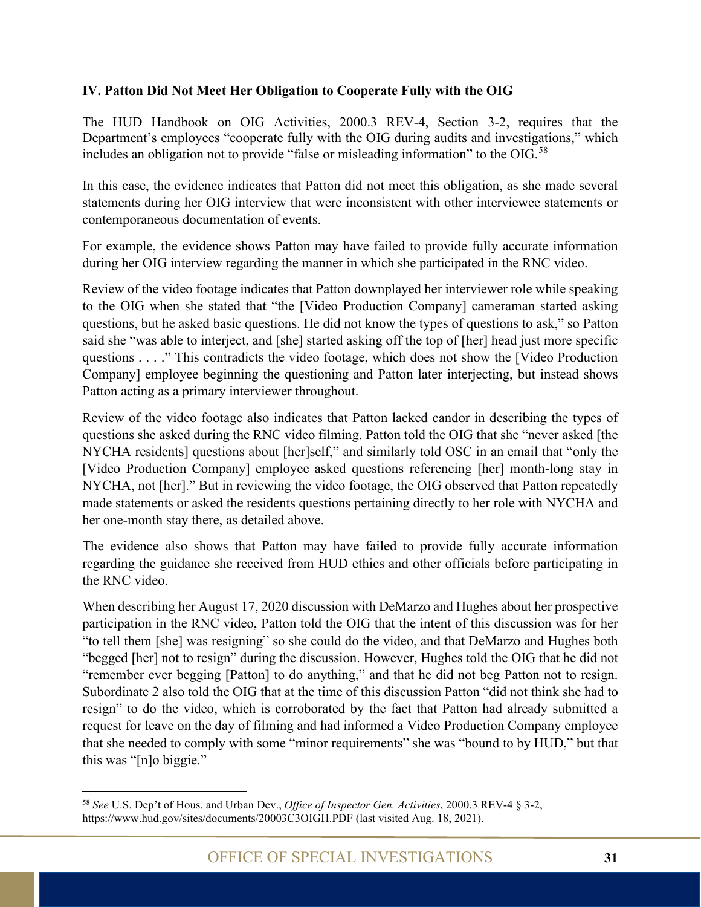## IV. Patton Did Not Meet Her Obligation to Cooperate Fully with the OIG

The HUD Handbook on OIG Activities, 2000.3 REV-4, Section 3-2, requires that the Department's employees "cooperate fully with the OIG during audits and investigations," which includes an obligation not to provide "false or misleading information" to the OIG.[58]

In this case, the evidence indicates that Patton did not meet this obligation, as she made several statements during her OIG interview that were inconsistent with other interviewee statements or contemporaneous documentation of events.

For example, the evidence shows Patton may have failed to provide fully accurate information during her OIG interview regarding the manner in which she participated in the RNC video.

Review of the video footage indicates that Patton downplayed her interviewer role while speaking to the OIG when she stated that "the [Video Production Company] cameraman started asking questions, but he asked basic questions. He did not know the types of questions to ask," so Patton said she "was able to interject, and [she] started asking off the top of [her] head just more specific questions . . . ." This contradicts the video footage, which does not show the [Video Production Company] employee beginning the questioning and Patton later interjecting, but instead shows Patton acting as a primary interviewer throughout.

Review of the video footage also indicates that Patton lacked candor in describing the types of questions she asked during the RNC video filming. Patton told the OIG that she "never asked [the NYCHA residents] questions about [her]self," and similarly told OSC in an email that "only the [Video Production Company] employee asked questions referencing [her] month-long stay in NYCHA, not [her]." But in reviewing the video footage, the OIG observed that Patton repeatedly made statements or asked the residents questions pertaining directly to her role with NYCHA and her one-month stay there, as detailed above.

The evidence also shows that Patton may have failed to provide fully accurate information regarding the guidance she received from HUD ethics and other officials before participating in the RNC video.

When describing her August 17, 2020 discussion with DeMarzo and Hughes about her prospective participation in the RNC video, Patton told the OIG that the intent of this discussion was for her "to tell them [she] was resigning" so she could do the video, and that DeMarzo and Hughes both "begged [her] not to resign" during the discussion. However, Hughes told the OIG that he did not "remember ever begging [Patton] to do anything," and that he did not beg Patton not to resign. Subordinate 2 also told the OIG that at the time of this discussion Patton "did not think she had to resign" to do the video, which is corroborated by the fact that Patton had already submitted a request for leave on the day of filming and had informed a Video Production Company employee that she needed to comply with some "minor requirements" she was "bound to by HUD," but that this was "[n]o biggie."

[58] *See* U.S. Dep't of Hous. and Urban Dev., *Office of Inspector Gen. Activities*, 2000.3 REV-4 § 3-2, https://www.hud.gov/sites/documents/20003C3OIGH.PDF (last visited Aug. 18, 2021).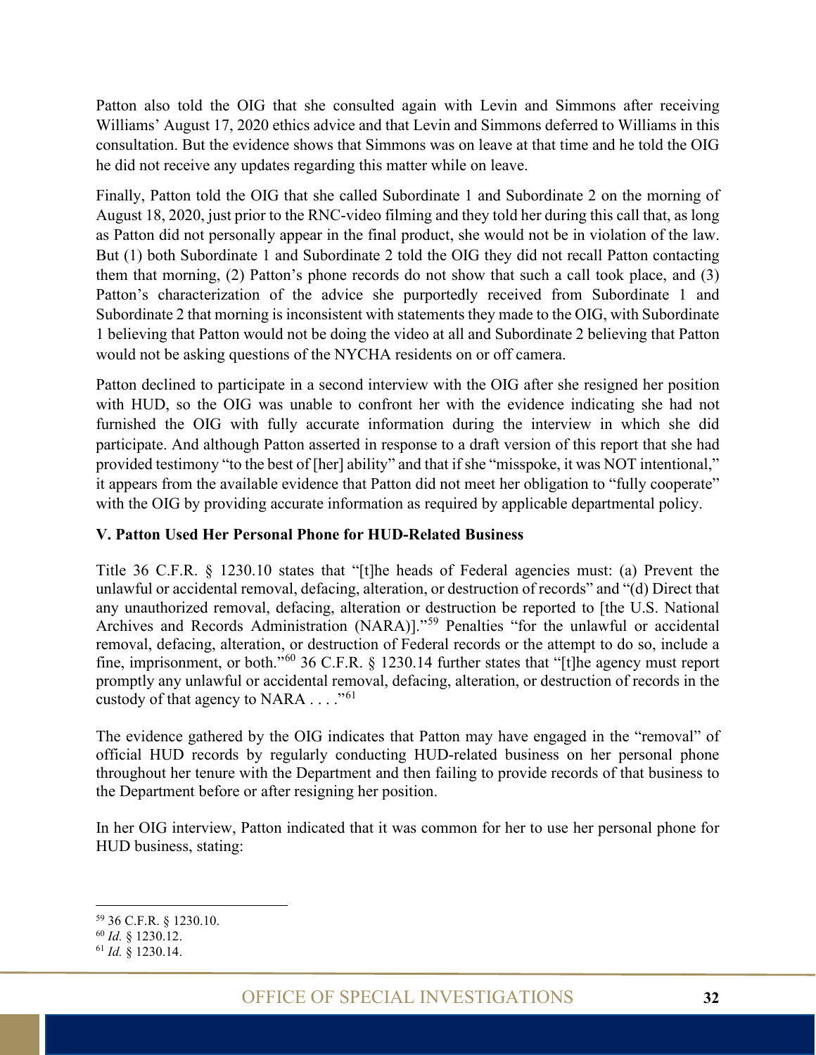Patton also told the OIG that she consulted again with Levin and Simmons after receiving Williams' August 17, 2020 ethics advice and that Levin and Simmons deferred to Williams in this consultation. But the evidence shows that Simmons was on leave at that time and he told the OIG he did not receive any updates regarding this matter while on leave.

Finally, Patton told the OIG that she called Subordinate 1 and Subordinate 2 on the morning of August 18, 2020, just prior to the RNC-video filming and they told her during this call that, as long as Patton did not personally appear in the final product, she would not be in violation of the law. But (1) both Subordinate 1 and Subordinate 2 told the OIG they did not recall Patton contacting them that morning, (2) Patton's phone records do not show that such a call took place, and (3) Patton's characterization of the advice she purportedly received from Subordinate 1 and Subordinate 2 that morning is inconsistent with statements they made to the OIG, with Subordinate 1 believing that Patton would not be doing the video at all and Subordinate 2 believing that Patton would not be asking questions of the NYCHA residents on or off camera.

Patton declined to participate in a second interview with the OIG after she resigned her position with HUD, so the OIG was unable to confront her with the evidence indicating she had not furnished the OIG with fully accurate information during the interview in which she did participate. And although Patton asserted in response to a draft version of this report that she had provided testimony "to the best of [her] ability" and that if she "misspoke, it was NOT intentional," it appears from the available evidence that Patton did not meet her obligation to "fully cooperate" with the OIG by providing accurate information as required by applicable departmental policy.

### V. Patton Used Her Personal Phone for HUD-Related Business

Title 36 C.F.R. § 1230.10 states that "[t]he heads of Federal agencies must: (a) Prevent the unlawful or accidental removal, defacing, alteration, or destruction of records" and "(d) Direct that any unauthorized removal, defacing, alteration or destruction be reported to [the U.S. National Archives and Records Administration (NARA)]."[59] Penalties "for the unlawful or accidental removal, defacing, alteration, or destruction of Federal records or the attempt to do so, include a fine, imprisonment, or both."[60] 36 C.F.R. § 1230.14 further states that "[t]he agency must report promptly any unlawful or accidental removal, defacing, alteration, or destruction of records in the custody of that agency to NARA . . . ."[61]

The evidence gathered by the OIG indicates that Patton may have engaged in the "removal" of official HUD records by regularly conducting HUD-related business on her personal phone throughout her tenure with the Department and then failing to provide records of that business to the Department before or after resigning her position.

In her OIG interview, Patton indicated that it was common for her to use her personal phone for HUD business, stating:

---

[59] 36 C.F.R. § 1230.10.

[60] *Id.* § 1230.12.

[61] *Id.* § 1230.14.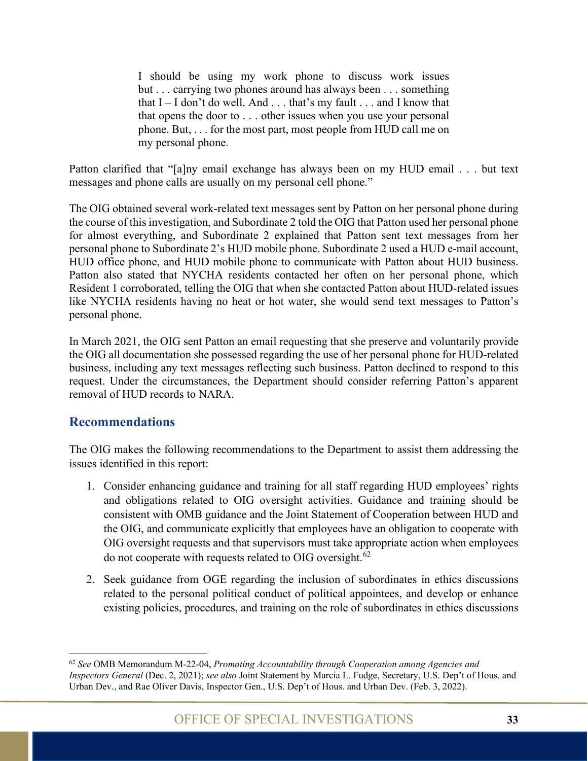> I should be using my work phone to discuss work issues but . . . carrying two phones around has always been . . . something that I – I don't do well. And . . . that's my fault . . . and I know that that opens the door to . . . other issues when you use your personal phone. But, . . . for the most part, most people from HUD call me on my personal phone.

Patton clarified that "[a]ny email exchange has always been on my HUD email . . . but text messages and phone calls are usually on my personal cell phone."

The OIG obtained several work-related text messages sent by Patton on her personal phone during the course of this investigation, and Subordinate 2 told the OIG that Patton used her personal phone for almost everything, and Subordinate 2 explained that Patton sent text messages from her personal phone to Subordinate 2's HUD mobile phone. Subordinate 2 used a HUD e-mail account, HUD office phone, and HUD mobile phone to communicate with Patton about HUD business. Patton also stated that NYCHA residents contacted her often on her personal phone, which Resident 1 corroborated, telling the OIG that when she contacted Patton about HUD-related issues like NYCHA residents having no heat or hot water, she would send text messages to Patton's personal phone.

In March 2021, the OIG sent Patton an email requesting that she preserve and voluntarily provide the OIG all documentation she possessed regarding the use of her personal phone for HUD-related business, including any text messages reflecting such business. Patton declined to respond to this request. Under the circumstances, the Department should consider referring Patton's apparent removal of HUD records to NARA.

## Recommendations

The OIG makes the following recommendations to the Department to assist them addressing the issues identified in this report:

1. Consider enhancing guidance and training for all staff regarding HUD employees' rights and obligations related to OIG oversight activities. Guidance and training should be consistent with OMB guidance and the Joint Statement of Cooperation between HUD and the OIG, and communicate explicitly that employees have an obligation to cooperate with OIG oversight requests and that supervisors must take appropriate action when employees do not cooperate with requests related to OIG oversight.[62]

2. Seek guidance from OGE regarding the inclusion of subordinates in ethics discussions related to the personal political conduct of political appointees, and develop or enhance existing policies, procedures, and training on the role of subordinates in ethics discussions

---

[62] *See* OMB Memorandum M-22-04, *Promoting Accountability through Cooperation among Agencies and Inspectors General* (Dec. 2, 2021); *see also* Joint Statement by Marcia L. Fudge, Secretary, U.S. Dep't of Hous. and Urban Dev., and Rae Oliver Davis, Inspector Gen., U.S. Dep't of Hous. and Urban Dev. (Feb. 3, 2022).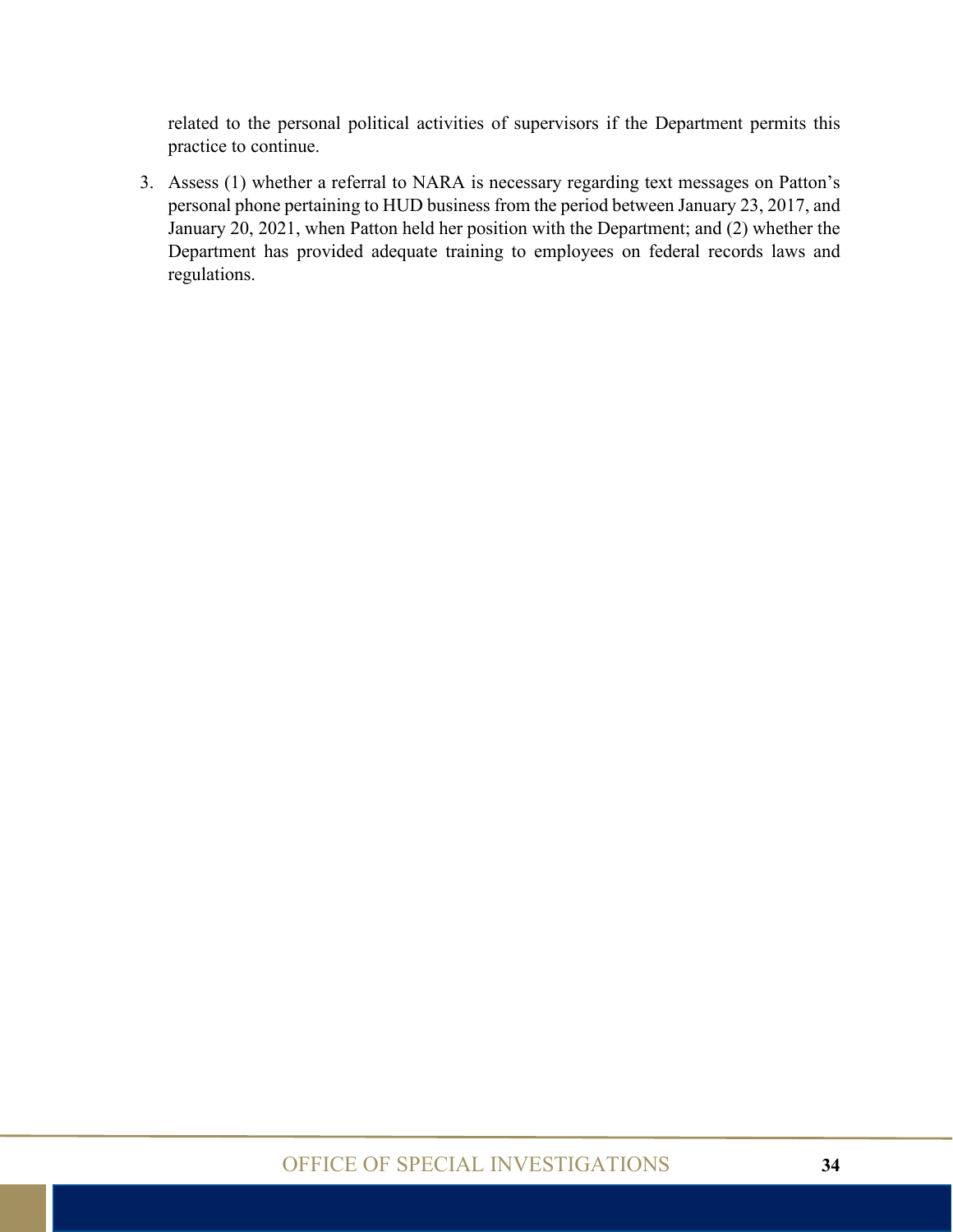related to the personal political activities of supervisors if the Department permits this practice to continue.

3. Assess (1) whether a referral to NARA is necessary regarding text messages on Patton's personal phone pertaining to HUD business from the period between January 23, 2017, and January 20, 2021, when Patton held her position with the Department; and (2) whether the Department has provided adequate training to employees on federal records laws and regulations.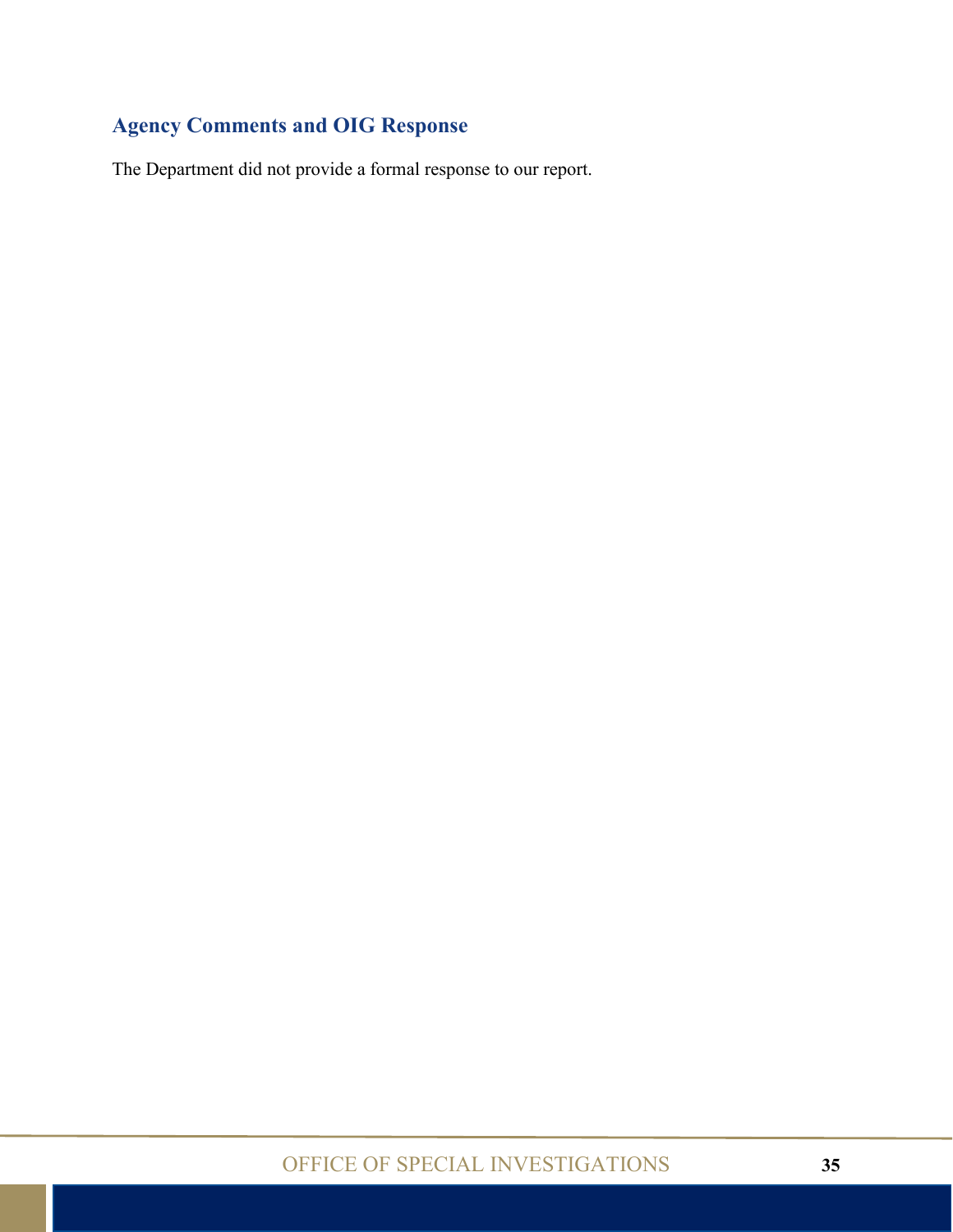## Agency Comments and OIG Response

The Department did not provide a formal response to our report.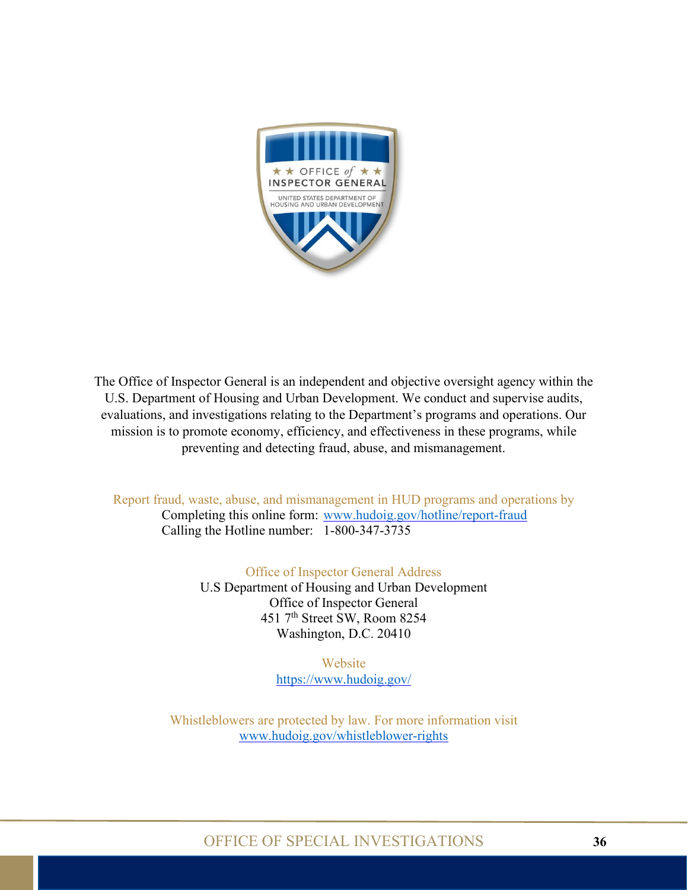The Office of Inspector General is an independent and objective oversight agency within the U.S. Department of Housing and Urban Development. We conduct and supervise audits, evaluations, and investigations relating to the Department's programs and operations. Our mission is to promote economy, efficiency, and effectiveness in these programs, while preventing and detecting fraud, abuse, and mismanagement.

Report fraud, waste, abuse, and mismanagement in HUD programs and operations by
Completing this online form: www.hudoig.gov/hotline/report-fraud
Calling the Hotline number: 1-800-347-3735

Office of Inspector General Address
U.S Department of Housing and Urban Development
Office of Inspector General
451 7th Street SW, Room 8254
Washington, D.C. 20410

Website
https://www.hudoig.gov/

Whistleblowers are protected by law. For more information visit
www.hudoig.gov/whistleblower-rights